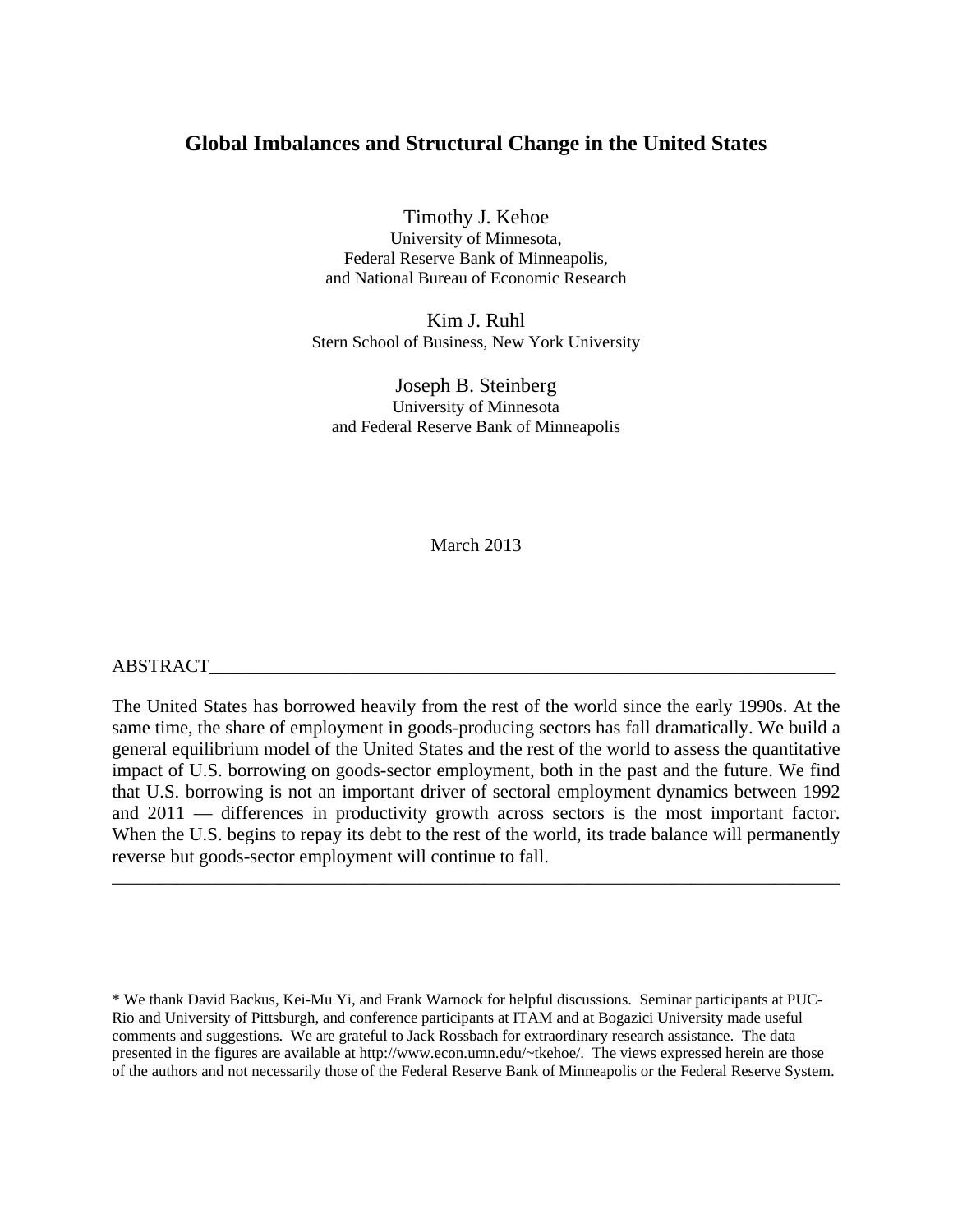# Global Imbalances and Structural Change in the United States

Timothy J. Kehoe
University of Minnesota,
Federal Reserve Bank of Minneapolis,
and National Bureau of Economic Research

Kim J. Ruhl
Stern School of Business, New York University

Joseph B. Steinberg
University of Minnesota
and Federal Reserve Bank of Minneapolis

March 2013

ABSTRACT

The United States has borrowed heavily from the rest of the world since the early 1990s. At the same time, the share of employment in goods-producing sectors has fall dramatically. We build a general equilibrium model of the United States and the rest of the world to assess the quantitative impact of U.S. borrowing on goods-sector employment, both in the past and the future. We find that U.S. borrowing is not an important driver of sectoral employment dynamics between 1992 and 2011 — differences in productivity growth across sectors is the most important factor. When the U.S. begins to repay its debt to the rest of the world, its trade balance will permanently reverse but goods-sector employment will continue to fall.

---

* We thank David Backus, Kei-Mu Yi, and Frank Warnock for helpful discussions. Seminar participants at PUC-Rio and University of Pittsburgh, and conference participants at ITAM and at Bogazici University made useful comments and suggestions. We are grateful to Jack Rossbach for extraordinary research assistance. The data presented in the figures are available at http://www.econ.umn.edu/~tkehoe/. The views expressed herein are those of the authors and not necessarily those of the Federal Reserve Bank of Minneapolis or the Federal Reserve System.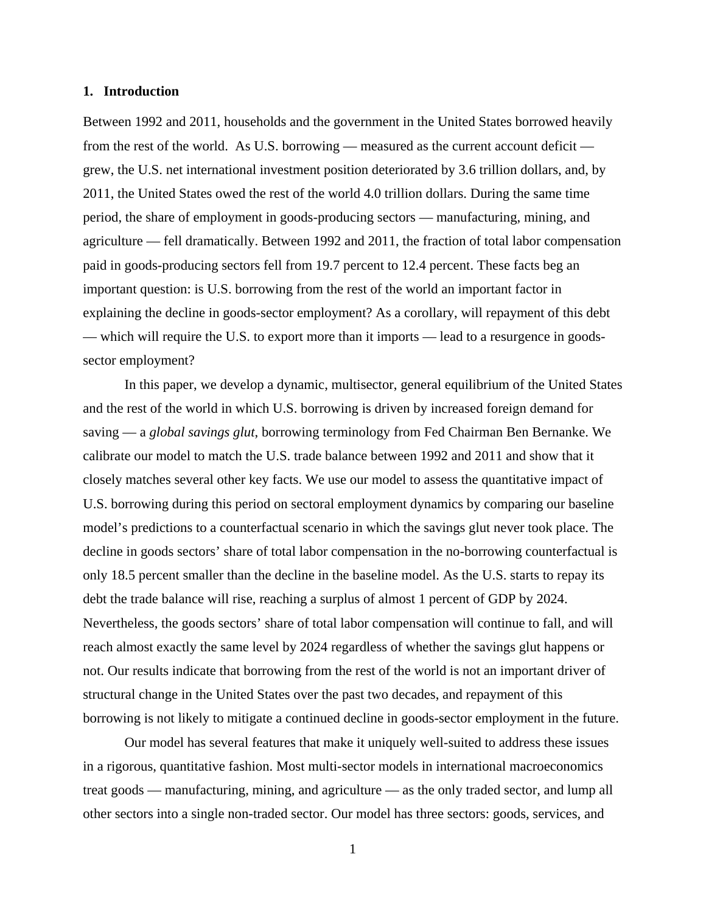## 1. Introduction

Between 1992 and 2011, households and the government in the United States borrowed heavily from the rest of the world. As U.S. borrowing — measured as the current account deficit — grew, the U.S. net international investment position deteriorated by 3.6 trillion dollars, and, by 2011, the United States owed the rest of the world 4.0 trillion dollars. During the same time period, the share of employment in goods-producing sectors — manufacturing, mining, and agriculture — fell dramatically. Between 1992 and 2011, the fraction of total labor compensation paid in goods-producing sectors fell from 19.7 percent to 12.4 percent. These facts beg an important question: is U.S. borrowing from the rest of the world an important factor in explaining the decline in goods-sector employment? As a corollary, will repayment of this debt — which will require the U.S. to export more than it imports — lead to a resurgence in goods-sector employment?

In this paper, we develop a dynamic, multisector, general equilibrium of the United States and the rest of the world in which U.S. borrowing is driven by increased foreign demand for saving — a *global savings glut*, borrowing terminology from Fed Chairman Ben Bernanke. We calibrate our model to match the U.S. trade balance between 1992 and 2011 and show that it closely matches several other key facts. We use our model to assess the quantitative impact of U.S. borrowing during this period on sectoral employment dynamics by comparing our baseline model's predictions to a counterfactual scenario in which the savings glut never took place. The decline in goods sectors' share of total labor compensation in the no-borrowing counterfactual is only 18.5 percent smaller than the decline in the baseline model. As the U.S. starts to repay its debt the trade balance will rise, reaching a surplus of almost 1 percent of GDP by 2024. Nevertheless, the goods sectors' share of total labor compensation will continue to fall, and will reach almost exactly the same level by 2024 regardless of whether the savings glut happens or not. Our results indicate that borrowing from the rest of the world is not an important driver of structural change in the United States over the past two decades, and repayment of this borrowing is not likely to mitigate a continued decline in goods-sector employment in the future.

Our model has several features that make it uniquely well-suited to address these issues in a rigorous, quantitative fashion. Most multi-sector models in international macroeconomics treat goods — manufacturing, mining, and agriculture — as the only traded sector, and lump all other sectors into a single non-traded sector. Our model has three sectors: goods, services, and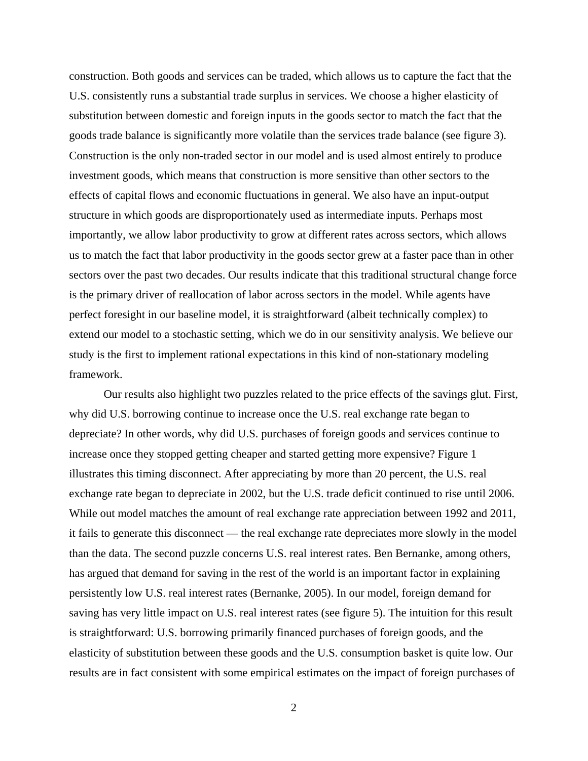construction. Both goods and services can be traded, which allows us to capture the fact that the U.S. consistently runs a substantial trade surplus in services. We choose a higher elasticity of substitution between domestic and foreign inputs in the goods sector to match the fact that the goods trade balance is significantly more volatile than the services trade balance (see figure 3). Construction is the only non-traded sector in our model and is used almost entirely to produce investment goods, which means that construction is more sensitive than other sectors to the effects of capital flows and economic fluctuations in general. We also have an input-output structure in which goods are disproportionately used as intermediate inputs. Perhaps most importantly, we allow labor productivity to grow at different rates across sectors, which allows us to match the fact that labor productivity in the goods sector grew at a faster pace than in other sectors over the past two decades. Our results indicate that this traditional structural change force is the primary driver of reallocation of labor across sectors in the model. While agents have perfect foresight in our baseline model, it is straightforward (albeit technically complex) to extend our model to a stochastic setting, which we do in our sensitivity analysis. We believe our study is the first to implement rational expectations in this kind of non-stationary modeling framework.

Our results also highlight two puzzles related to the price effects of the savings glut. First, why did U.S. borrowing continue to increase once the U.S. real exchange rate began to depreciate? In other words, why did U.S. purchases of foreign goods and services continue to increase once they stopped getting cheaper and started getting more expensive? Figure 1 illustrates this timing disconnect. After appreciating by more than 20 percent, the U.S. real exchange rate began to depreciate in 2002, but the U.S. trade deficit continued to rise until 2006. While out model matches the amount of real exchange rate appreciation between 1992 and 2011, it fails to generate this disconnect — the real exchange rate depreciates more slowly in the model than the data. The second puzzle concerns U.S. real interest rates. Ben Bernanke, among others, has argued that demand for saving in the rest of the world is an important factor in explaining persistently low U.S. real interest rates (Bernanke, 2005). In our model, foreign demand for saving has very little impact on U.S. real interest rates (see figure 5). The intuition for this result is straightforward: U.S. borrowing primarily financed purchases of foreign goods, and the elasticity of substitution between these goods and the U.S. consumption basket is quite low. Our results are in fact consistent with some empirical estimates on the impact of foreign purchases of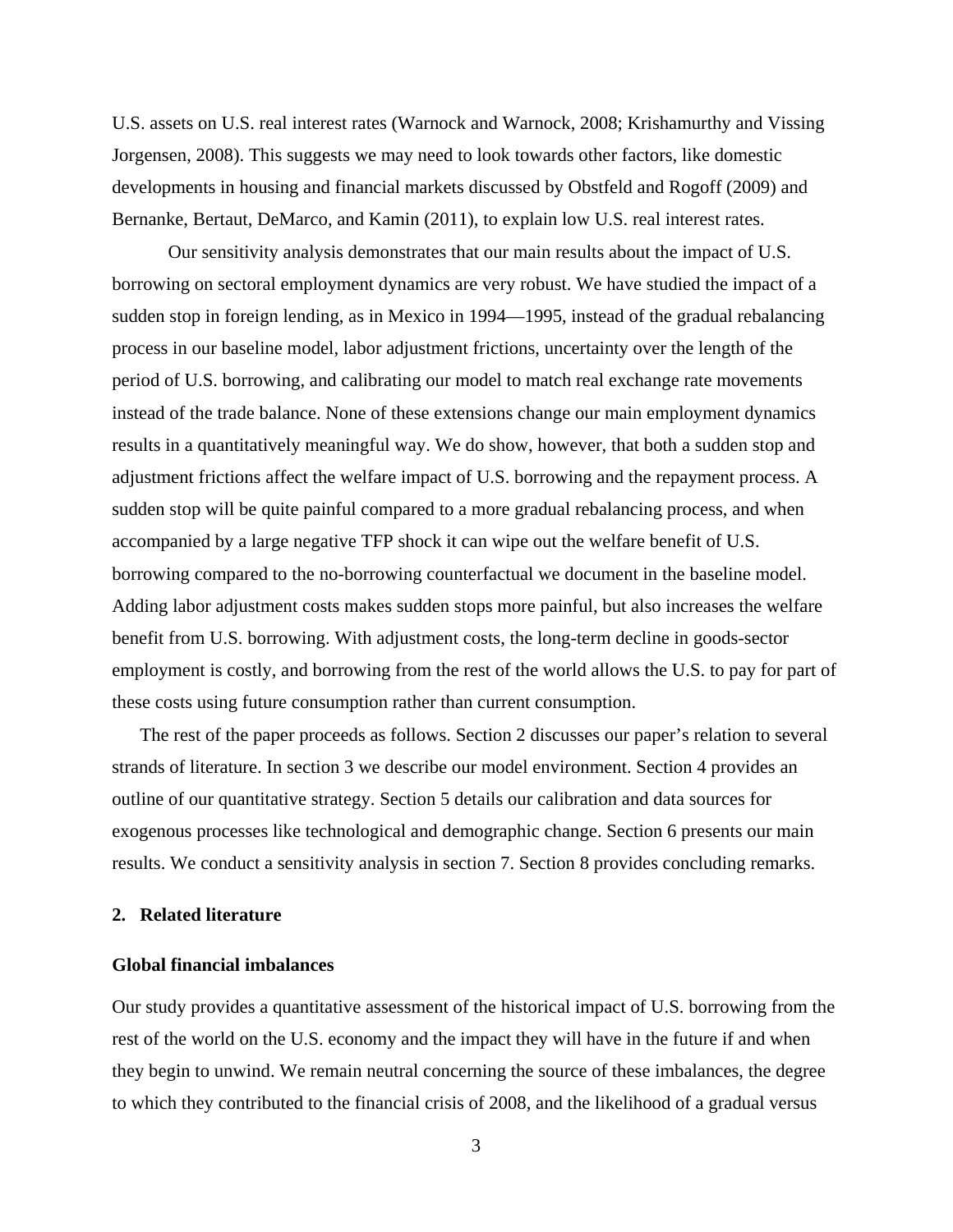U.S. assets on U.S. real interest rates (Warnock and Warnock, 2008; Krishamurthy and Vissing Jorgensen, 2008). This suggests we may need to look towards other factors, like domestic developments in housing and financial markets discussed by Obstfeld and Rogoff (2009) and Bernanke, Bertaut, DeMarco, and Kamin (2011), to explain low U.S. real interest rates.

Our sensitivity analysis demonstrates that our main results about the impact of U.S. borrowing on sectoral employment dynamics are very robust. We have studied the impact of a sudden stop in foreign lending, as in Mexico in 1994—1995, instead of the gradual rebalancing process in our baseline model, labor adjustment frictions, uncertainty over the length of the period of U.S. borrowing, and calibrating our model to match real exchange rate movements instead of the trade balance. None of these extensions change our main employment dynamics results in a quantitatively meaningful way. We do show, however, that both a sudden stop and adjustment frictions affect the welfare impact of U.S. borrowing and the repayment process. A sudden stop will be quite painful compared to a more gradual rebalancing process, and when accompanied by a large negative TFP shock it can wipe out the welfare benefit of U.S. borrowing compared to the no-borrowing counterfactual we document in the baseline model. Adding labor adjustment costs makes sudden stops more painful, but also increases the welfare benefit from U.S. borrowing. With adjustment costs, the long-term decline in goods-sector employment is costly, and borrowing from the rest of the world allows the U.S. to pay for part of these costs using future consumption rather than current consumption.

The rest of the paper proceeds as follows. Section 2 discusses our paper's relation to several strands of literature. In section 3 we describe our model environment. Section 4 provides an outline of our quantitative strategy. Section 5 details our calibration and data sources for exogenous processes like technological and demographic change. Section 6 presents our main results. We conduct a sensitivity analysis in section 7. Section 8 provides concluding remarks.

## 2. Related literature

### Global financial imbalances

Our study provides a quantitative assessment of the historical impact of U.S. borrowing from the rest of the world on the U.S. economy and the impact they will have in the future if and when they begin to unwind. We remain neutral concerning the source of these imbalances, the degree to which they contributed to the financial crisis of 2008, and the likelihood of a gradual versus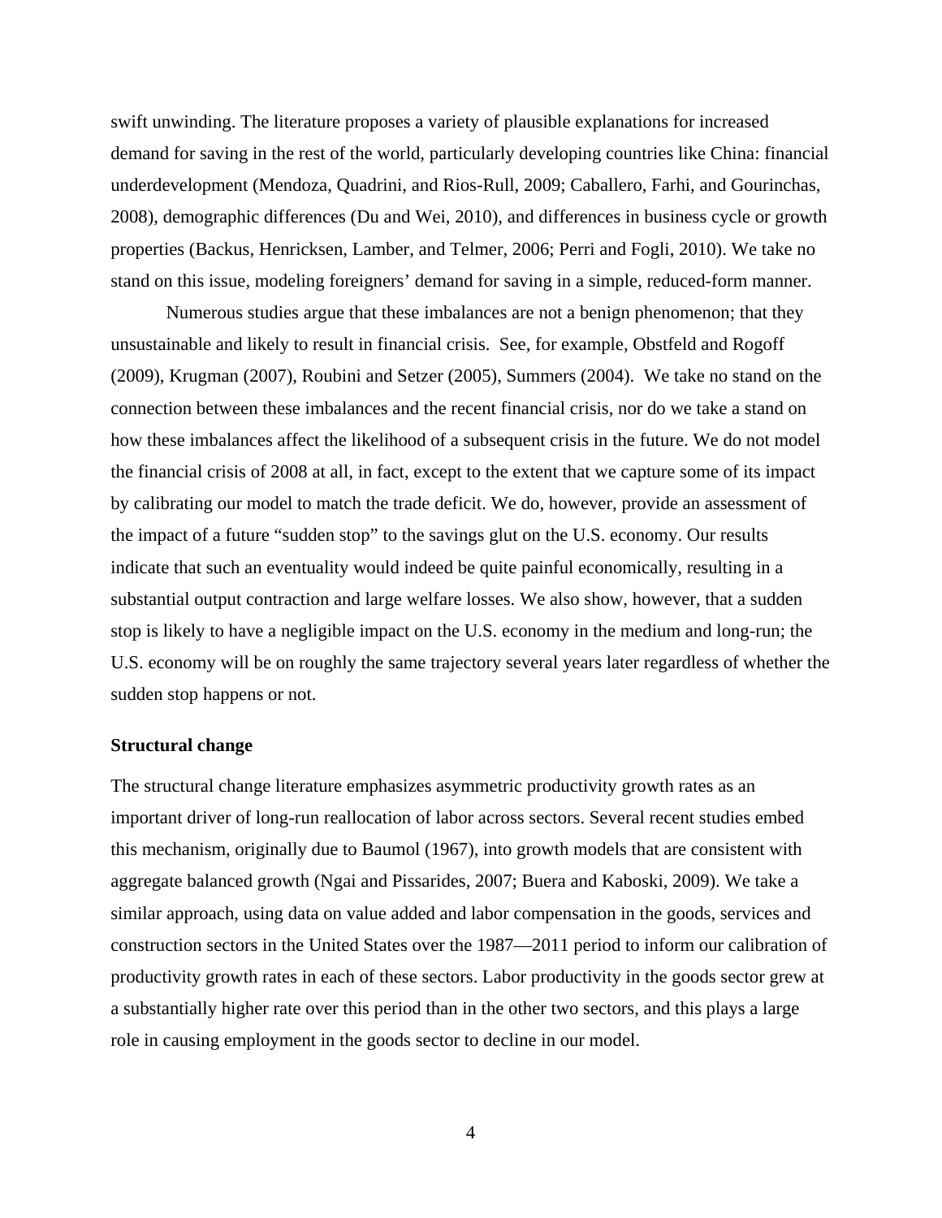swift unwinding. The literature proposes a variety of plausible explanations for increased demand for saving in the rest of the world, particularly developing countries like China: financial underdevelopment (Mendoza, Quadrini, and Rios-Rull, 2009; Caballero, Farhi, and Gourinchas, 2008), demographic differences (Du and Wei, 2010), and differences in business cycle or growth properties (Backus, Henricksen, Lamber, and Telmer, 2006; Perri and Fogli, 2010). We take no stand on this issue, modeling foreigners' demand for saving in a simple, reduced-form manner.

Numerous studies argue that these imbalances are not a benign phenomenon; that they unsustainable and likely to result in financial crisis. See, for example, Obstfeld and Rogoff (2009), Krugman (2007), Roubini and Setzer (2005), Summers (2004). We take no stand on the connection between these imbalances and the recent financial crisis, nor do we take a stand on how these imbalances affect the likelihood of a subsequent crisis in the future. We do not model the financial crisis of 2008 at all, in fact, except to the extent that we capture some of its impact by calibrating our model to match the trade deficit. We do, however, provide an assessment of the impact of a future "sudden stop" to the savings glut on the U.S. economy. Our results indicate that such an eventuality would indeed be quite painful economically, resulting in a substantial output contraction and large welfare losses. We also show, however, that a sudden stop is likely to have a negligible impact on the U.S. economy in the medium and long-run; the U.S. economy will be on roughly the same trajectory several years later regardless of whether the sudden stop happens or not.

**Structural change**

The structural change literature emphasizes asymmetric productivity growth rates as an important driver of long-run reallocation of labor across sectors. Several recent studies embed this mechanism, originally due to Baumol (1967), into growth models that are consistent with aggregate balanced growth (Ngai and Pissarides, 2007; Buera and Kaboski, 2009). We take a similar approach, using data on value added and labor compensation in the goods, services and construction sectors in the United States over the 1987—2011 period to inform our calibration of productivity growth rates in each of these sectors. Labor productivity in the goods sector grew at a substantially higher rate over this period than in the other two sectors, and this plays a large role in causing employment in the goods sector to decline in our model.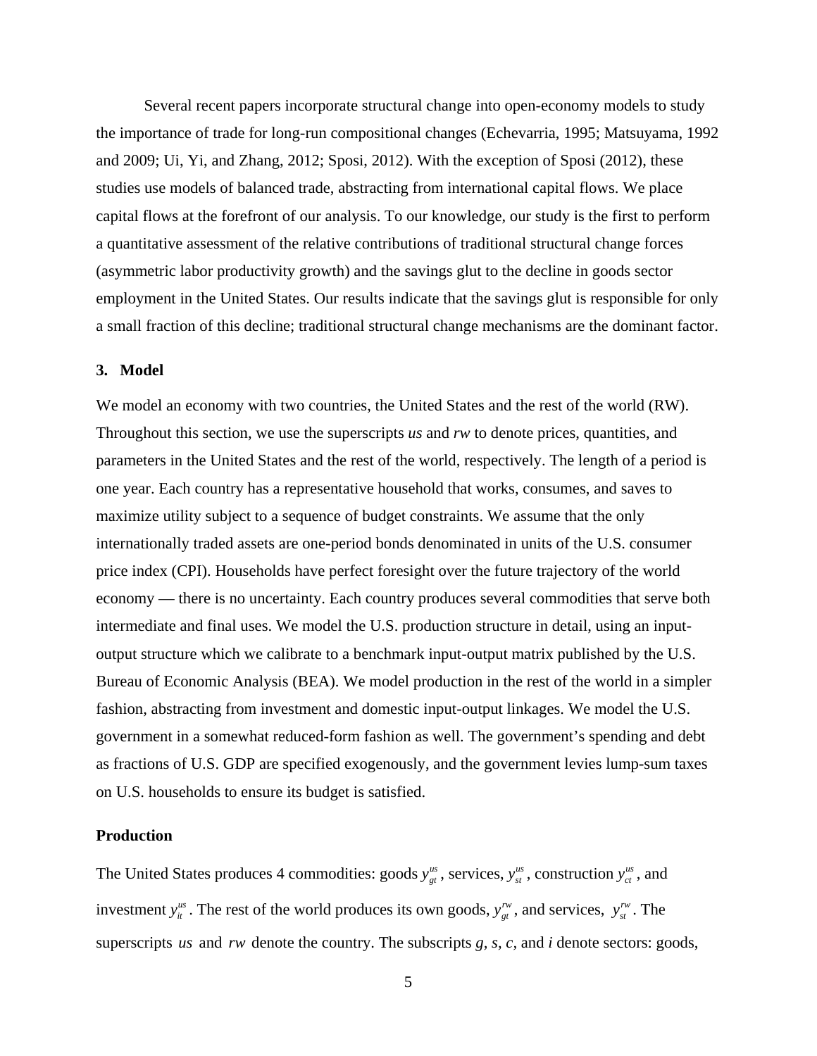Several recent papers incorporate structural change into open-economy models to study the importance of trade for long-run compositional changes (Echevarria, 1995; Matsuyama, 1992 and 2009; Ui, Yi, and Zhang, 2012; Sposi, 2012). With the exception of Sposi (2012), these studies use models of balanced trade, abstracting from international capital flows. We place capital flows at the forefront of our analysis. To our knowledge, our study is the first to perform a quantitative assessment of the relative contributions of traditional structural change forces (asymmetric labor productivity growth) and the savings glut to the decline in goods sector employment in the United States. Our results indicate that the savings glut is responsible for only a small fraction of this decline; traditional structural change mechanisms are the dominant factor.

## 3. Model

We model an economy with two countries, the United States and the rest of the world (RW). Throughout this section, we use the superscripts *us* and *rw* to denote prices, quantities, and parameters in the United States and the rest of the world, respectively. The length of a period is one year. Each country has a representative household that works, consumes, and saves to maximize utility subject to a sequence of budget constraints. We assume that the only internationally traded assets are one-period bonds denominated in units of the U.S. consumer price index (CPI). Households have perfect foresight over the future trajectory of the world economy — there is no uncertainty. Each country produces several commodities that serve both intermediate and final uses. We model the U.S. production structure in detail, using an input-output structure which we calibrate to a benchmark input-output matrix published by the U.S. Bureau of Economic Analysis (BEA). We model production in the rest of the world in a simpler fashion, abstracting from investment and domestic input-output linkages. We model the U.S. government in a somewhat reduced-form fashion as well. The government's spending and debt as fractions of U.S. GDP are specified exogenously, and the government levies lump-sum taxes on U.S. households to ensure its budget is satisfied.

### Production

The United States produces 4 commodities: goods $y_{gt}^{us}$, services, $y_{st}^{us}$, construction $y_{ct}^{us}$, and investment $y_{it}^{us}$. The rest of the world produces its own goods, $y_{gt}^{rw}$, and services, $y_{st}^{rw}$. The superscripts $us$ and $rw$ denote the country. The subscripts *g, s, c,* and *i* denote sectors: goods,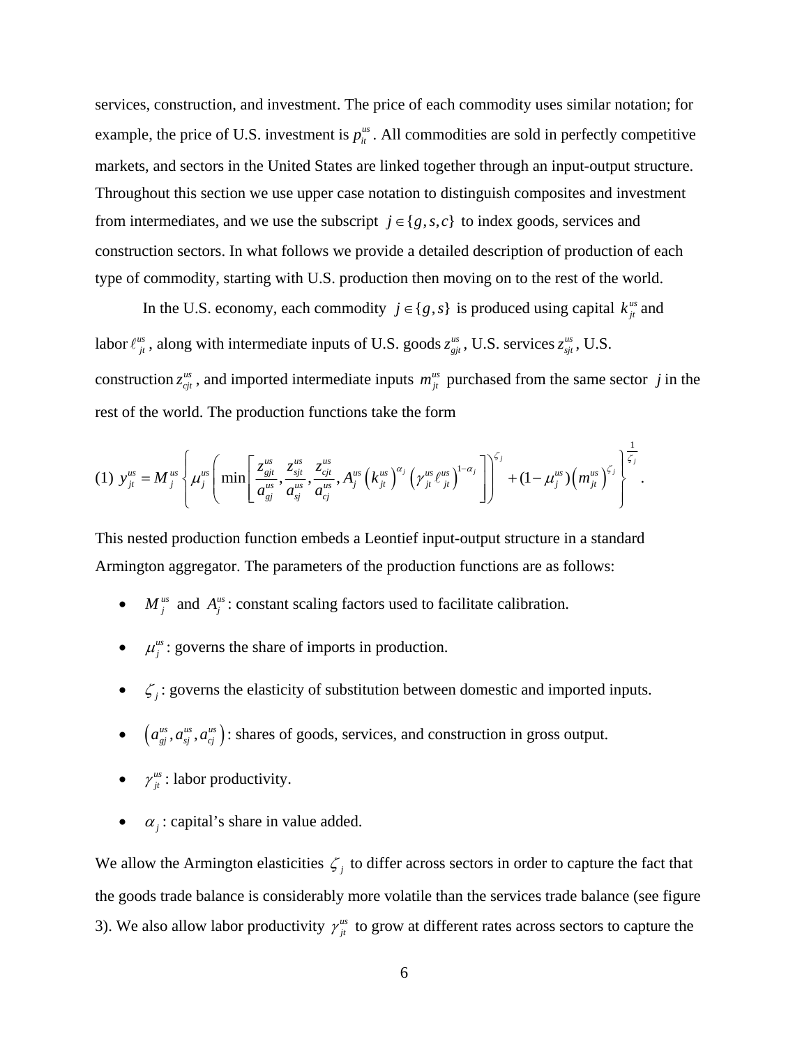services, construction, and investment. The price of each commodity uses similar notation; for example, the price of U.S. investment is $p_{it}^{us}$. All commodities are sold in perfectly competitive markets, and sectors in the United States are linked together through an input-output structure. Throughout this section we use upper case notation to distinguish composites and investment from intermediates, and we use the subscript $j \in \{g, s, c\}$ to index goods, services and construction sectors. In what follows we provide a detailed description of production of each type of commodity, starting with U.S. production then moving on to the rest of the world.

In the U.S. economy, each commodity $j \in \{g, s\}$ is produced using capital $k_{jt}^{us}$ and labor $\ell_{jt}^{us}$, along with intermediate inputs of U.S. goods $z_{gjt}^{us}$, U.S. services $z_{sjt}^{us}$, U.S. construction $z_{cjt}^{us}$, and imported intermediate inputs $m_{jt}^{us}$ purchased from the same sector $j$ in the rest of the world. The production functions take the form

$$(1)\ y_{jt}^{us} = M_j^{us} \left\{ \mu_j^{us} \left( \min\left[ \frac{z_{gjt}^{us}}{a_{gj}^{us}}, \frac{z_{sjt}^{us}}{a_{sj}^{us}}, \frac{z_{cjt}^{us}}{a_{cj}^{us}}, A_j^{us} \left(k_{jt}^{us}\right)^{\alpha_j} \left(\gamma_{jt}^{us} \ell_{jt}^{us}\right)^{1-\alpha_j} \right] \right)^{\zeta_j} + (1-\mu_j^{us}) \left(m_{jt}^{us}\right)^{\zeta_j} \right\}^{\frac{1}{\zeta_j}}.$$

This nested production function embeds a Leontief input-output structure in a standard Armington aggregator. The parameters of the production functions are as follows:

- $M_j^{us}$ and $A_j^{us}$: constant scaling factors used to facilitate calibration.
- $\mu_j^{us}$: governs the share of imports in production.
- $\zeta_j$: governs the elasticity of substitution between domestic and imported inputs.
- $\left(a_{gj}^{us}, a_{sj}^{us}, a_{cj}^{us}\right)$: shares of goods, services, and construction in gross output.
- $\gamma_{jt}^{us}$: labor productivity.
- $\alpha_j$: capital's share in value added.

We allow the Armington elasticities $\zeta_j$ to differ across sectors in order to capture the fact that the goods trade balance is considerably more volatile than the services trade balance (see figure 3). We also allow labor productivity $\gamma_{jt}^{us}$ to grow at different rates across sectors to capture the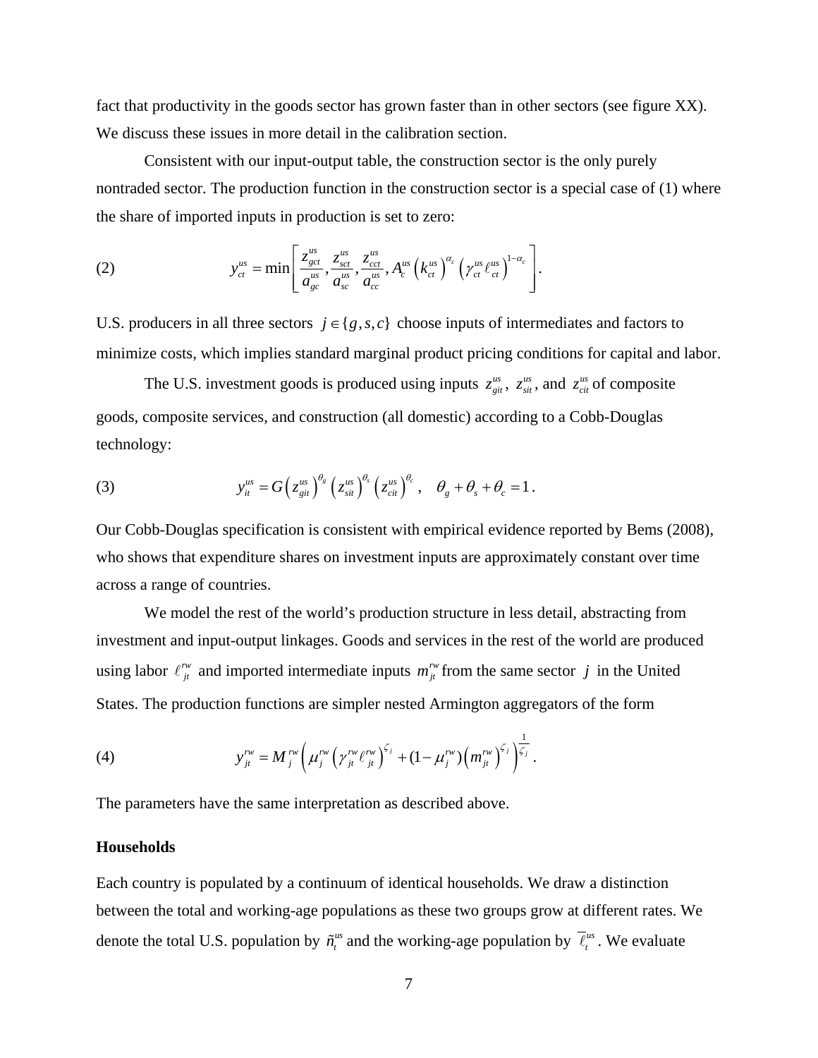fact that productivity in the goods sector has grown faster than in other sectors (see figure XX). We discuss these issues in more detail in the calibration section.

Consistent with our input-output table, the construction sector is the only purely nontraded sector. The production function in the construction sector is a special case of (1) where the share of imported inputs in production is set to zero:

$$y_{ct}^{us} = \min\left[ \frac{z_{gct}^{us}}{a_{gc}^{us}}, \frac{z_{sct}^{us}}{a_{sc}^{us}}, \frac{z_{cct}^{us}}{a_{cc}^{us}}, A_c^{us}\left(k_{ct}^{us}\right)^{\alpha_c}\left(\gamma_{ct}^{us}\ell_{ct}^{us}\right)^{1-\alpha_c} \right]. \tag{2}$$

U.S. producers in all three sectors $j \in \{g, s, c\}$ choose inputs of intermediates and factors to minimize costs, which implies standard marginal product pricing conditions for capital and labor.

The U.S. investment goods is produced using inputs $z_{git}^{us}$, $z_{sit}^{us}$, and $z_{cit}^{us}$ of composite goods, composite services, and construction (all domestic) according to a Cobb-Douglas technology:

$$y_{it}^{us} = G\left(z_{git}^{us}\right)^{\theta_g}\left(z_{sit}^{us}\right)^{\theta_s}\left(z_{cit}^{us}\right)^{\theta_c}, \quad \theta_g + \theta_s + \theta_c = 1. \tag{3}$$

Our Cobb-Douglas specification is consistent with empirical evidence reported by Bems (2008), who shows that expenditure shares on investment inputs are approximately constant over time across a range of countries.

We model the rest of the world's production structure in less detail, abstracting from investment and input-output linkages. Goods and services in the rest of the world are produced using labor $\ell_{jt}^{rw}$ and imported intermediate inputs $m_{jt}^{rw}$ from the same sector $j$ in the United States. The production functions are simpler nested Armington aggregators of the form

$$y_{jt}^{rw} = M_j^{rw}\left(\mu_j^{rw}\left(\gamma_{jt}^{rw}\ell_{jt}^{rw}\right)^{\zeta_j} + (1-\mu_j^{rw})\left(m_{jt}^{rw}\right)^{\zeta_j}\right)^{\frac{1}{\zeta_j}}. \tag{4}$$

The parameters have the same interpretation as described above.

**Households**

Each country is populated by a continuum of identical households. We draw a distinction between the total and working-age populations as these two groups grow at different rates. We denote the total U.S. population by $\tilde{n}_t^{us}$ and the working-age population by $\overline{\ell}_t^{us}$. We evaluate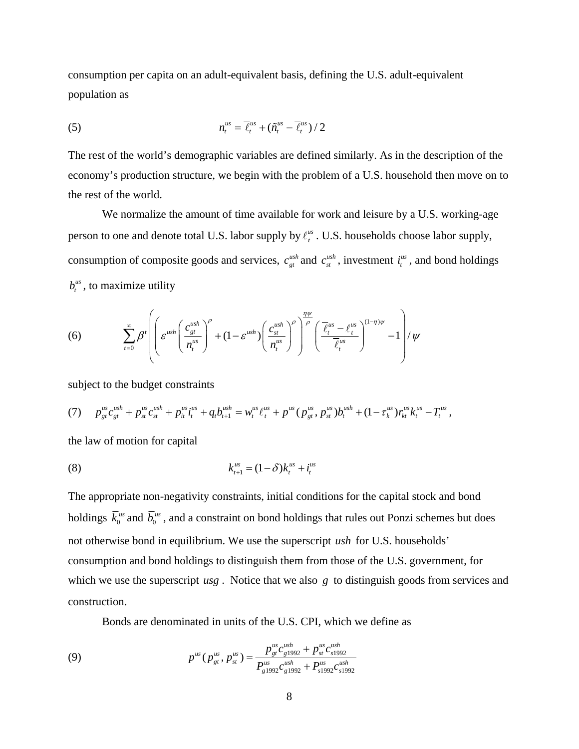consumption per capita on an adult-equivalent basis, defining the U.S. adult-equivalent population as

$$n_t^{us} = \overline{\ell}_t^{us} + (\tilde{n}_t^{us} - \overline{\ell}_t^{us})/2 \tag{5}$$

The rest of the world's demographic variables are defined similarly. As in the description of the economy's production structure, we begin with the problem of a U.S. household then move on to the rest of the world.

We normalize the amount of time available for work and leisure by a U.S. working-age person to one and denote total U.S. labor supply by $\ell_t^{us}$. U.S. households choose labor supply, consumption of composite goods and services, $c_{gt}^{ush}$ and $c_{st}^{ush}$, investment $i_t^{us}$, and bond holdings $b_t^{us}$, to maximize utility

$$\sum_{t=0}^{\infty} \beta^t \left( \left( \varepsilon^{ush} \left( \frac{c_{gt}^{ush}}{n_t^{us}} \right)^{\rho} + (1-\varepsilon^{ush}) \left( \frac{c_{st}^{ush}}{n_t^{us}} \right)^{\rho} \right)^{\frac{\eta\psi}{\rho}} \left( \frac{\overline{\ell}_t^{us} - \ell_t^{us}}{\overline{\ell}_t^{us}} \right)^{(1-\eta)\psi} - 1 \right) / \psi \tag{6}$$

subject to the budget constraints

$$p_{gt}^{us} c_{gt}^{ush} + p_{st}^{us} c_{st}^{ush} + p_{it}^{us} i_t^{us} + q_t b_{t+1}^{ush} = w_t^{us} \ell_t^{us} + p^{us}(p_{gt}^{us}, p_{st}^{us}) b_t^{ush} + (1-\tau_k^{us}) r_{kt}^{us} k_t^{us} - T_t^{us}, \tag{7}$$

the law of motion for capital

$$k_{t+1}^{us} = (1-\delta) k_t^{us} + i_t^{us} \tag{8}$$

The appropriate non-negativity constraints, initial conditions for the capital stock and bond holdings $\overline{k}_0^{us}$ and $\overline{b}_0^{us}$, and a constraint on bond holdings that rules out Ponzi schemes but does not otherwise bond in equilibrium. We use the superscript $ush$ for U.S. households' consumption and bond holdings to distinguish them from those of the U.S. government, for which we use the superscript $usg$. Notice that we also $g$ to distinguish goods from services and construction.

Bonds are denominated in units of the U.S. CPI, which we define as

$$p^{us}(p_{gt}^{us}, p_{st}^{us}) = \frac{p_{gt}^{us} c_{g1992}^{ush} + p_{st}^{us} c_{s1992}^{ush}}{P_{g1992}^{us} c_{g1992}^{ush} + P_{s1992}^{us} c_{s1992}^{ush}} \tag{9}$$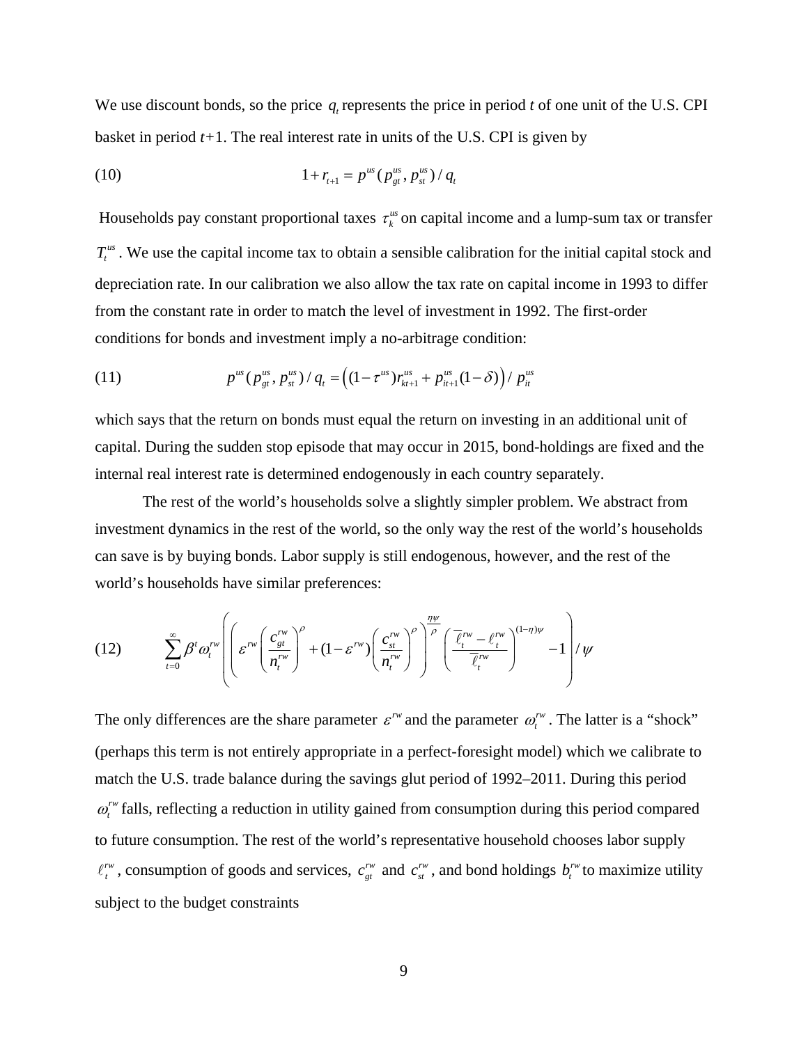We use discount bonds, so the price $q_t$ represents the price in period *t* of one unit of the U.S. CPI basket in period *t*+1. The real interest rate in units of the U.S. CPI is given by

$$(10) \qquad 1 + r_{t+1} = p^{us}(p^{us}_{gt}, p^{us}_{st}) / q_t$$

Households pay constant proportional taxes $\tau^{us}_k$ on capital income and a lump-sum tax or transfer $T^{us}_t$. We use the capital income tax to obtain a sensible calibration for the initial capital stock and depreciation rate. In our calibration we also allow the tax rate on capital income in 1993 to differ from the constant rate in order to match the level of investment in 1992. The first-order conditions for bonds and investment imply a no-arbitrage condition:

$$(11) \qquad p^{us}(p^{us}_{gt}, p^{us}_{st}) / q_t = \left((1-\tau^{us}) r^{us}_{kt+1} + p^{us}_{it+1}(1-\delta)\right) / \, p^{us}_{it}$$

which says that the return on bonds must equal the return on investing in an additional unit of capital. During the sudden stop episode that may occur in 2015, bond-holdings are fixed and the internal real interest rate is determined endogenously in each country separately.

The rest of the world's households solve a slightly simpler problem. We abstract from investment dynamics in the rest of the world, so the only way the rest of the world's households can save is by buying bonds. Labor supply is still endogenous, however, and the rest of the world's households have similar preferences:

$$(12) \qquad \sum_{t=0}^{\infty} \beta^t \omega^{rw}_t \left( \left( \varepsilon^{rw} \left( \frac{c^{rw}_{gt}}{n^{rw}_t} \right)^{\rho} + (1-\varepsilon^{rw}) \left( \frac{c^{rw}_{st}}{n^{rw}_t} \right)^{\rho} \right)^{\frac{\eta\psi}{\rho}} \left( \frac{\bar{\ell}^{rw}_t - \ell^{rw}_t}{\bar{\ell}^{rw}_t} \right)^{(1-\eta)\psi} - 1 \right) / \psi$$

The only differences are the share parameter $\varepsilon^{rw}$ and the parameter $\omega^{rw}_t$. The latter is a "shock" (perhaps this term is not entirely appropriate in a perfect-foresight model) which we calibrate to match the U.S. trade balance during the savings glut period of 1992–2011. During this period $\omega^{rw}_t$ falls, reflecting a reduction in utility gained from consumption during this period compared to future consumption. The rest of the world's representative household chooses labor supply $\ell^{rw}_t$, consumption of goods and services, $c^{rw}_{gt}$ and $c^{rw}_{st}$, and bond holdings $b^{rw}_t$ to maximize utility subject to the budget constraints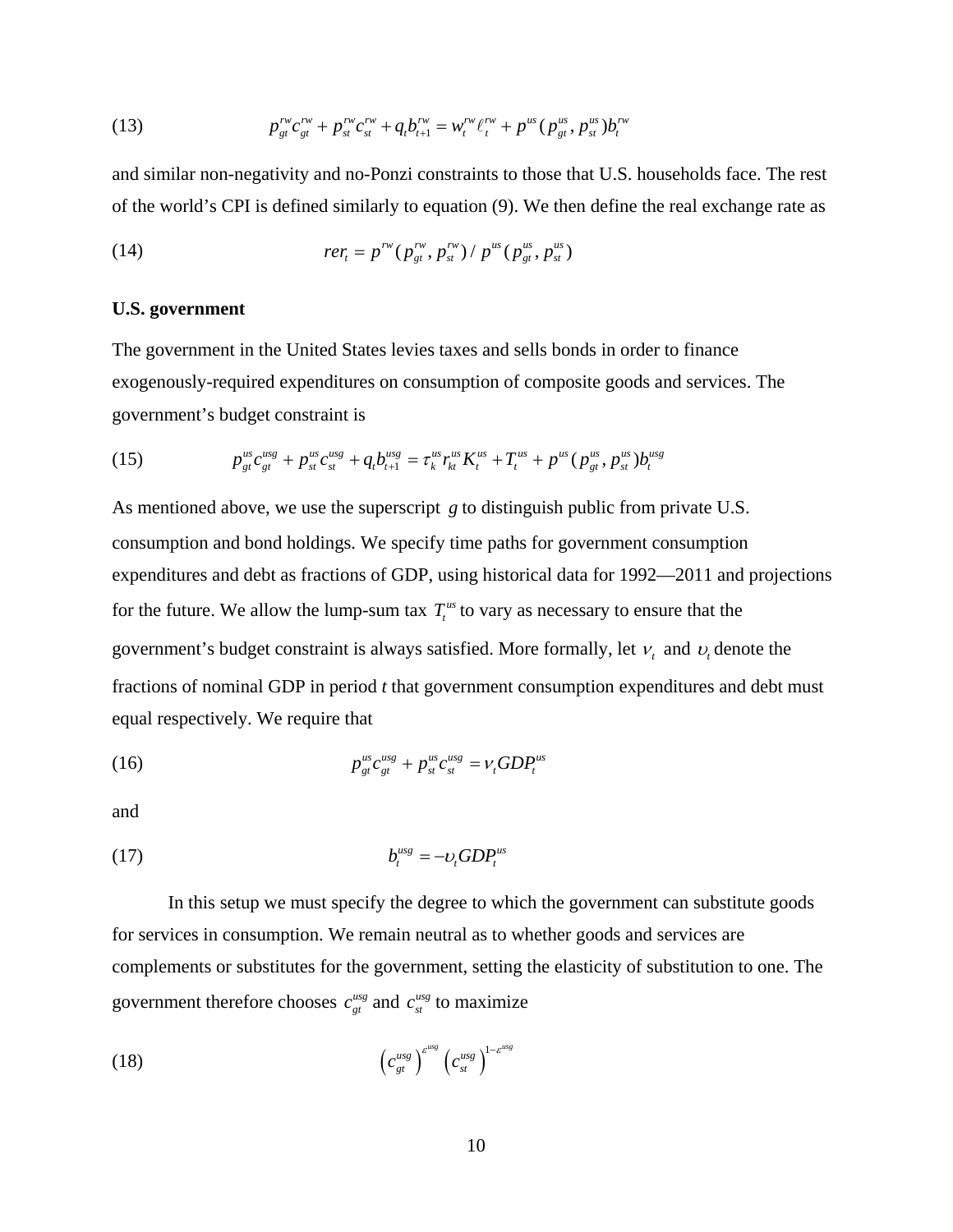$$p_{gt}^{rw} c_{gt}^{rw} + p_{st}^{rw} c_{st}^{rw} + q_t b_{t+1}^{rw} = w_t^{rw} \ell_t^{rw} + p^{us}(p_{gt}^{us}, p_{st}^{us}) b_t^{rw} \tag{13}$$

and similar non-negativity and no-Ponzi constraints to those that U.S. households face. The rest of the world's CPI is defined similarly to equation (9). We then define the real exchange rate as

$$rer_t = p^{rw}(p_{gt}^{rw}, p_{st}^{rw}) / p^{us}(p_{gt}^{us}, p_{st}^{us}) \tag{14}$$

**U.S. government**

The government in the United States levies taxes and sells bonds in order to finance exogenously-required expenditures on consumption of composite goods and services. The government's budget constraint is

$$p_{gt}^{us} c_{gt}^{usg} + p_{st}^{us} c_{st}^{usg} + q_t b_{t+1}^{usg} = \tau_k^{us} r_{kt}^{us} K_t^{us} + T_t^{us} + p^{us}(p_{gt}^{us}, p_{st}^{us}) b_t^{usg} \tag{15}$$

As mentioned above, we use the superscript $g$ to distinguish public from private U.S. consumption and bond holdings. We specify time paths for government consumption expenditures and debt as fractions of GDP, using historical data for 1992—2011 and projections for the future. We allow the lump-sum tax $T_t^{us}$ to vary as necessary to ensure that the government's budget constraint is always satisfied. More formally, let $\nu_t$ and $\upsilon_t$ denote the fractions of nominal GDP in period *t* that government consumption expenditures and debt must equal respectively. We require that

$$p_{gt}^{us} c_{gt}^{usg} + p_{st}^{us} c_{st}^{usg} = \nu_t GDP_t^{us} \tag{16}$$

and

$$b_t^{usg} = -\upsilon_t GDP_t^{us} \tag{17}$$

In this setup we must specify the degree to which the government can substitute goods for services in consumption. We remain neutral as to whether goods and services are complements or substitutes for the government, setting the elasticity of substitution to one. The government therefore chooses $c_{gt}^{usg}$ and $c_{st}^{usg}$ to maximize

$$\left(c_{gt}^{usg}\right)^{\varepsilon^{usg}} \left(c_{st}^{usg}\right)^{1-\varepsilon^{usg}} \tag{18}$$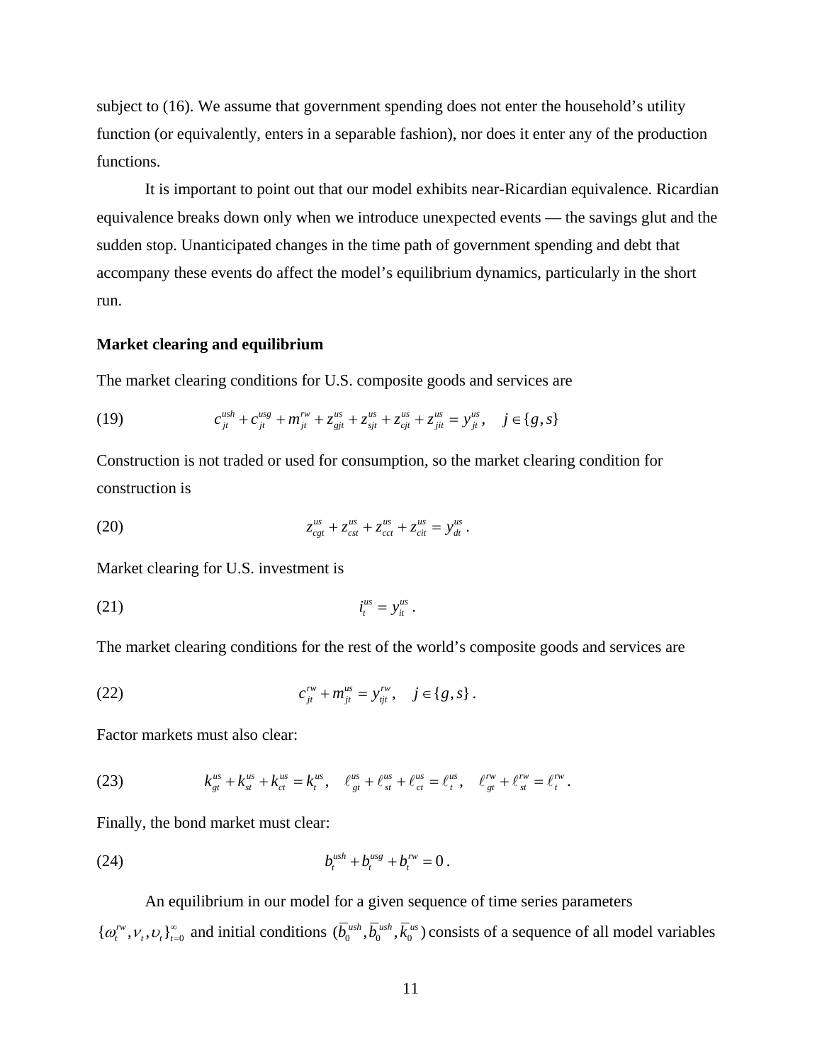subject to (16). We assume that government spending does not enter the household's utility function (or equivalently, enters in a separable fashion), nor does it enter any of the production functions.

It is important to point out that our model exhibits near-Ricardian equivalence. Ricardian equivalence breaks down only when we introduce unexpected events — the savings glut and the sudden stop. Unanticipated changes in the time path of government spending and debt that accompany these events do affect the model's equilibrium dynamics, particularly in the short run.

**Market clearing and equilibrium**

The market clearing conditions for U.S. composite goods and services are

$$c_{jt}^{ush} + c_{jt}^{usg} + m_{jt}^{rw} + z_{gjt}^{us} + z_{sjt}^{us} + z_{cjt}^{us} + z_{jit}^{us} = y_{jt}^{us}, \quad j \in \{g, s\} \tag{19}$$

Construction is not traded or used for consumption, so the market clearing condition for construction is

$$z_{cgt}^{us} + z_{cst}^{us} + z_{cct}^{us} + z_{cit}^{us} = y_{dt}^{us}. \tag{20}$$

Market clearing for U.S. investment is

$$i_t^{us} = y_{it}^{us}. \tag{21}$$

The market clearing conditions for the rest of the world's composite goods and services are

$$c_{jt}^{rw} + m_{jt}^{us} = y_{tjt}^{rw}, \quad j \in \{g, s\}. \tag{22}$$

Factor markets must also clear:

$$k_{gt}^{us} + k_{st}^{us} + k_{ct}^{us} = k_t^{us}, \quad \ell_{gt}^{us} + \ell_{st}^{us} + \ell_{ct}^{us} = \ell_t^{us}, \quad \ell_{gt}^{rw} + \ell_{st}^{rw} = \ell_t^{rw}. \tag{23}$$

Finally, the bond market must clear:

$$b_t^{ush} + b_t^{usg} + b_t^{rw} = 0. \tag{24}$$

An equilibrium in our model for a given sequence of time series parameters $\{\omega_t^{rw}, \nu_t, \upsilon_t\}_{t=0}^{\infty}$ and initial conditions $(\bar{b}_0^{ush}, \bar{b}_0^{ush}, \bar{k}_0^{us})$ consists of a sequence of all model variables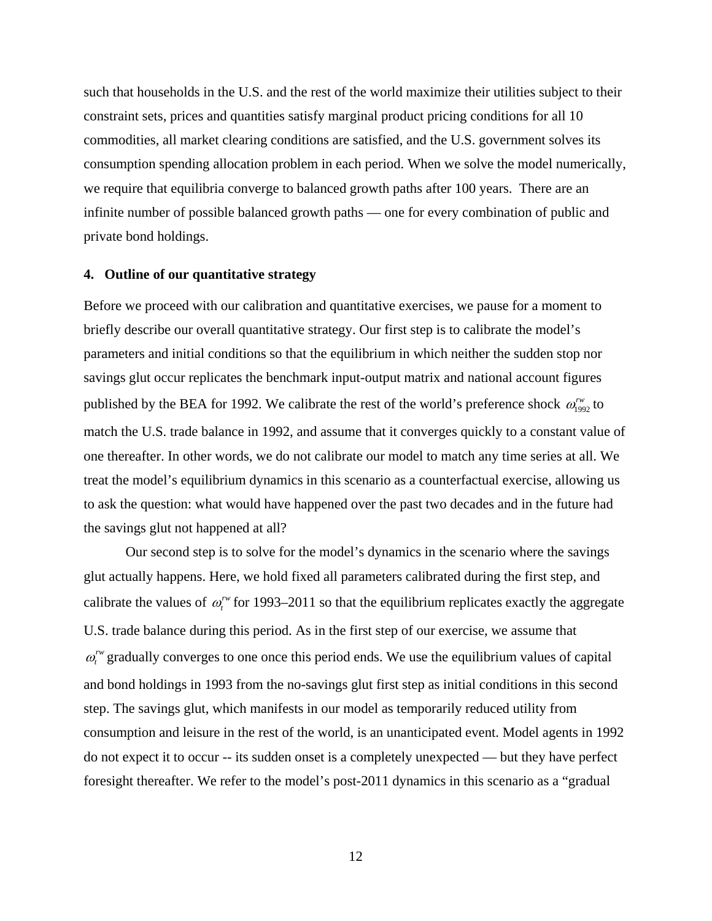such that households in the U.S. and the rest of the world maximize their utilities subject to their constraint sets, prices and quantities satisfy marginal product pricing conditions for all 10 commodities, all market clearing conditions are satisfied, and the U.S. government solves its consumption spending allocation problem in each period. When we solve the model numerically, we require that equilibria converge to balanced growth paths after 100 years. There are an infinite number of possible balanced growth paths — one for every combination of public and private bond holdings.

## 4. Outline of our quantitative strategy

Before we proceed with our calibration and quantitative exercises, we pause for a moment to briefly describe our overall quantitative strategy. Our first step is to calibrate the model's parameters and initial conditions so that the equilibrium in which neither the sudden stop nor savings glut occur replicates the benchmark input-output matrix and national account figures published by the BEA for 1992. We calibrate the rest of the world's preference shock $\omega_{1992}^{rw}$ to match the U.S. trade balance in 1992, and assume that it converges quickly to a constant value of one thereafter. In other words, we do not calibrate our model to match any time series at all. We treat the model's equilibrium dynamics in this scenario as a counterfactual exercise, allowing us to ask the question: what would have happened over the past two decades and in the future had the savings glut not happened at all?

Our second step is to solve for the model's dynamics in the scenario where the savings glut actually happens. Here, we hold fixed all parameters calibrated during the first step, and calibrate the values of $\omega_t^{rw}$ for 1993–2011 so that the equilibrium replicates exactly the aggregate U.S. trade balance during this period. As in the first step of our exercise, we assume that $\omega_t^{rw}$ gradually converges to one once this period ends. We use the equilibrium values of capital and bond holdings in 1993 from the no-savings glut first step as initial conditions in this second step. The savings glut, which manifests in our model as temporarily reduced utility from consumption and leisure in the rest of the world, is an unanticipated event. Model agents in 1992 do not expect it to occur -- its sudden onset is a completely unexpected — but they have perfect foresight thereafter. We refer to the model's post-2011 dynamics in this scenario as a "gradual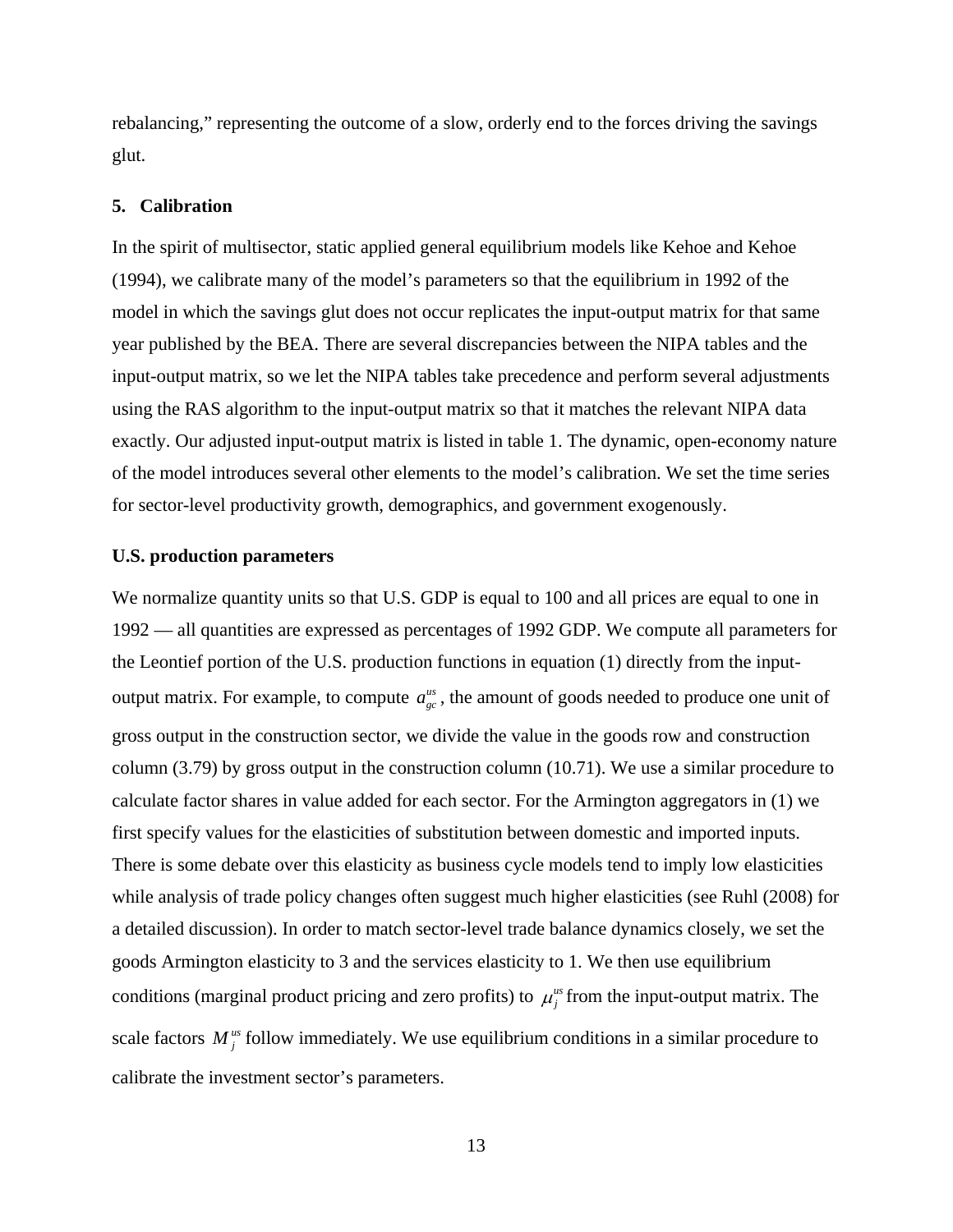rebalancing," representing the outcome of a slow, orderly end to the forces driving the savings glut.

## 5. Calibration

In the spirit of multisector, static applied general equilibrium models like Kehoe and Kehoe (1994), we calibrate many of the model's parameters so that the equilibrium in 1992 of the model in which the savings glut does not occur replicates the input-output matrix for that same year published by the BEA. There are several discrepancies between the NIPA tables and the input-output matrix, so we let the NIPA tables take precedence and perform several adjustments using the RAS algorithm to the input-output matrix so that it matches the relevant NIPA data exactly. Our adjusted input-output matrix is listed in table 1. The dynamic, open-economy nature of the model introduces several other elements to the model's calibration. We set the time series for sector-level productivity growth, demographics, and government exogenously.

### U.S. production parameters

We normalize quantity units so that U.S. GDP is equal to 100 and all prices are equal to one in 1992 — all quantities are expressed as percentages of 1992 GDP. We compute all parameters for the Leontief portion of the U.S. production functions in equation (1) directly from the input-output matrix. For example, to compute $a_{gc}^{us}$, the amount of goods needed to produce one unit of gross output in the construction sector, we divide the value in the goods row and construction column (3.79) by gross output in the construction column (10.71). We use a similar procedure to calculate factor shares in value added for each sector. For the Armington aggregators in (1) we first specify values for the elasticities of substitution between domestic and imported inputs. There is some debate over this elasticity as business cycle models tend to imply low elasticities while analysis of trade policy changes often suggest much higher elasticities (see Ruhl (2008) for a detailed discussion). In order to match sector-level trade balance dynamics closely, we set the goods Armington elasticity to 3 and the services elasticity to 1. We then use equilibrium conditions (marginal product pricing and zero profits) to $\mu_j^{us}$ from the input-output matrix. The scale factors $M_j^{us}$ follow immediately. We use equilibrium conditions in a similar procedure to calibrate the investment sector's parameters.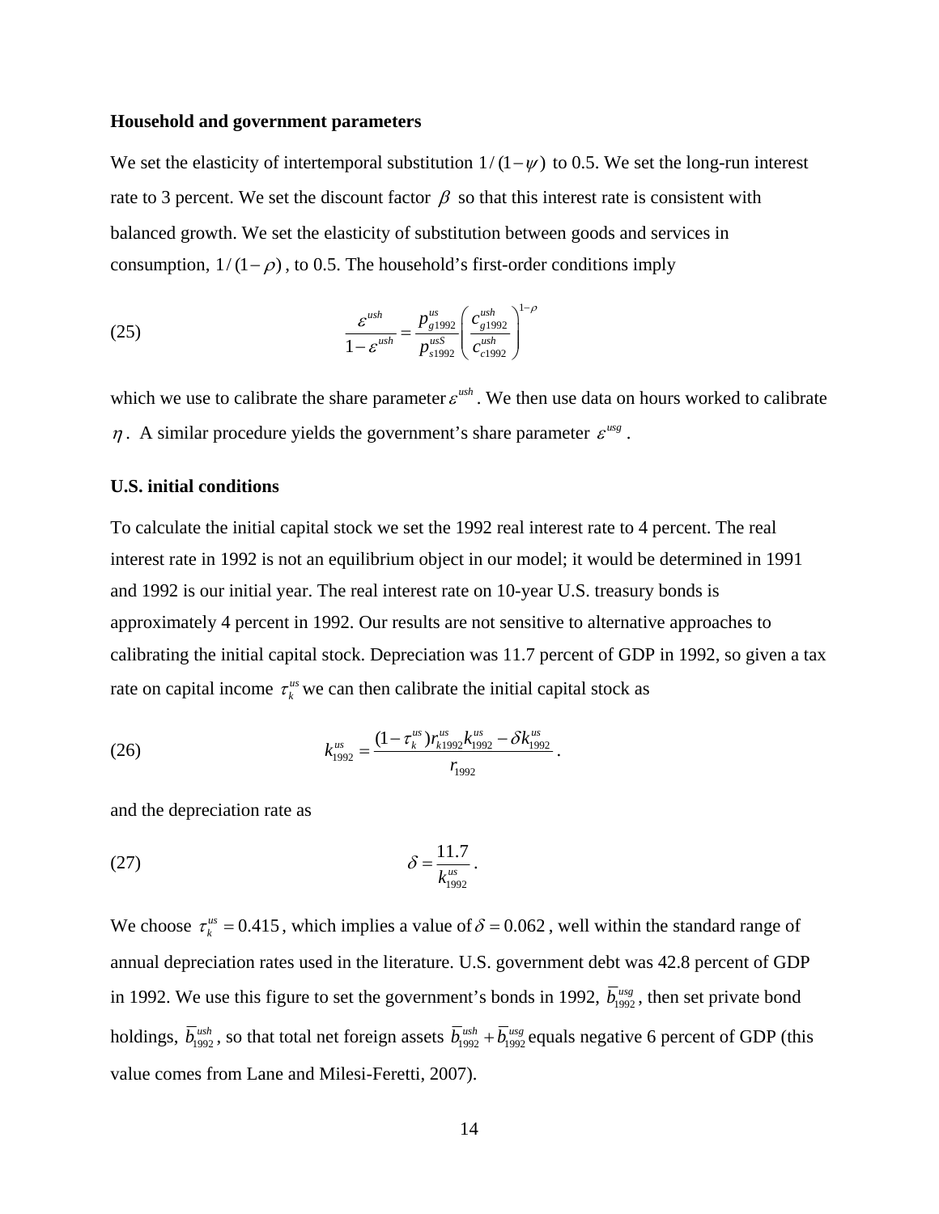**Household and government parameters**

We set the elasticity of intertemporal substitution $1/(1-\psi)$ to 0.5. We set the long-run interest rate to 3 percent. We set the discount factor $\beta$ so that this interest rate is consistent with balanced growth. We set the elasticity of substitution between goods and services in consumption, $1/(1-\rho)$, to 0.5. The household's first-order conditions imply

$$\frac{\varepsilon^{ush}}{1-\varepsilon^{ush}} = \frac{p^{us}_{g1992}}{p^{usS}_{s1992}} \left( \frac{c^{ush}_{g1992}}{c^{ush}_{c1992}} \right)^{1-\rho} \tag{25}$$

which we use to calibrate the share parameter $\varepsilon^{ush}$. We then use data on hours worked to calibrate $\eta$. A similar procedure yields the government's share parameter $\varepsilon^{usg}$.

**U.S. initial conditions**

To calculate the initial capital stock we set the 1992 real interest rate to 4 percent. The real interest rate in 1992 is not an equilibrium object in our model; it would be determined in 1991 and 1992 is our initial year. The real interest rate on 10-year U.S. treasury bonds is approximately 4 percent in 1992. Our results are not sensitive to alternative approaches to calibrating the initial capital stock. Depreciation was 11.7 percent of GDP in 1992, so given a tax rate on capital income $\tau^{us}_k$ we can then calibrate the initial capital stock as

$$k^{us}_{1992} = \frac{(1-\tau^{us}_k) r^{us}_{k1992} k^{us}_{1992} - \delta k^{us}_{1992}}{r_{1992}} . \tag{26}$$

and the depreciation rate as

$$\delta = \frac{11.7}{k^{us}_{1992}} . \tag{27}$$

We choose $\tau^{us}_k = 0.415$, which implies a value of $\delta = 0.062$, well within the standard range of annual depreciation rates used in the literature. U.S. government debt was 42.8 percent of GDP in 1992. We use this figure to set the government's bonds in 1992, $\bar{b}^{usg}_{1992}$, then set private bond holdings, $\bar{b}^{ush}_{1992}$, so that total net foreign assets $\bar{b}^{ush}_{1992} + \bar{b}^{usg}_{1992}$ equals negative 6 percent of GDP (this value comes from Lane and Milesi-Feretti, 2007).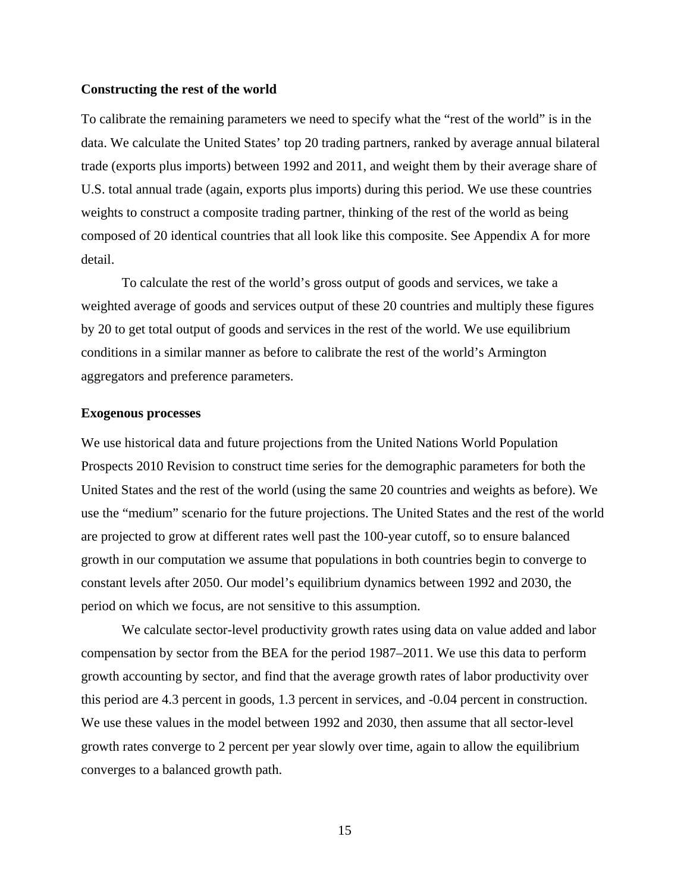### Constructing the rest of the world

To calibrate the remaining parameters we need to specify what the "rest of the world" is in the data. We calculate the United States' top 20 trading partners, ranked by average annual bilateral trade (exports plus imports) between 1992 and 2011, and weight them by their average share of U.S. total annual trade (again, exports plus imports) during this period. We use these countries weights to construct a composite trading partner, thinking of the rest of the world as being composed of 20 identical countries that all look like this composite. See Appendix A for more detail.

To calculate the rest of the world's gross output of goods and services, we take a weighted average of goods and services output of these 20 countries and multiply these figures by 20 to get total output of goods and services in the rest of the world. We use equilibrium conditions in a similar manner as before to calibrate the rest of the world's Armington aggregators and preference parameters.

### Exogenous processes

We use historical data and future projections from the United Nations World Population Prospects 2010 Revision to construct time series for the demographic parameters for both the United States and the rest of the world (using the same 20 countries and weights as before). We use the "medium" scenario for the future projections. The United States and the rest of the world are projected to grow at different rates well past the 100-year cutoff, so to ensure balanced growth in our computation we assume that populations in both countries begin to converge to constant levels after 2050. Our model's equilibrium dynamics between 1992 and 2030, the period on which we focus, are not sensitive to this assumption.

We calculate sector-level productivity growth rates using data on value added and labor compensation by sector from the BEA for the period 1987–2011. We use this data to perform growth accounting by sector, and find that the average growth rates of labor productivity over this period are 4.3 percent in goods, 1.3 percent in services, and -0.04 percent in construction. We use these values in the model between 1992 and 2030, then assume that all sector-level growth rates converge to 2 percent per year slowly over time, again to allow the equilibrium converges to a balanced growth path.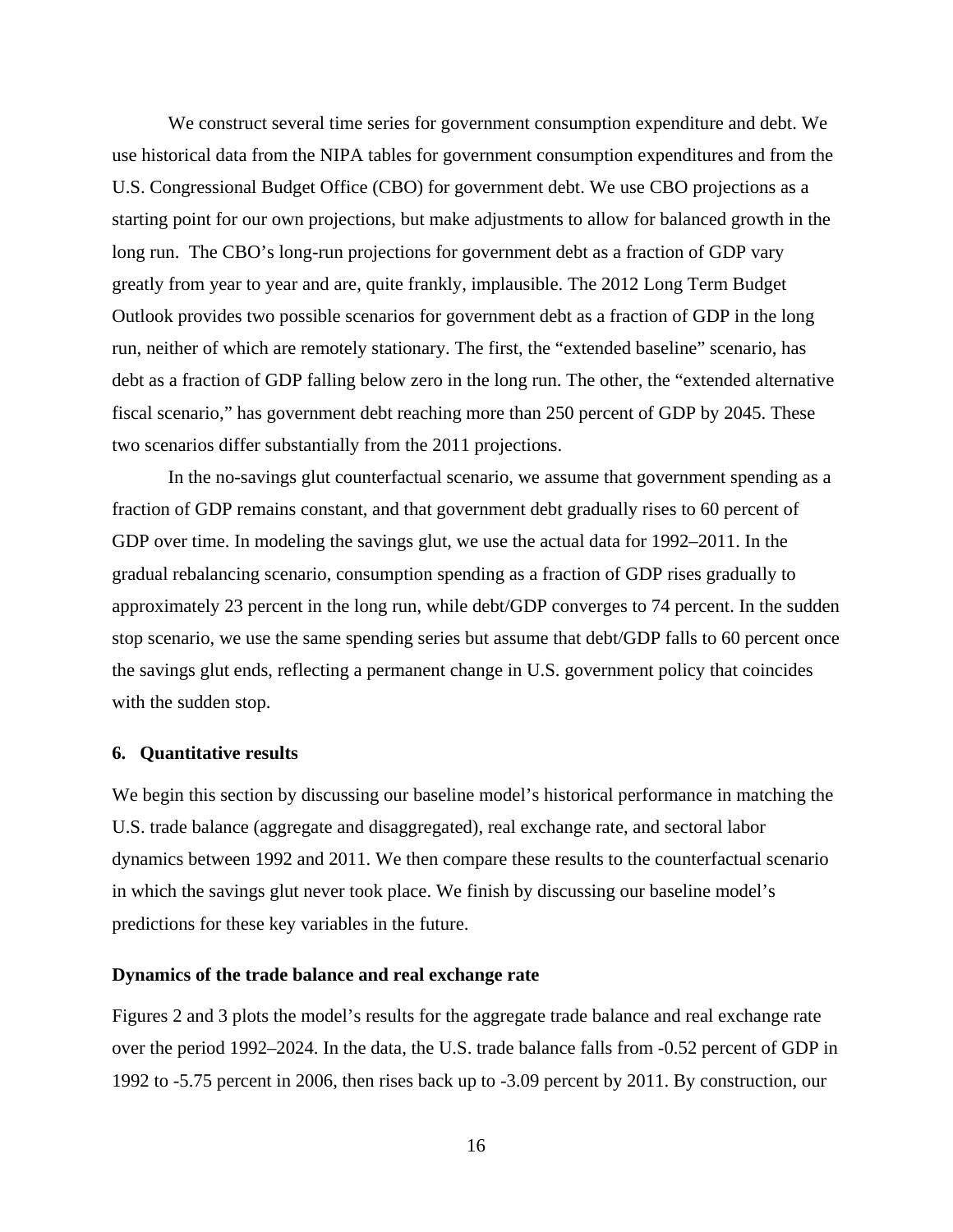We construct several time series for government consumption expenditure and debt. We use historical data from the NIPA tables for government consumption expenditures and from the U.S. Congressional Budget Office (CBO) for government debt. We use CBO projections as a starting point for our own projections, but make adjustments to allow for balanced growth in the long run. The CBO's long-run projections for government debt as a fraction of GDP vary greatly from year to year and are, quite frankly, implausible. The 2012 Long Term Budget Outlook provides two possible scenarios for government debt as a fraction of GDP in the long run, neither of which are remotely stationary. The first, the "extended baseline" scenario, has debt as a fraction of GDP falling below zero in the long run. The other, the "extended alternative fiscal scenario," has government debt reaching more than 250 percent of GDP by 2045. These two scenarios differ substantially from the 2011 projections.

In the no-savings glut counterfactual scenario, we assume that government spending as a fraction of GDP remains constant, and that government debt gradually rises to 60 percent of GDP over time. In modeling the savings glut, we use the actual data for 1992–2011. In the gradual rebalancing scenario, consumption spending as a fraction of GDP rises gradually to approximately 23 percent in the long run, while debt/GDP converges to 74 percent. In the sudden stop scenario, we use the same spending series but assume that debt/GDP falls to 60 percent once the savings glut ends, reflecting a permanent change in U.S. government policy that coincides with the sudden stop.

## 6. Quantitative results

We begin this section by discussing our baseline model's historical performance in matching the U.S. trade balance (aggregate and disaggregated), real exchange rate, and sectoral labor dynamics between 1992 and 2011. We then compare these results to the counterfactual scenario in which the savings glut never took place. We finish by discussing our baseline model's predictions for these key variables in the future.

### Dynamics of the trade balance and real exchange rate

Figures 2 and 3 plots the model's results for the aggregate trade balance and real exchange rate over the period 1992–2024. In the data, the U.S. trade balance falls from -0.52 percent of GDP in 1992 to -5.75 percent in 2006, then rises back up to -3.09 percent by 2011. By construction, our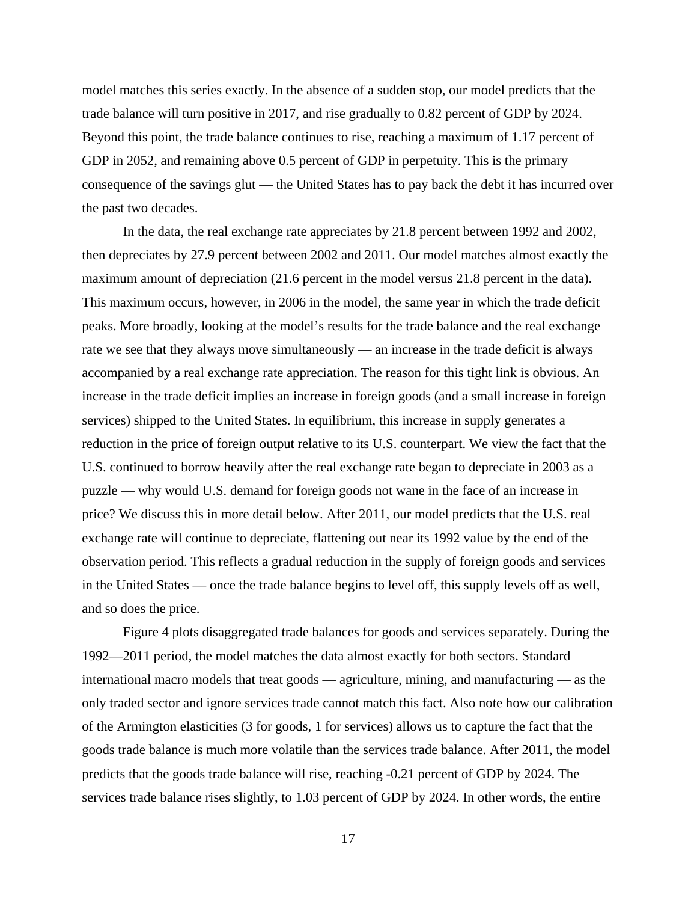model matches this series exactly. In the absence of a sudden stop, our model predicts that the trade balance will turn positive in 2017, and rise gradually to 0.82 percent of GDP by 2024. Beyond this point, the trade balance continues to rise, reaching a maximum of 1.17 percent of GDP in 2052, and remaining above 0.5 percent of GDP in perpetuity. This is the primary consequence of the savings glut — the United States has to pay back the debt it has incurred over the past two decades.

In the data, the real exchange rate appreciates by 21.8 percent between 1992 and 2002, then depreciates by 27.9 percent between 2002 and 2011. Our model matches almost exactly the maximum amount of depreciation (21.6 percent in the model versus 21.8 percent in the data). This maximum occurs, however, in 2006 in the model, the same year in which the trade deficit peaks. More broadly, looking at the model's results for the trade balance and the real exchange rate we see that they always move simultaneously — an increase in the trade deficit is always accompanied by a real exchange rate appreciation. The reason for this tight link is obvious. An increase in the trade deficit implies an increase in foreign goods (and a small increase in foreign services) shipped to the United States. In equilibrium, this increase in supply generates a reduction in the price of foreign output relative to its U.S. counterpart. We view the fact that the U.S. continued to borrow heavily after the real exchange rate began to depreciate in 2003 as a puzzle — why would U.S. demand for foreign goods not wane in the face of an increase in price? We discuss this in more detail below. After 2011, our model predicts that the U.S. real exchange rate will continue to depreciate, flattening out near its 1992 value by the end of the observation period. This reflects a gradual reduction in the supply of foreign goods and services in the United States — once the trade balance begins to level off, this supply levels off as well, and so does the price.

Figure 4 plots disaggregated trade balances for goods and services separately. During the 1992—2011 period, the model matches the data almost exactly for both sectors. Standard international macro models that treat goods — agriculture, mining, and manufacturing — as the only traded sector and ignore services trade cannot match this fact. Also note how our calibration of the Armington elasticities (3 for goods, 1 for services) allows us to capture the fact that the goods trade balance is much more volatile than the services trade balance. After 2011, the model predicts that the goods trade balance will rise, reaching -0.21 percent of GDP by 2024. The services trade balance rises slightly, to 1.03 percent of GDP by 2024. In other words, the entire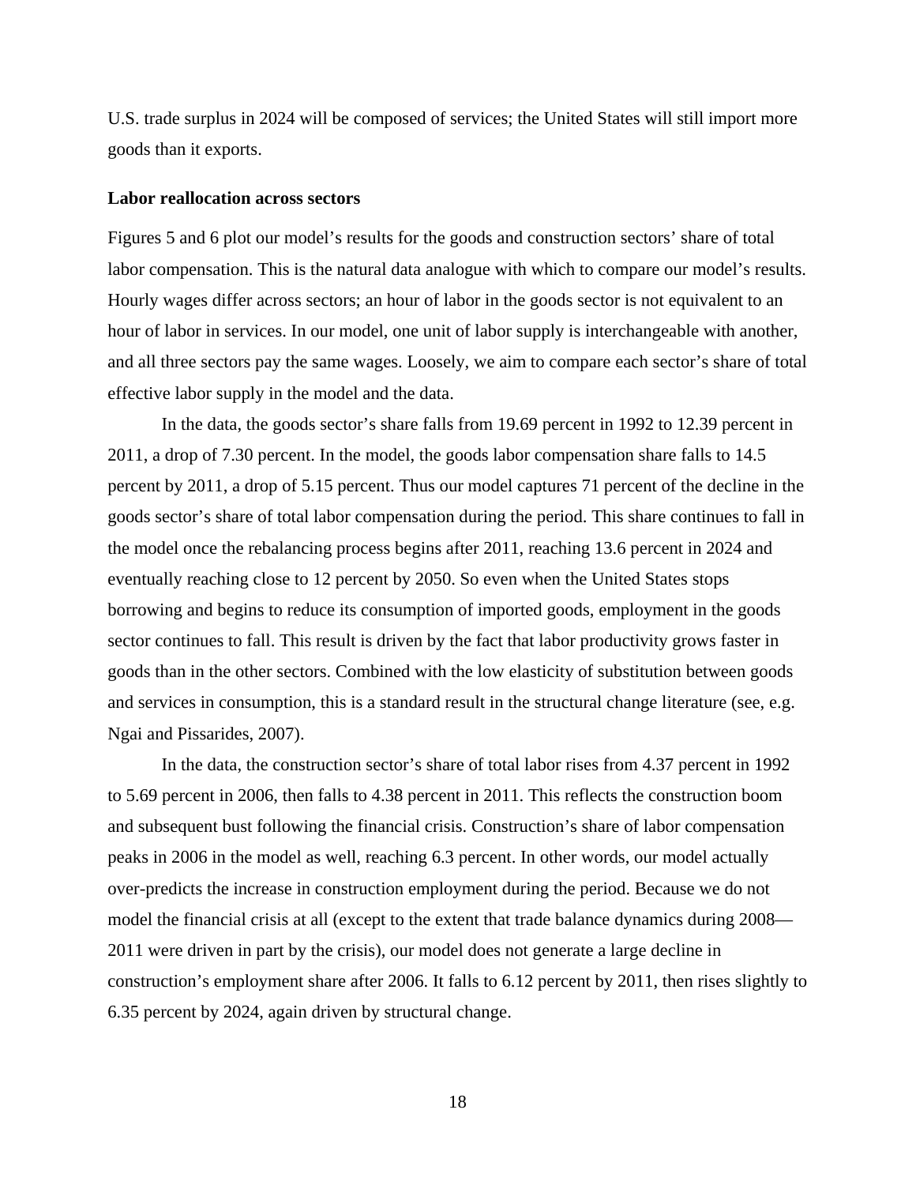U.S. trade surplus in 2024 will be composed of services; the United States will still import more goods than it exports.

**Labor reallocation across sectors**

Figures 5 and 6 plot our model's results for the goods and construction sectors' share of total labor compensation. This is the natural data analogue with which to compare our model's results. Hourly wages differ across sectors; an hour of labor in the goods sector is not equivalent to an hour of labor in services. In our model, one unit of labor supply is interchangeable with another, and all three sectors pay the same wages. Loosely, we aim to compare each sector's share of total effective labor supply in the model and the data.

In the data, the goods sector's share falls from 19.69 percent in 1992 to 12.39 percent in 2011, a drop of 7.30 percent. In the model, the goods labor compensation share falls to 14.5 percent by 2011, a drop of 5.15 percent. Thus our model captures 71 percent of the decline in the goods sector's share of total labor compensation during the period. This share continues to fall in the model once the rebalancing process begins after 2011, reaching 13.6 percent in 2024 and eventually reaching close to 12 percent by 2050. So even when the United States stops borrowing and begins to reduce its consumption of imported goods, employment in the goods sector continues to fall. This result is driven by the fact that labor productivity grows faster in goods than in the other sectors. Combined with the low elasticity of substitution between goods and services in consumption, this is a standard result in the structural change literature (see, e.g. Ngai and Pissarides, 2007).

In the data, the construction sector's share of total labor rises from 4.37 percent in 1992 to 5.69 percent in 2006, then falls to 4.38 percent in 2011. This reflects the construction boom and subsequent bust following the financial crisis. Construction's share of labor compensation peaks in 2006 in the model as well, reaching 6.3 percent. In other words, our model actually over-predicts the increase in construction employment during the period. Because we do not model the financial crisis at all (except to the extent that trade balance dynamics during 2008—2011 were driven in part by the crisis), our model does not generate a large decline in construction's employment share after 2006. It falls to 6.12 percent by 2011, then rises slightly to 6.35 percent by 2024, again driven by structural change.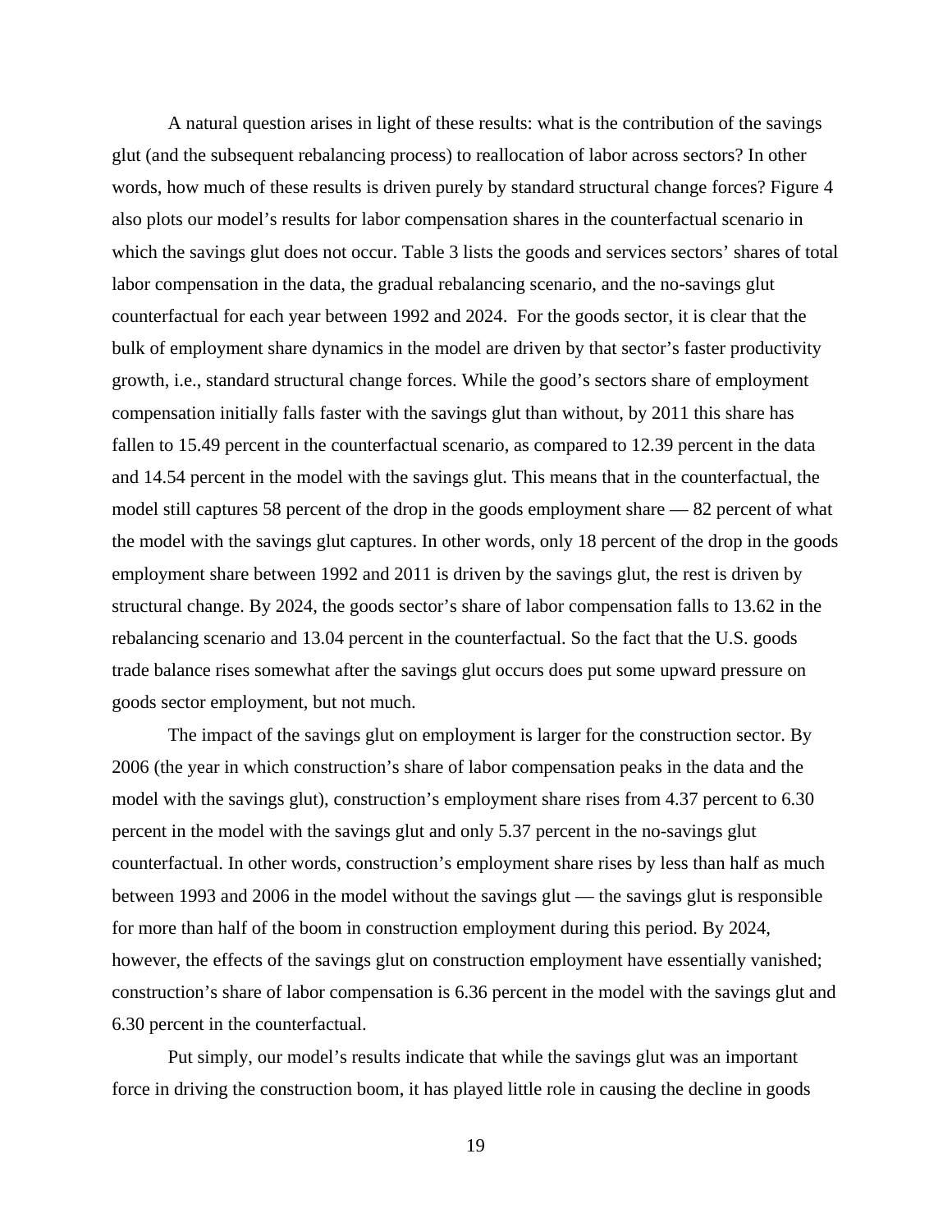A natural question arises in light of these results: what is the contribution of the savings glut (and the subsequent rebalancing process) to reallocation of labor across sectors? In other words, how much of these results is driven purely by standard structural change forces? Figure 4 also plots our model's results for labor compensation shares in the counterfactual scenario in which the savings glut does not occur. Table 3 lists the goods and services sectors' shares of total labor compensation in the data, the gradual rebalancing scenario, and the no-savings glut counterfactual for each year between 1992 and 2024. For the goods sector, it is clear that the bulk of employment share dynamics in the model are driven by that sector's faster productivity growth, i.e., standard structural change forces. While the good's sectors share of employment compensation initially falls faster with the savings glut than without, by 2011 this share has fallen to 15.49 percent in the counterfactual scenario, as compared to 12.39 percent in the data and 14.54 percent in the model with the savings glut. This means that in the counterfactual, the model still captures 58 percent of the drop in the goods employment share — 82 percent of what the model with the savings glut captures. In other words, only 18 percent of the drop in the goods employment share between 1992 and 2011 is driven by the savings glut, the rest is driven by structural change. By 2024, the goods sector's share of labor compensation falls to 13.62 in the rebalancing scenario and 13.04 percent in the counterfactual. So the fact that the U.S. goods trade balance rises somewhat after the savings glut occurs does put some upward pressure on goods sector employment, but not much.

The impact of the savings glut on employment is larger for the construction sector. By 2006 (the year in which construction's share of labor compensation peaks in the data and the model with the savings glut), construction's employment share rises from 4.37 percent to 6.30 percent in the model with the savings glut and only 5.37 percent in the no-savings glut counterfactual. In other words, construction's employment share rises by less than half as much between 1993 and 2006 in the model without the savings glut — the savings glut is responsible for more than half of the boom in construction employment during this period. By 2024, however, the effects of the savings glut on construction employment have essentially vanished; construction's share of labor compensation is 6.36 percent in the model with the savings glut and 6.30 percent in the counterfactual.

Put simply, our model's results indicate that while the savings glut was an important force in driving the construction boom, it has played little role in causing the decline in goods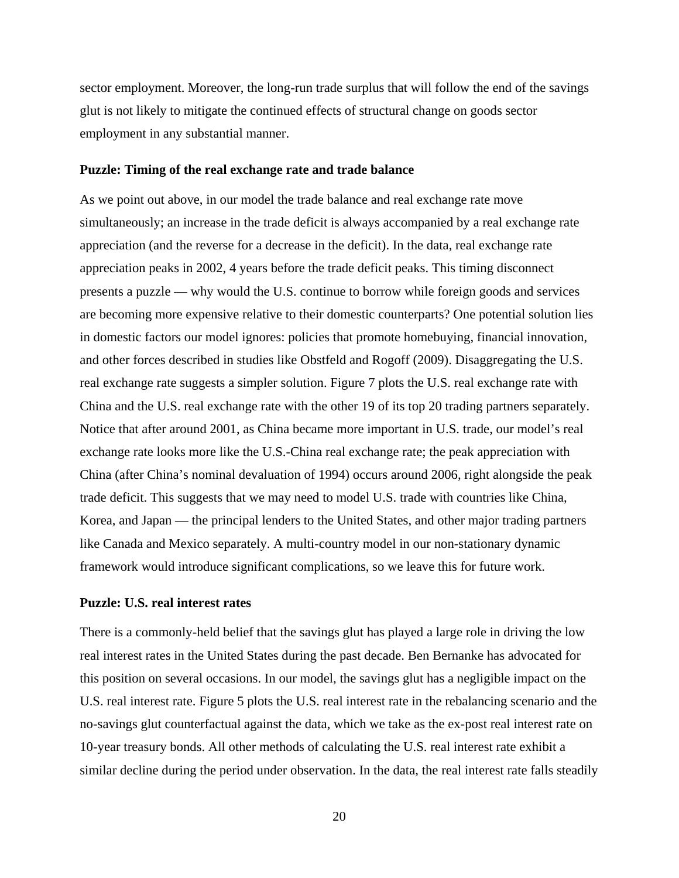sector employment. Moreover, the long-run trade surplus that will follow the end of the savings glut is not likely to mitigate the continued effects of structural change on goods sector employment in any substantial manner.

**Puzzle: Timing of the real exchange rate and trade balance**

As we point out above, in our model the trade balance and real exchange rate move simultaneously; an increase in the trade deficit is always accompanied by a real exchange rate appreciation (and the reverse for a decrease in the deficit). In the data, real exchange rate appreciation peaks in 2002, 4 years before the trade deficit peaks. This timing disconnect presents a puzzle — why would the U.S. continue to borrow while foreign goods and services are becoming more expensive relative to their domestic counterparts? One potential solution lies in domestic factors our model ignores: policies that promote homebuying, financial innovation, and other forces described in studies like Obstfeld and Rogoff (2009). Disaggregating the U.S. real exchange rate suggests a simpler solution. Figure 7 plots the U.S. real exchange rate with China and the U.S. real exchange rate with the other 19 of its top 20 trading partners separately. Notice that after around 2001, as China became more important in U.S. trade, our model's real exchange rate looks more like the U.S.-China real exchange rate; the peak appreciation with China (after China's nominal devaluation of 1994) occurs around 2006, right alongside the peak trade deficit. This suggests that we may need to model U.S. trade with countries like China, Korea, and Japan — the principal lenders to the United States, and other major trading partners like Canada and Mexico separately. A multi-country model in our non-stationary dynamic framework would introduce significant complications, so we leave this for future work.

**Puzzle: U.S. real interest rates**

There is a commonly-held belief that the savings glut has played a large role in driving the low real interest rates in the United States during the past decade. Ben Bernanke has advocated for this position on several occasions. In our model, the savings glut has a negligible impact on the U.S. real interest rate. Figure 5 plots the U.S. real interest rate in the rebalancing scenario and the no-savings glut counterfactual against the data, which we take as the ex-post real interest rate on 10-year treasury bonds. All other methods of calculating the U.S. real interest rate exhibit a similar decline during the period under observation. In the data, the real interest rate falls steadily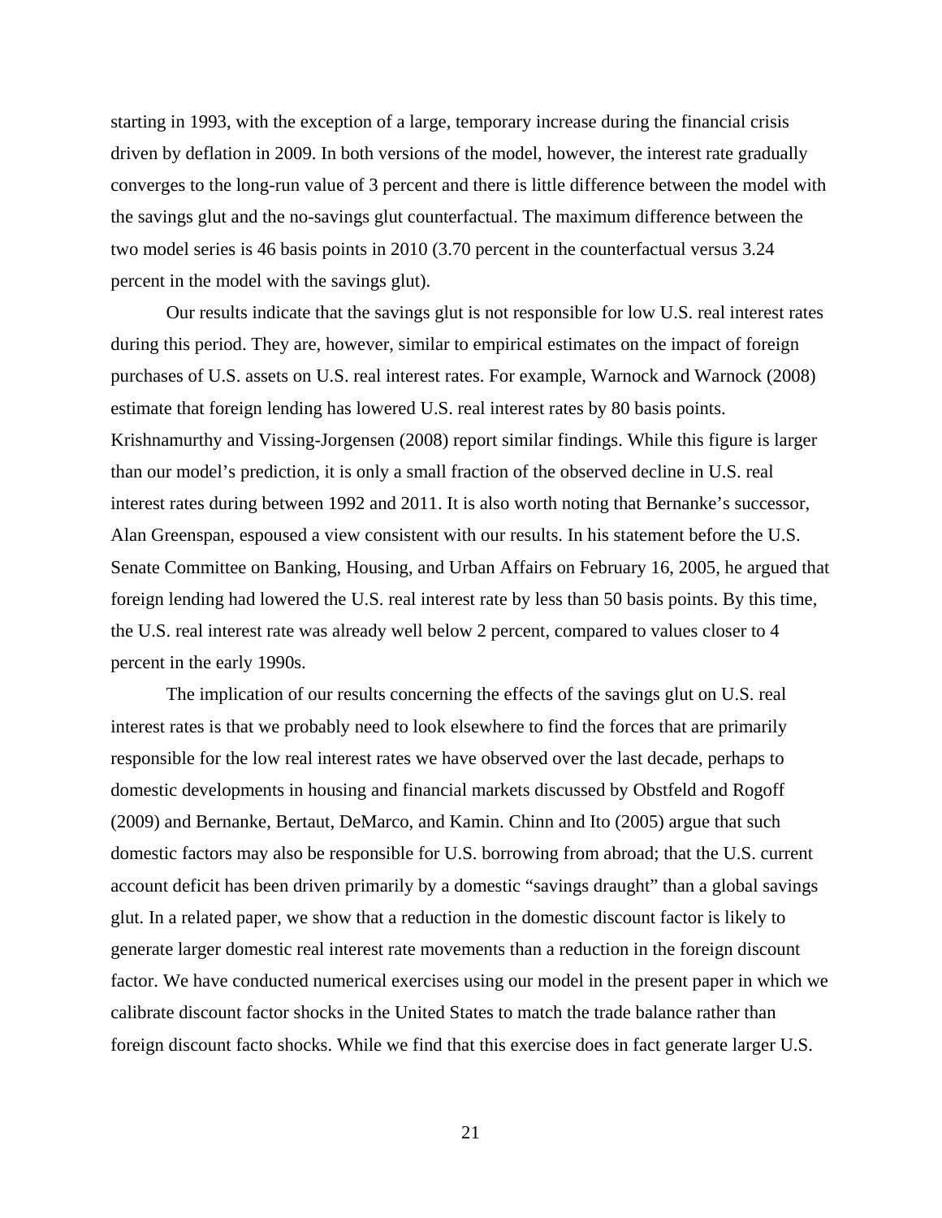starting in 1993, with the exception of a large, temporary increase during the financial crisis driven by deflation in 2009. In both versions of the model, however, the interest rate gradually converges to the long-run value of 3 percent and there is little difference between the model with the savings glut and the no-savings glut counterfactual. The maximum difference between the two model series is 46 basis points in 2010 (3.70 percent in the counterfactual versus 3.24 percent in the model with the savings glut).

Our results indicate that the savings glut is not responsible for low U.S. real interest rates during this period. They are, however, similar to empirical estimates on the impact of foreign purchases of U.S. assets on U.S. real interest rates. For example, Warnock and Warnock (2008) estimate that foreign lending has lowered U.S. real interest rates by 80 basis points. Krishnamurthy and Vissing-Jorgensen (2008) report similar findings. While this figure is larger than our model's prediction, it is only a small fraction of the observed decline in U.S. real interest rates during between 1992 and 2011. It is also worth noting that Bernanke's successor, Alan Greenspan, espoused a view consistent with our results. In his statement before the U.S. Senate Committee on Banking, Housing, and Urban Affairs on February 16, 2005, he argued that foreign lending had lowered the U.S. real interest rate by less than 50 basis points. By this time, the U.S. real interest rate was already well below 2 percent, compared to values closer to 4 percent in the early 1990s.

The implication of our results concerning the effects of the savings glut on U.S. real interest rates is that we probably need to look elsewhere to find the forces that are primarily responsible for the low real interest rates we have observed over the last decade, perhaps to domestic developments in housing and financial markets discussed by Obstfeld and Rogoff (2009) and Bernanke, Bertaut, DeMarco, and Kamin. Chinn and Ito (2005) argue that such domestic factors may also be responsible for U.S. borrowing from abroad; that the U.S. current account deficit has been driven primarily by a domestic "savings draught" than a global savings glut. In a related paper, we show that a reduction in the domestic discount factor is likely to generate larger domestic real interest rate movements than a reduction in the foreign discount factor. We have conducted numerical exercises using our model in the present paper in which we calibrate discount factor shocks in the United States to match the trade balance rather than foreign discount facto shocks. While we find that this exercise does in fact generate larger U.S.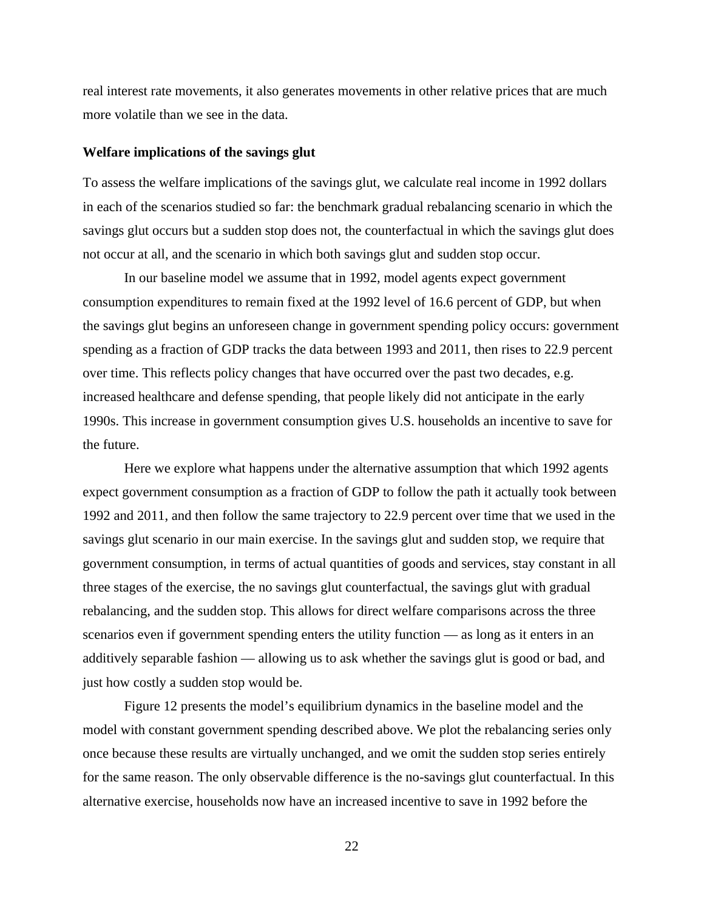real interest rate movements, it also generates movements in other relative prices that are much more volatile than we see in the data.

**Welfare implications of the savings glut**

To assess the welfare implications of the savings glut, we calculate real income in 1992 dollars in each of the scenarios studied so far: the benchmark gradual rebalancing scenario in which the savings glut occurs but a sudden stop does not, the counterfactual in which the savings glut does not occur at all, and the scenario in which both savings glut and sudden stop occur.

In our baseline model we assume that in 1992, model agents expect government consumption expenditures to remain fixed at the 1992 level of 16.6 percent of GDP, but when the savings glut begins an unforeseen change in government spending policy occurs: government spending as a fraction of GDP tracks the data between 1993 and 2011, then rises to 22.9 percent over time. This reflects policy changes that have occurred over the past two decades, e.g. increased healthcare and defense spending, that people likely did not anticipate in the early 1990s. This increase in government consumption gives U.S. households an incentive to save for the future.

Here we explore what happens under the alternative assumption that which 1992 agents expect government consumption as a fraction of GDP to follow the path it actually took between 1992 and 2011, and then follow the same trajectory to 22.9 percent over time that we used in the savings glut scenario in our main exercise. In the savings glut and sudden stop, we require that government consumption, in terms of actual quantities of goods and services, stay constant in all three stages of the exercise, the no savings glut counterfactual, the savings glut with gradual rebalancing, and the sudden stop. This allows for direct welfare comparisons across the three scenarios even if government spending enters the utility function — as long as it enters in an additively separable fashion — allowing us to ask whether the savings glut is good or bad, and just how costly a sudden stop would be.

Figure 12 presents the model's equilibrium dynamics in the baseline model and the model with constant government spending described above. We plot the rebalancing series only once because these results are virtually unchanged, and we omit the sudden stop series entirely for the same reason. The only observable difference is the no-savings glut counterfactual. In this alternative exercise, households now have an increased incentive to save in 1992 before the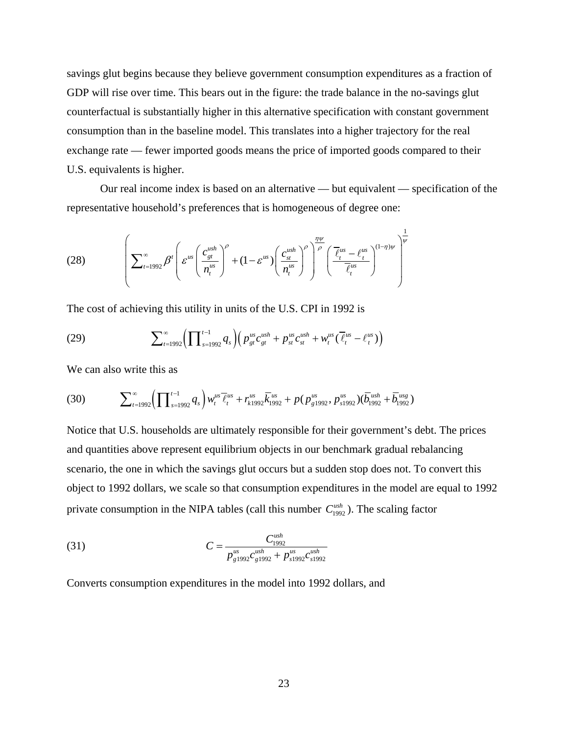savings glut begins because they believe government consumption expenditures as a fraction of GDP will rise over time. This bears out in the figure: the trade balance in the no-savings glut counterfactual is substantially higher in this alternative specification with constant government consumption than in the baseline model. This translates into a higher trajectory for the real exchange rate — fewer imported goods means the price of imported goods compared to their U.S. equivalents is higher.

Our real income index is based on an alternative — but equivalent — specification of the representative household's preferences that is homogeneous of degree one:

$$\left( \sum_{t=1992}^{\infty} \beta^t \left( \varepsilon^{us} \left( \frac{c_{gt}^{ush}}{n_t^{us}} \right)^{\rho} + (1-\varepsilon^{us}) \left( \frac{c_{st}^{ush}}{n_t^{us}} \right)^{\rho} \right)^{\frac{\eta\psi}{\rho}} \left( \frac{\bar{\ell}_t^{us} - \ell_t^{us}}{\bar{\ell}_t^{us}} \right)^{(1-\eta)\psi} \right)^{\frac{1}{\psi}} \tag{28}$$

The cost of achieving this utility in units of the U.S. CPI in 1992 is

$$\sum_{t=1992}^{\infty} \left( \prod_{s=1992}^{t-1} q_s \right) \left( p_{gt}^{us} c_{gt}^{ush} + p_{st}^{us} c_{st}^{ush} + w_t^{us} (\bar{\ell}_t^{us} - \ell_t^{us}) \right) \tag{29}$$

We can also write this as

$$\sum_{t=1992}^{\infty} \left( \prod_{s=1992}^{t-1} q_s \right) w_t^{us} \bar{\ell}_t^{us} + r_{k1992}^{us} \bar{k}_{1992}^{us} + p(p_{g1992}^{us}, p_{s1992}^{us})(\bar{b}_{1992}^{ush} + \bar{b}_{1992}^{usg}) \tag{30}$$

Notice that U.S. households are ultimately responsible for their government's debt. The prices and quantities above represent equilibrium objects in our benchmark gradual rebalancing scenario, the one in which the savings glut occurs but a sudden stop does not. To convert this object to 1992 dollars, we scale so that consumption expenditures in the model are equal to 1992 private consumption in the NIPA tables (call this number $C_{1992}^{ush}$). The scaling factor

$$C = \frac{C_{1992}^{ush}}{p_{g1992}^{us} c_{g1992}^{ush} + p_{s1992}^{us} c_{s1992}^{ush}} \tag{31}$$

Converts consumption expenditures in the model into 1992 dollars, and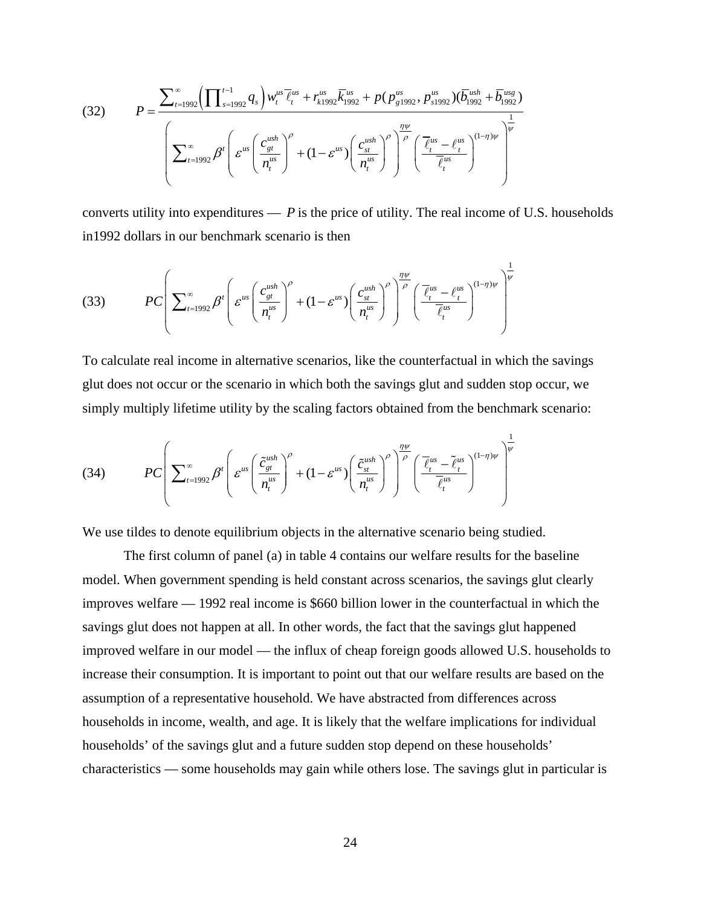$$(32) \qquad P = \frac{\sum_{t=1992}^{\infty} \left( \prod_{s=1992}^{t-1} q_s \right) w_t^{us} \bar{\ell}_t^{us} + r_{k1992}^{us} \bar{k}_{1992}^{us} + p(p_{g1992}^{us}, p_{s1992}^{us})(\bar{b}_{1992}^{ush} + \bar{b}_{1992}^{usg})}{\left( \sum_{t=1992}^{\infty} \beta^t \left( \varepsilon^{us} \left( \frac{c_{gt}^{ush}}{n_t^{us}} \right)^{\rho} + (1-\varepsilon^{us}) \left( \frac{c_{st}^{ush}}{n_t^{us}} \right)^{\rho} \right)^{\frac{\eta\psi}{\rho}} \left( \frac{\bar{\ell}_t^{us} - \ell_t^{us}}{\bar{\ell}_t^{us}} \right)^{(1-\eta)\psi} \right)^{\frac{1}{\psi}}}$$

converts utility into expenditures — $P$ is the price of utility. The real income of U.S. households in1992 dollars in our benchmark scenario is then

$$(33) \qquad PC \left( \sum_{t=1992}^{\infty} \beta^t \left( \varepsilon^{us} \left( \frac{c_{gt}^{ush}}{n_t^{us}} \right)^{\rho} + (1-\varepsilon^{us}) \left( \frac{c_{st}^{ush}}{n_t^{us}} \right)^{\rho} \right)^{\frac{\eta\psi}{\rho}} \left( \frac{\bar{\ell}_t^{us} - \ell_t^{us}}{\bar{\ell}_t^{us}} \right)^{(1-\eta)\psi} \right)^{\frac{1}{\psi}}$$

To calculate real income in alternative scenarios, like the counterfactual in which the savings glut does not occur or the scenario in which both the savings glut and sudden stop occur, we simply multiply lifetime utility by the scaling factors obtained from the benchmark scenario:

$$(34) \qquad PC \left( \sum_{t=1992}^{\infty} \beta^t \left( \varepsilon^{us} \left( \frac{\tilde{c}_{gt}^{ush}}{n_t^{us}} \right)^{\rho} + (1-\varepsilon^{us}) \left( \frac{\tilde{c}_{st}^{ush}}{n_t^{us}} \right)^{\rho} \right)^{\frac{\eta\psi}{\rho}} \left( \frac{\bar{\ell}_t^{us} - \tilde{\ell}_t^{us}}{\bar{\ell}_t^{us}} \right)^{(1-\eta)\psi} \right)^{\frac{1}{\psi}}$$

We use tildes to denote equilibrium objects in the alternative scenario being studied.

The first column of panel (a) in table 4 contains our welfare results for the baseline model. When government spending is held constant across scenarios, the savings glut clearly improves welfare — 1992 real income is \$660 billion lower in the counterfactual in which the savings glut does not happen at all. In other words, the fact that the savings glut happened improved welfare in our model — the influx of cheap foreign goods allowed U.S. households to increase their consumption. It is important to point out that our welfare results are based on the assumption of a representative household. We have abstracted from differences across households in income, wealth, and age. It is likely that the welfare implications for individual households' of the savings glut and a future sudden stop depend on these households' characteristics — some households may gain while others lose. The savings glut in particular is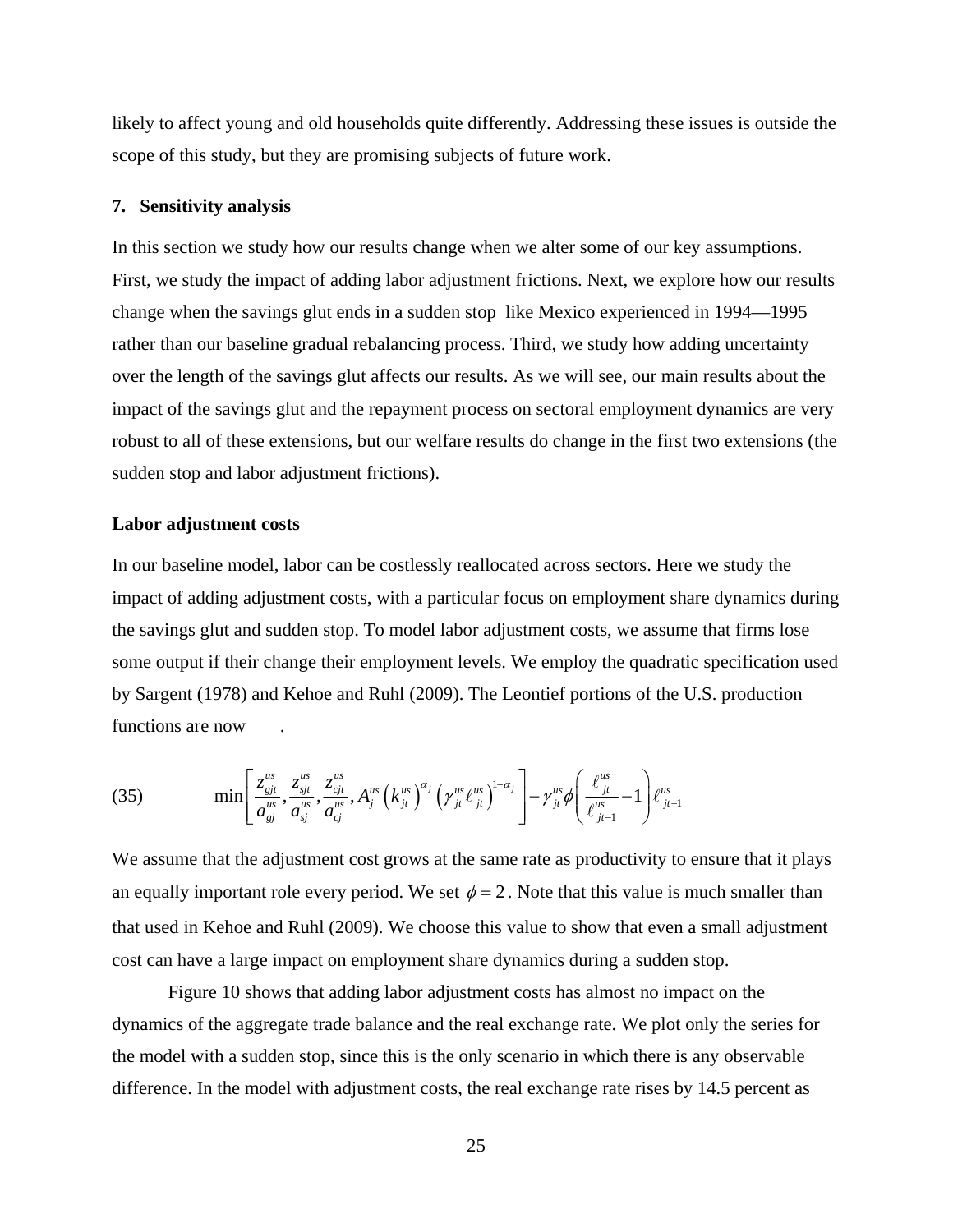likely to affect young and old households quite differently. Addressing these issues is outside the scope of this study, but they are promising subjects of future work.

## 7. Sensitivity analysis

In this section we study how our results change when we alter some of our key assumptions. First, we study the impact of adding labor adjustment frictions. Next, we explore how our results change when the savings glut ends in a sudden stop like Mexico experienced in 1994—1995 rather than our baseline gradual rebalancing process. Third, we study how adding uncertainty over the length of the savings glut affects our results. As we will see, our main results about the impact of the savings glut and the repayment process on sectoral employment dynamics are very robust to all of these extensions, but our welfare results do change in the first two extensions (the sudden stop and labor adjustment frictions).

### Labor adjustment costs

In our baseline model, labor can be costlessly reallocated across sectors. Here we study the impact of adding adjustment costs, with a particular focus on employment share dynamics during the savings glut and sudden stop. To model labor adjustment costs, we assume that firms lose some output if their change their employment levels. We employ the quadratic specification used by Sargent (1978) and Kehoe and Ruhl (2009). The Leontief portions of the U.S. production functions are now .

$$\text{(35)} \qquad \min\left[\frac{z_{gjt}^{us}}{a_{gj}^{us}}, \frac{z_{sjt}^{us}}{a_{sj}^{us}}, \frac{z_{cjt}^{us}}{a_{cj}^{us}}, A_j^{us}\left(k_{jt}^{us}\right)^{\alpha_j}\left(\gamma_{jt}^{us}\ell_{jt}^{us}\right)^{1-\alpha_j}\right] - \gamma_{jt}^{us}\phi\left(\frac{\ell_{jt}^{us}}{\ell_{jt-1}^{us}} - 1\right)\ell_{jt-1}^{us}$$

We assume that the adjustment cost grows at the same rate as productivity to ensure that it plays an equally important role every period. We set $\phi = 2$. Note that this value is much smaller than that used in Kehoe and Ruhl (2009). We choose this value to show that even a small adjustment cost can have a large impact on employment share dynamics during a sudden stop.

Figure 10 shows that adding labor adjustment costs has almost no impact on the dynamics of the aggregate trade balance and the real exchange rate. We plot only the series for the model with a sudden stop, since this is the only scenario in which there is any observable difference. In the model with adjustment costs, the real exchange rate rises by 14.5 percent as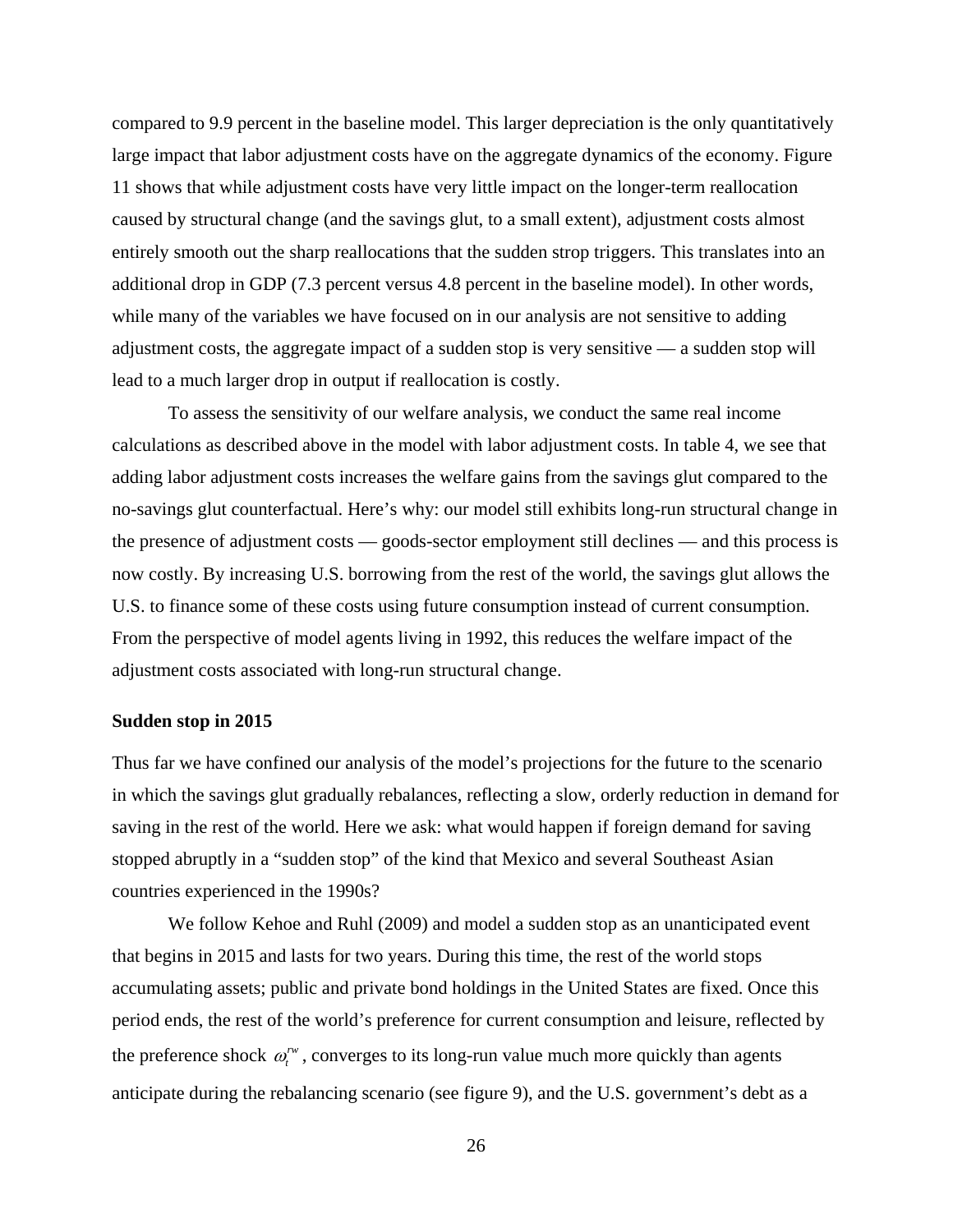compared to 9.9 percent in the baseline model. This larger depreciation is the only quantitatively large impact that labor adjustment costs have on the aggregate dynamics of the economy. Figure 11 shows that while adjustment costs have very little impact on the longer-term reallocation caused by structural change (and the savings glut, to a small extent), adjustment costs almost entirely smooth out the sharp reallocations that the sudden strop triggers. This translates into an additional drop in GDP (7.3 percent versus 4.8 percent in the baseline model). In other words, while many of the variables we have focused on in our analysis are not sensitive to adding adjustment costs, the aggregate impact of a sudden stop is very sensitive — a sudden stop will lead to a much larger drop in output if reallocation is costly.

To assess the sensitivity of our welfare analysis, we conduct the same real income calculations as described above in the model with labor adjustment costs. In table 4, we see that adding labor adjustment costs increases the welfare gains from the savings glut compared to the no-savings glut counterfactual. Here's why: our model still exhibits long-run structural change in the presence of adjustment costs — goods-sector employment still declines — and this process is now costly. By increasing U.S. borrowing from the rest of the world, the savings glut allows the U.S. to finance some of these costs using future consumption instead of current consumption. From the perspective of model agents living in 1992, this reduces the welfare impact of the adjustment costs associated with long-run structural change.

**Sudden stop in 2015**

Thus far we have confined our analysis of the model's projections for the future to the scenario in which the savings glut gradually rebalances, reflecting a slow, orderly reduction in demand for saving in the rest of the world. Here we ask: what would happen if foreign demand for saving stopped abruptly in a "sudden stop" of the kind that Mexico and several Southeast Asian countries experienced in the 1990s?

We follow Kehoe and Ruhl (2009) and model a sudden stop as an unanticipated event that begins in 2015 and lasts for two years. During this time, the rest of the world stops accumulating assets; public and private bond holdings in the United States are fixed. Once this period ends, the rest of the world's preference for current consumption and leisure, reflected by the preference shock $\omega_t^{rw}$, converges to its long-run value much more quickly than agents anticipate during the rebalancing scenario (see figure 9), and the U.S. government's debt as a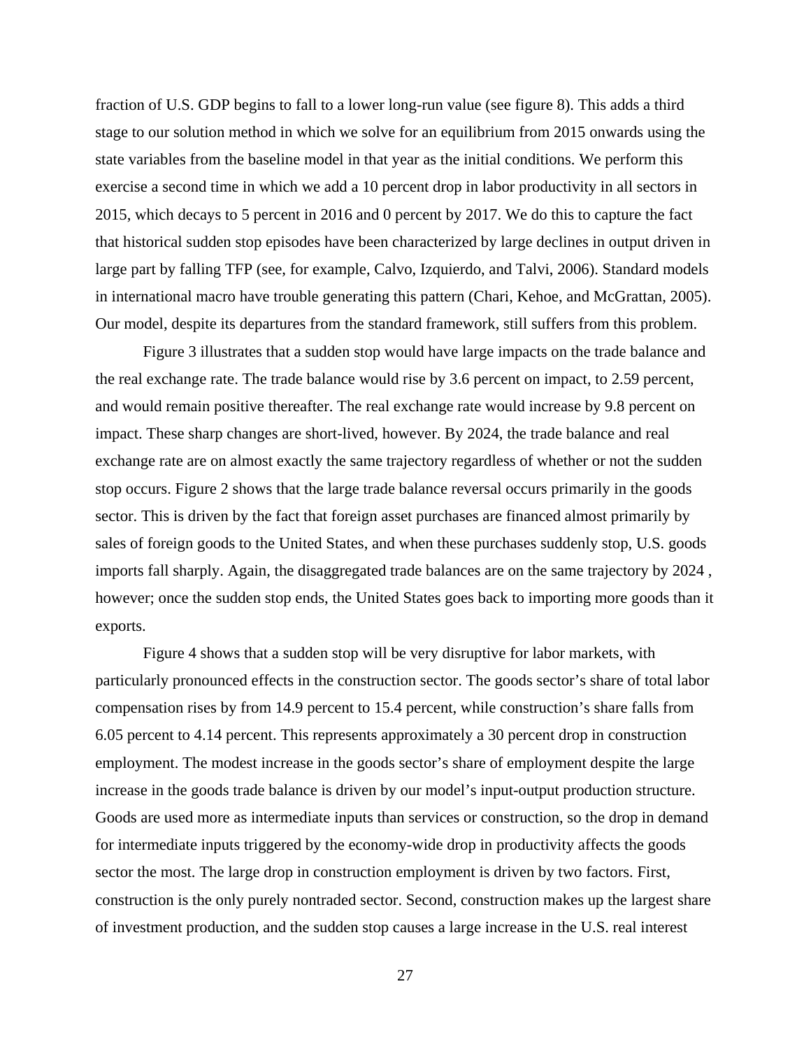fraction of U.S. GDP begins to fall to a lower long-run value (see figure 8). This adds a third stage to our solution method in which we solve for an equilibrium from 2015 onwards using the state variables from the baseline model in that year as the initial conditions. We perform this exercise a second time in which we add a 10 percent drop in labor productivity in all sectors in 2015, which decays to 5 percent in 2016 and 0 percent by 2017. We do this to capture the fact that historical sudden stop episodes have been characterized by large declines in output driven in large part by falling TFP (see, for example, Calvo, Izquierdo, and Talvi, 2006). Standard models in international macro have trouble generating this pattern (Chari, Kehoe, and McGrattan, 2005). Our model, despite its departures from the standard framework, still suffers from this problem.

Figure 3 illustrates that a sudden stop would have large impacts on the trade balance and the real exchange rate. The trade balance would rise by 3.6 percent on impact, to 2.59 percent, and would remain positive thereafter. The real exchange rate would increase by 9.8 percent on impact. These sharp changes are short-lived, however. By 2024, the trade balance and real exchange rate are on almost exactly the same trajectory regardless of whether or not the sudden stop occurs. Figure 2 shows that the large trade balance reversal occurs primarily in the goods sector. This is driven by the fact that foreign asset purchases are financed almost primarily by sales of foreign goods to the United States, and when these purchases suddenly stop, U.S. goods imports fall sharply. Again, the disaggregated trade balances are on the same trajectory by 2024 , however; once the sudden stop ends, the United States goes back to importing more goods than it exports.

Figure 4 shows that a sudden stop will be very disruptive for labor markets, with particularly pronounced effects in the construction sector. The goods sector's share of total labor compensation rises by from 14.9 percent to 15.4 percent, while construction's share falls from 6.05 percent to 4.14 percent. This represents approximately a 30 percent drop in construction employment. The modest increase in the goods sector's share of employment despite the large increase in the goods trade balance is driven by our model's input-output production structure. Goods are used more as intermediate inputs than services or construction, so the drop in demand for intermediate inputs triggered by the economy-wide drop in productivity affects the goods sector the most. The large drop in construction employment is driven by two factors. First, construction is the only purely nontraded sector. Second, construction makes up the largest share of investment production, and the sudden stop causes a large increase in the U.S. real interest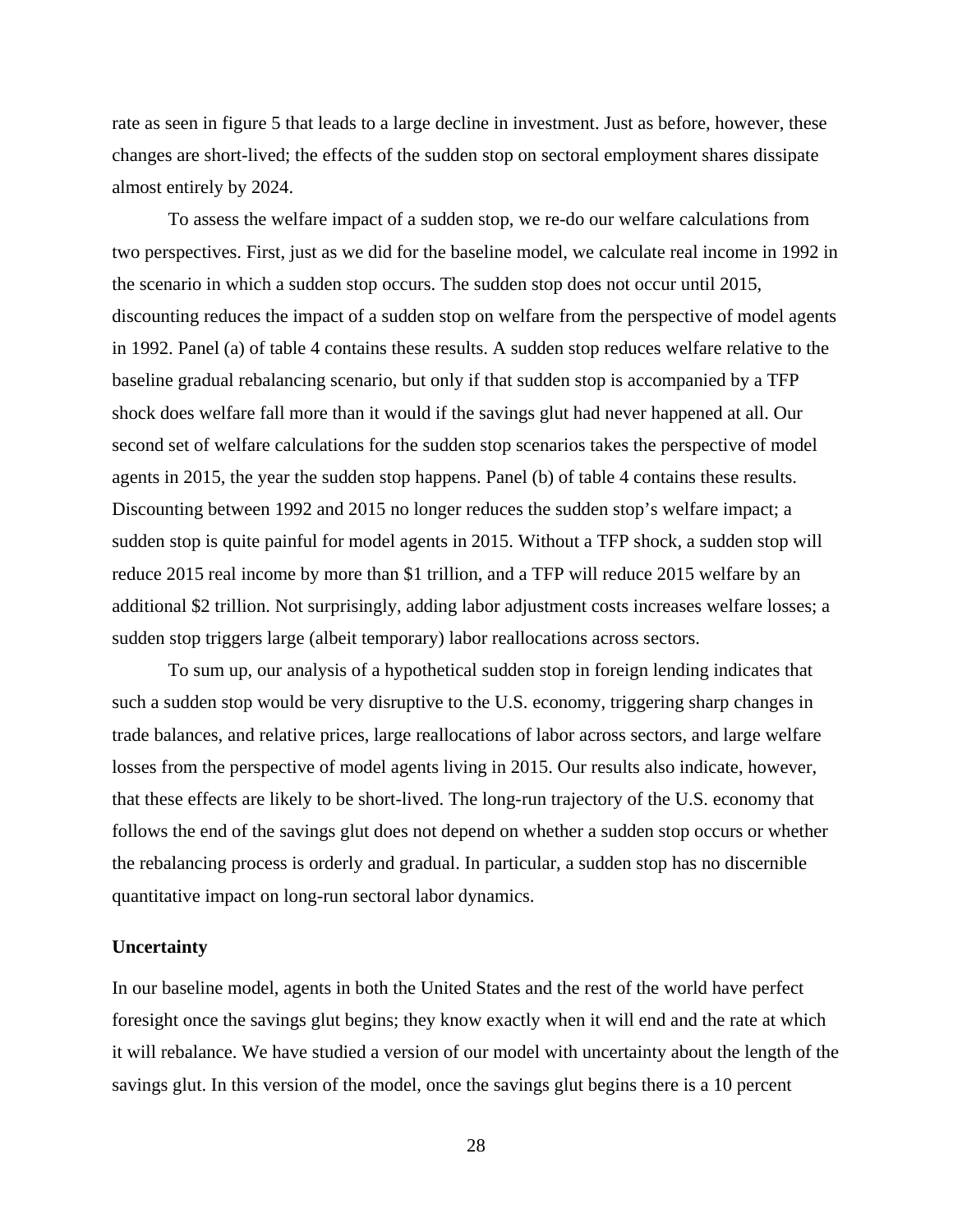rate as seen in figure 5 that leads to a large decline in investment. Just as before, however, these changes are short-lived; the effects of the sudden stop on sectoral employment shares dissipate almost entirely by 2024.

To assess the welfare impact of a sudden stop, we re-do our welfare calculations from two perspectives. First, just as we did for the baseline model, we calculate real income in 1992 in the scenario in which a sudden stop occurs. The sudden stop does not occur until 2015, discounting reduces the impact of a sudden stop on welfare from the perspective of model agents in 1992. Panel (a) of table 4 contains these results. A sudden stop reduces welfare relative to the baseline gradual rebalancing scenario, but only if that sudden stop is accompanied by a TFP shock does welfare fall more than it would if the savings glut had never happened at all. Our second set of welfare calculations for the sudden stop scenarios takes the perspective of model agents in 2015, the year the sudden stop happens. Panel (b) of table 4 contains these results. Discounting between 1992 and 2015 no longer reduces the sudden stop's welfare impact; a sudden stop is quite painful for model agents in 2015. Without a TFP shock, a sudden stop will reduce 2015 real income by more than $1 trillion, and a TFP will reduce 2015 welfare by an additional $2 trillion. Not surprisingly, adding labor adjustment costs increases welfare losses; a sudden stop triggers large (albeit temporary) labor reallocations across sectors.

To sum up, our analysis of a hypothetical sudden stop in foreign lending indicates that such a sudden stop would be very disruptive to the U.S. economy, triggering sharp changes in trade balances, and relative prices, large reallocations of labor across sectors, and large welfare losses from the perspective of model agents living in 2015. Our results also indicate, however, that these effects are likely to be short-lived. The long-run trajectory of the U.S. economy that follows the end of the savings glut does not depend on whether a sudden stop occurs or whether the rebalancing process is orderly and gradual. In particular, a sudden stop has no discernible quantitative impact on long-run sectoral labor dynamics.

**Uncertainty**

In our baseline model, agents in both the United States and the rest of the world have perfect foresight once the savings glut begins; they know exactly when it will end and the rate at which it will rebalance. We have studied a version of our model with uncertainty about the length of the savings glut. In this version of the model, once the savings glut begins there is a 10 percent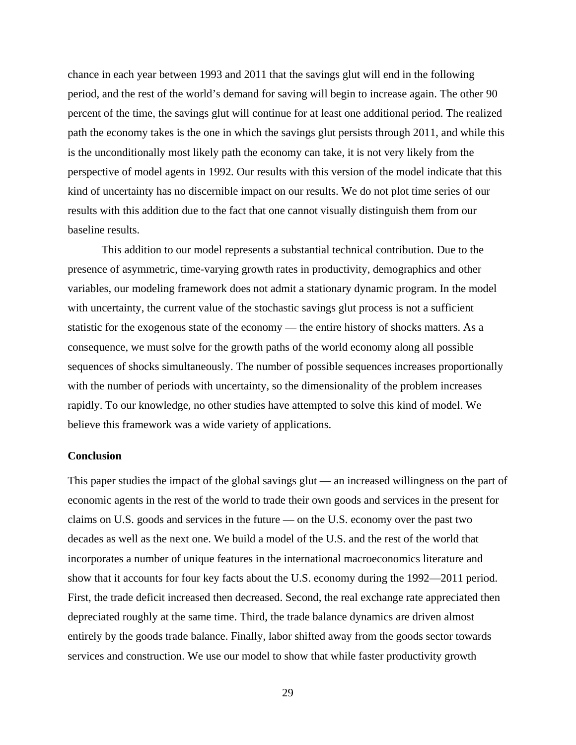chance in each year between 1993 and 2011 that the savings glut will end in the following period, and the rest of the world's demand for saving will begin to increase again. The other 90 percent of the time, the savings glut will continue for at least one additional period. The realized path the economy takes is the one in which the savings glut persists through 2011, and while this is the unconditionally most likely path the economy can take, it is not very likely from the perspective of model agents in 1992. Our results with this version of the model indicate that this kind of uncertainty has no discernible impact on our results. We do not plot time series of our results with this addition due to the fact that one cannot visually distinguish them from our baseline results.

This addition to our model represents a substantial technical contribution. Due to the presence of asymmetric, time-varying growth rates in productivity, demographics and other variables, our modeling framework does not admit a stationary dynamic program. In the model with uncertainty, the current value of the stochastic savings glut process is not a sufficient statistic for the exogenous state of the economy — the entire history of shocks matters. As a consequence, we must solve for the growth paths of the world economy along all possible sequences of shocks simultaneously. The number of possible sequences increases proportionally with the number of periods with uncertainty, so the dimensionality of the problem increases rapidly. To our knowledge, no other studies have attempted to solve this kind of model. We believe this framework was a wide variety of applications.

## Conclusion

This paper studies the impact of the global savings glut — an increased willingness on the part of economic agents in the rest of the world to trade their own goods and services in the present for claims on U.S. goods and services in the future — on the U.S. economy over the past two decades as well as the next one. We build a model of the U.S. and the rest of the world that incorporates a number of unique features in the international macroeconomics literature and show that it accounts for four key facts about the U.S. economy during the 1992—2011 period. First, the trade deficit increased then decreased. Second, the real exchange rate appreciated then depreciated roughly at the same time. Third, the trade balance dynamics are driven almost entirely by the goods trade balance. Finally, labor shifted away from the goods sector towards services and construction. We use our model to show that while faster productivity growth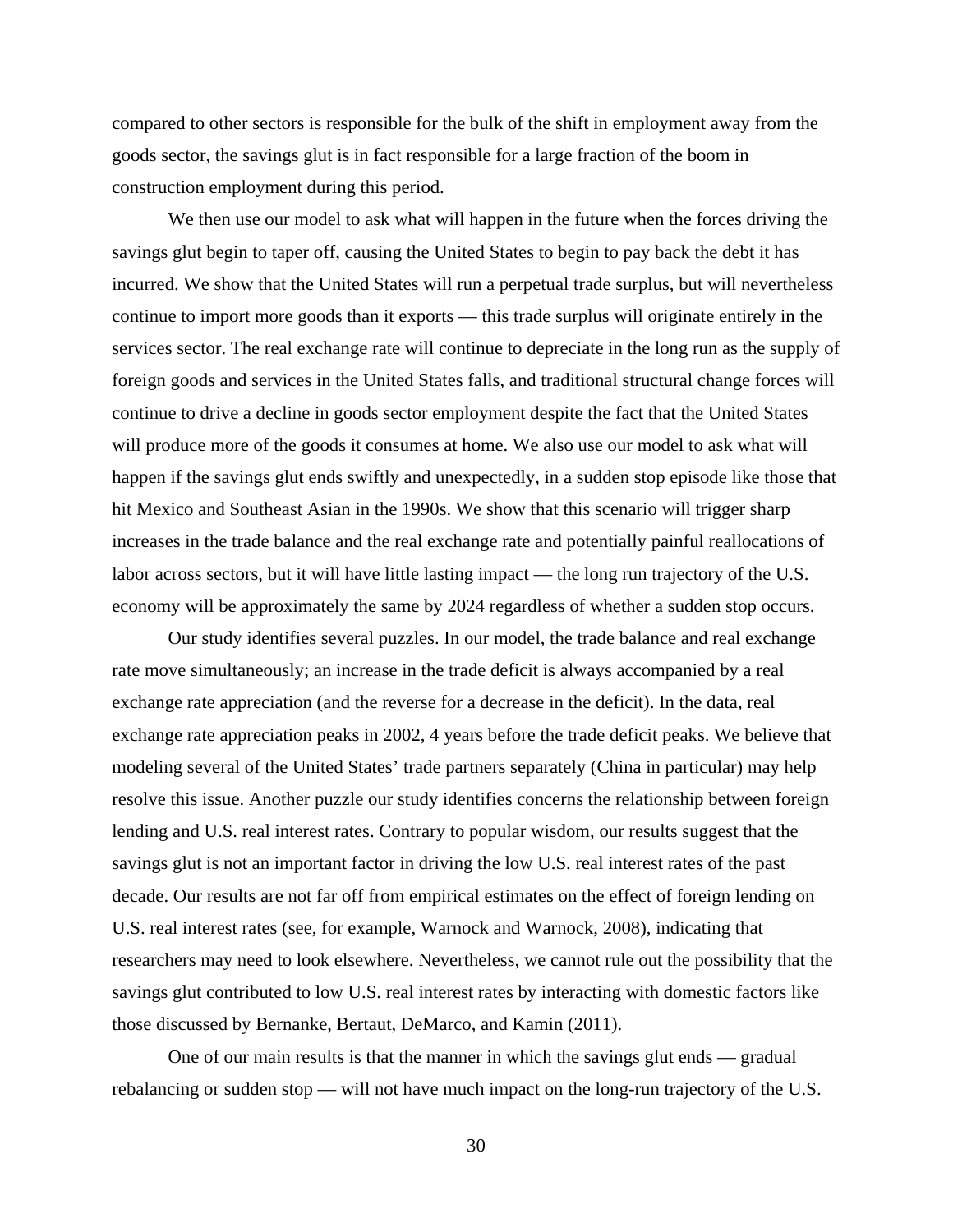compared to other sectors is responsible for the bulk of the shift in employment away from the goods sector, the savings glut is in fact responsible for a large fraction of the boom in construction employment during this period.

We then use our model to ask what will happen in the future when the forces driving the savings glut begin to taper off, causing the United States to begin to pay back the debt it has incurred. We show that the United States will run a perpetual trade surplus, but will nevertheless continue to import more goods than it exports — this trade surplus will originate entirely in the services sector. The real exchange rate will continue to depreciate in the long run as the supply of foreign goods and services in the United States falls, and traditional structural change forces will continue to drive a decline in goods sector employment despite the fact that the United States will produce more of the goods it consumes at home. We also use our model to ask what will happen if the savings glut ends swiftly and unexpectedly, in a sudden stop episode like those that hit Mexico and Southeast Asian in the 1990s. We show that this scenario will trigger sharp increases in the trade balance and the real exchange rate and potentially painful reallocations of labor across sectors, but it will have little lasting impact — the long run trajectory of the U.S. economy will be approximately the same by 2024 regardless of whether a sudden stop occurs.

Our study identifies several puzzles. In our model, the trade balance and real exchange rate move simultaneously; an increase in the trade deficit is always accompanied by a real exchange rate appreciation (and the reverse for a decrease in the deficit). In the data, real exchange rate appreciation peaks in 2002, 4 years before the trade deficit peaks. We believe that modeling several of the United States' trade partners separately (China in particular) may help resolve this issue. Another puzzle our study identifies concerns the relationship between foreign lending and U.S. real interest rates. Contrary to popular wisdom, our results suggest that the savings glut is not an important factor in driving the low U.S. real interest rates of the past decade. Our results are not far off from empirical estimates on the effect of foreign lending on U.S. real interest rates (see, for example, Warnock and Warnock, 2008), indicating that researchers may need to look elsewhere. Nevertheless, we cannot rule out the possibility that the savings glut contributed to low U.S. real interest rates by interacting with domestic factors like those discussed by Bernanke, Bertaut, DeMarco, and Kamin (2011).

One of our main results is that the manner in which the savings glut ends — gradual rebalancing or sudden stop — will not have much impact on the long-run trajectory of the U.S.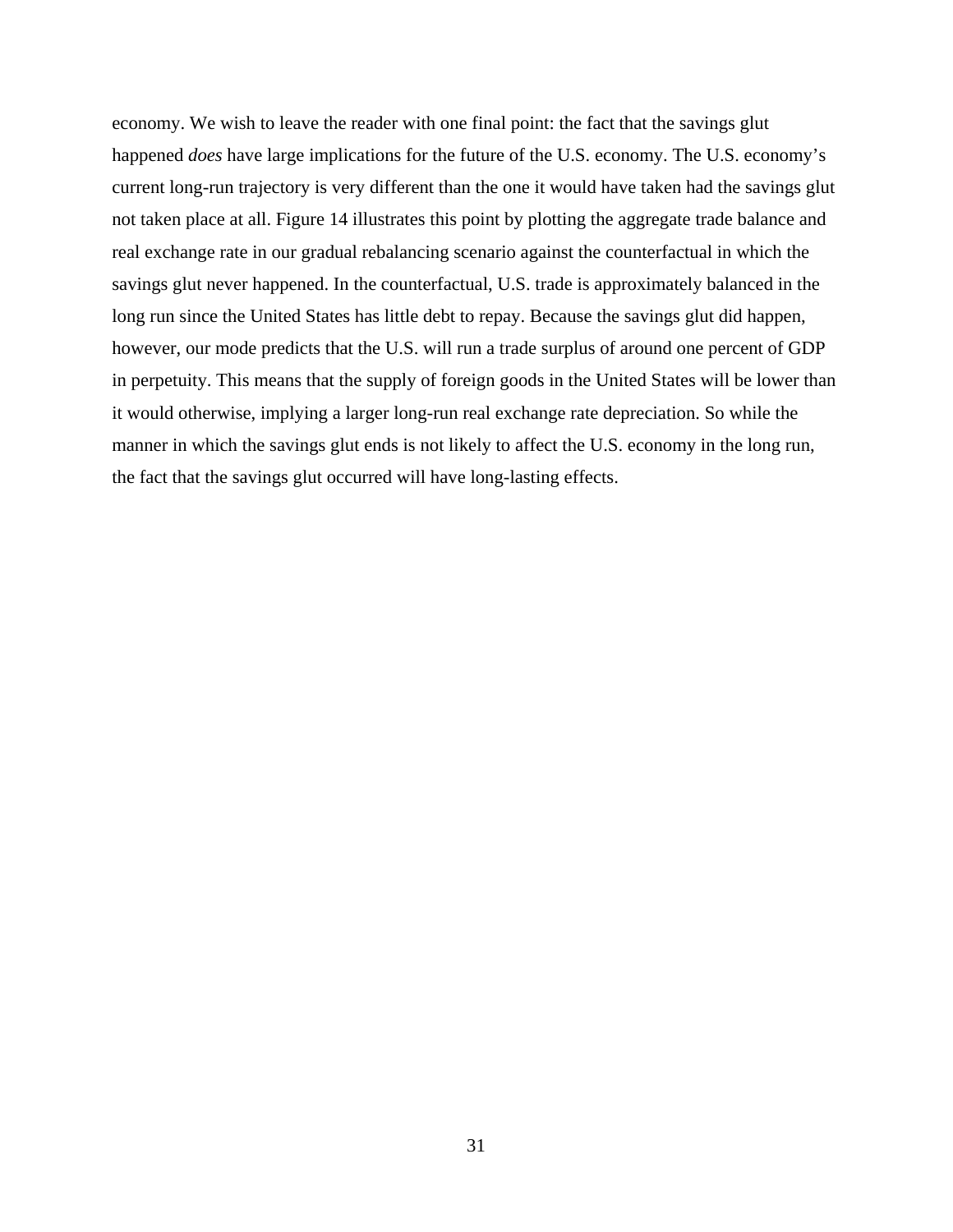economy. We wish to leave the reader with one final point: the fact that the savings glut happened *does* have large implications for the future of the U.S. economy. The U.S. economy's current long-run trajectory is very different than the one it would have taken had the savings glut not taken place at all. Figure 14 illustrates this point by plotting the aggregate trade balance and real exchange rate in our gradual rebalancing scenario against the counterfactual in which the savings glut never happened. In the counterfactual, U.S. trade is approximately balanced in the long run since the United States has little debt to repay. Because the savings glut did happen, however, our mode predicts that the U.S. will run a trade surplus of around one percent of GDP in perpetuity. This means that the supply of foreign goods in the United States will be lower than it would otherwise, implying a larger long-run real exchange rate depreciation. So while the manner in which the savings glut ends is not likely to affect the U.S. economy in the long run, the fact that the savings glut occurred will have long-lasting effects.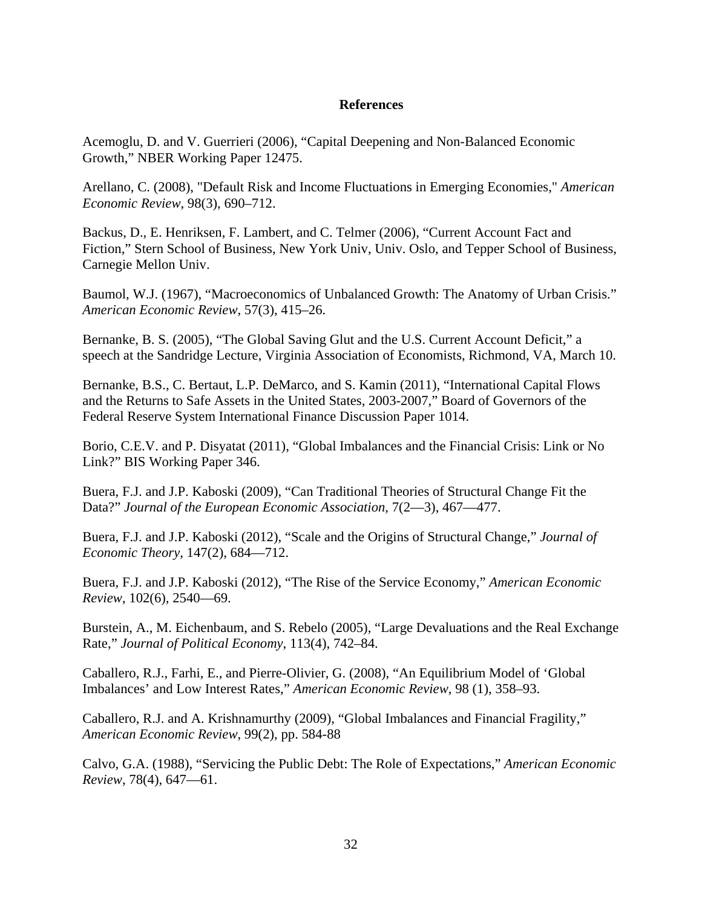## References

Acemoglu, D. and V. Guerrieri (2006), "Capital Deepening and Non-Balanced Economic Growth," NBER Working Paper 12475.

Arellano, C. (2008), "Default Risk and Income Fluctuations in Emerging Economies," *American Economic Review*, 98(3), 690–712.

Backus, D., E. Henriksen, F. Lambert, and C. Telmer (2006), "Current Account Fact and Fiction," Stern School of Business, New York Univ, Univ. Oslo, and Tepper School of Business, Carnegie Mellon Univ.

Baumol, W.J. (1967), "Macroeconomics of Unbalanced Growth: The Anatomy of Urban Crisis." *American Economic Review*, 57(3), 415–26.

Bernanke, B. S. (2005), "The Global Saving Glut and the U.S. Current Account Deficit," a speech at the Sandridge Lecture, Virginia Association of Economists, Richmond, VA, March 10.

Bernanke, B.S., C. Bertaut, L.P. DeMarco, and S. Kamin (2011), "International Capital Flows and the Returns to Safe Assets in the United States, 2003-2007," Board of Governors of the Federal Reserve System International Finance Discussion Paper 1014.

Borio, C.E.V. and P. Disyatat (2011), "Global Imbalances and the Financial Crisis: Link or No Link?" BIS Working Paper 346.

Buera, F.J. and J.P. Kaboski (2009), "Can Traditional Theories of Structural Change Fit the Data?" *Journal of the European Economic Association*, 7(2—3), 467—477.

Buera, F.J. and J.P. Kaboski (2012), "Scale and the Origins of Structural Change," *Journal of Economic Theory*, 147(2), 684—712.

Buera, F.J. and J.P. Kaboski (2012), "The Rise of the Service Economy," *American Economic Review*, 102(6), 2540—69.

Burstein, A., M. Eichenbaum, and S. Rebelo (2005), "Large Devaluations and the Real Exchange Rate," *Journal of Political Economy*, 113(4), 742–84.

Caballero, R.J., Farhi, E., and Pierre-Olivier, G. (2008), "An Equilibrium Model of 'Global Imbalances' and Low Interest Rates," *American Economic Review*, 98 (1), 358–93.

Caballero, R.J. and A. Krishnamurthy (2009), "Global Imbalances and Financial Fragility," *American Economic Review*, 99(2), pp. 584-88

Calvo, G.A. (1988), "Servicing the Public Debt: The Role of Expectations," *American Economic Review*, 78(4), 647—61.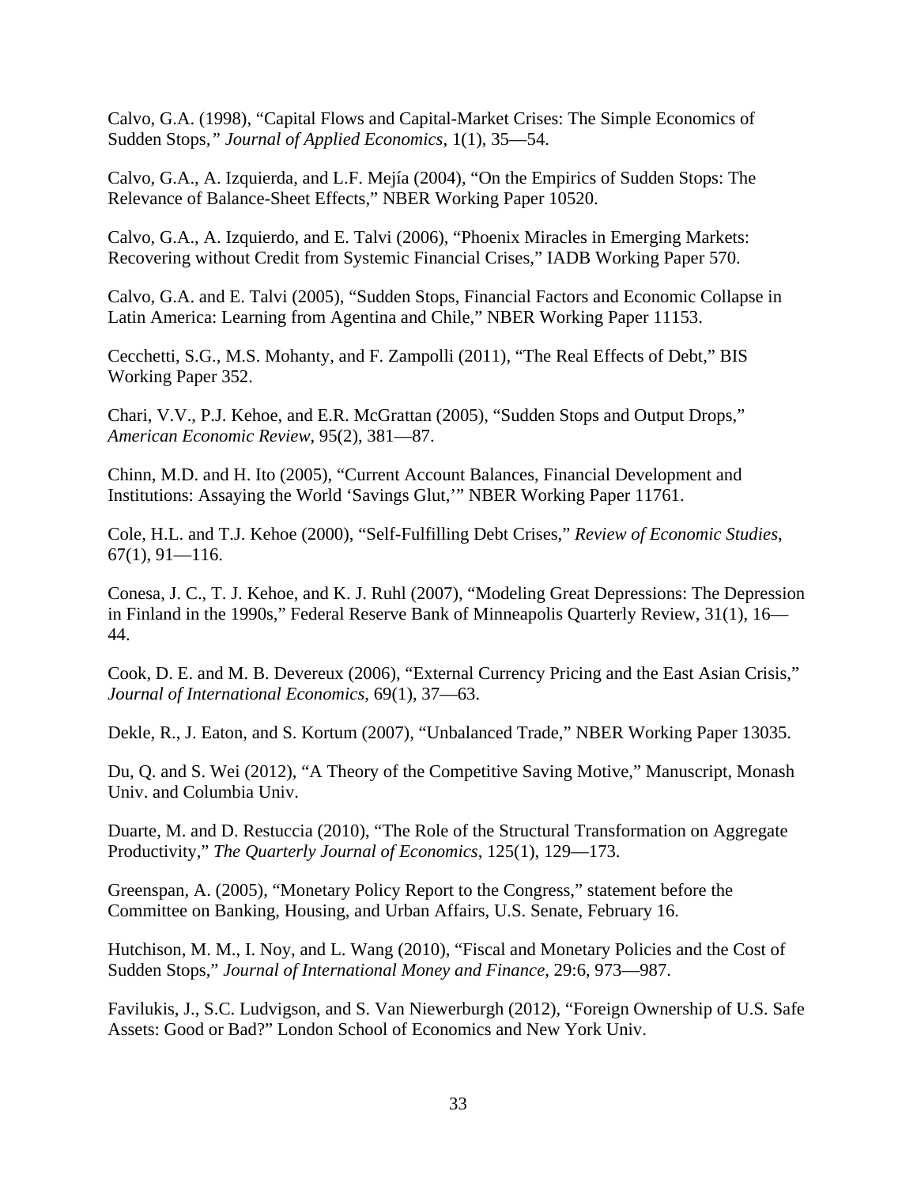Calvo, G.A. (1998), “Capital Flows and Capital-Market Crises: The Simple Economics of Sudden Stops,” *Journal of Applied Economics*, 1(1), 35—54.

Calvo, G.A., A. Izquierda, and L.F. Mejía (2004), “On the Empirics of Sudden Stops: The Relevance of Balance-Sheet Effects,” NBER Working Paper 10520.

Calvo, G.A., A. Izquierdo, and E. Talvi (2006), “Phoenix Miracles in Emerging Markets: Recovering without Credit from Systemic Financial Crises,” IADB Working Paper 570.

Calvo, G.A. and E. Talvi (2005), “Sudden Stops, Financial Factors and Economic Collapse in Latin America: Learning from Agentina and Chile,” NBER Working Paper 11153.

Cecchetti, S.G., M.S. Mohanty, and F. Zampolli (2011), “The Real Effects of Debt,” BIS Working Paper 352.

Chari, V.V., P.J. Kehoe, and E.R. McGrattan (2005), “Sudden Stops and Output Drops,” *American Economic Review*, 95(2), 381—87.

Chinn, M.D. and H. Ito (2005), “Current Account Balances, Financial Development and Institutions: Assaying the World ‘Savings Glut,’” NBER Working Paper 11761.

Cole, H.L. and T.J. Kehoe (2000), “Self-Fulfilling Debt Crises,” *Review of Economic Studies*, 67(1), 91—116.

Conesa, J. C., T. J. Kehoe, and K. J. Ruhl (2007), “Modeling Great Depressions: The Depression in Finland in the 1990s,” Federal Reserve Bank of Minneapolis Quarterly Review, 31(1), 16—44.

Cook, D. E. and M. B. Devereux (2006), “External Currency Pricing and the East Asian Crisis,” *Journal of International Economics*, 69(1), 37—63.

Dekle, R., J. Eaton, and S. Kortum (2007), “Unbalanced Trade,” NBER Working Paper 13035.

Du, Q. and S. Wei (2012), “A Theory of the Competitive Saving Motive,” Manuscript, Monash Univ. and Columbia Univ.

Duarte, M. and D. Restuccia (2010), “The Role of the Structural Transformation on Aggregate Productivity,” *The Quarterly Journal of Economics*, 125(1), 129—173.

Greenspan, A. (2005), “Monetary Policy Report to the Congress,” statement before the Committee on Banking, Housing, and Urban Affairs, U.S. Senate, February 16.

Hutchison, M. M., I. Noy, and L. Wang (2010), “Fiscal and Monetary Policies and the Cost of Sudden Stops,” *Journal of International Money and Finance*, 29:6, 973—987.

Favilukis, J., S.C. Ludvigson, and S. Van Niewerburgh (2012), “Foreign Ownership of U.S. Safe Assets: Good or Bad?” London School of Economics and New York Univ.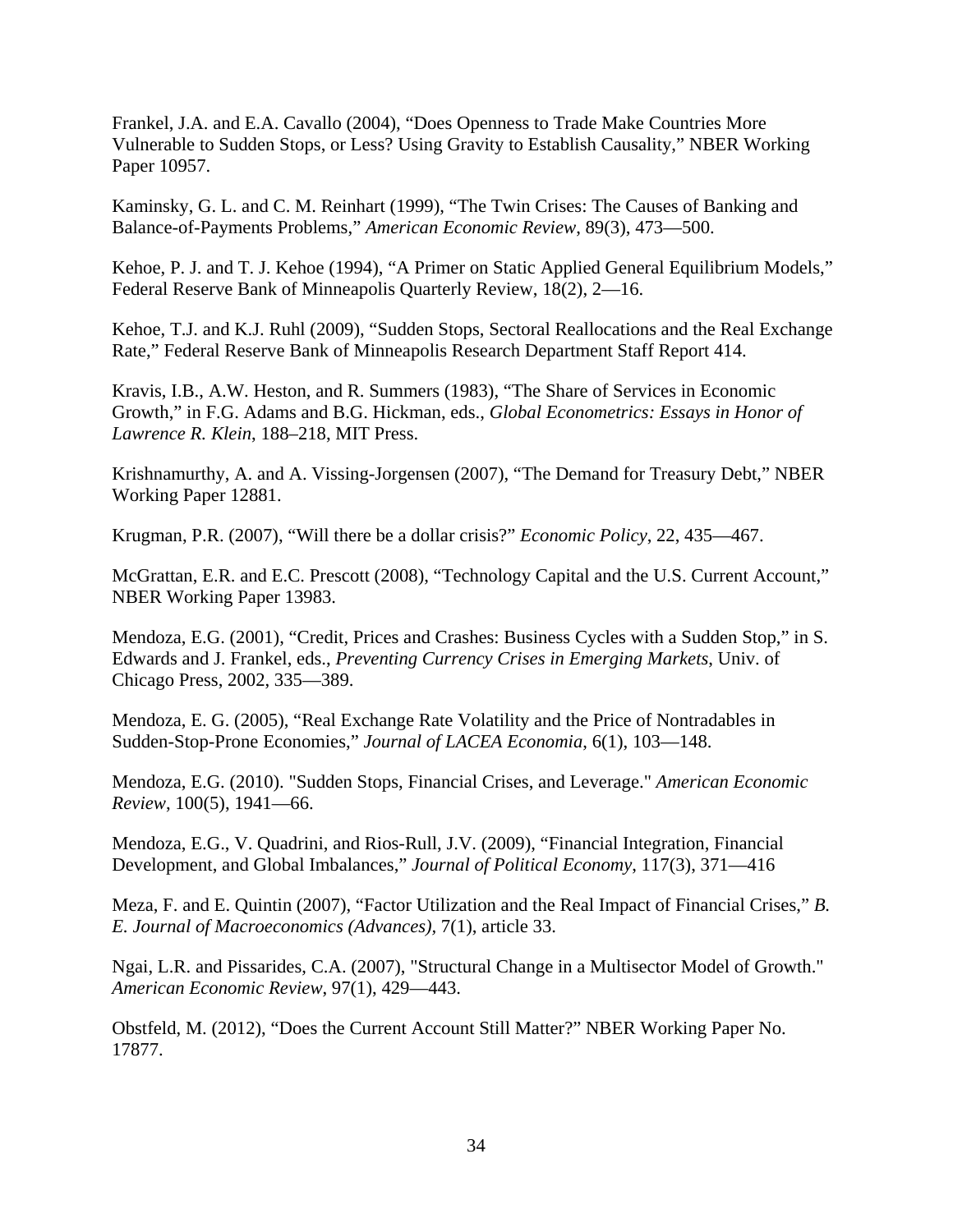Frankel, J.A. and E.A. Cavallo (2004), “Does Openness to Trade Make Countries More Vulnerable to Sudden Stops, or Less? Using Gravity to Establish Causality,” NBER Working Paper 10957.

Kaminsky, G. L. and C. M. Reinhart (1999), “The Twin Crises: The Causes of Banking and Balance-of-Payments Problems,” *American Economic Review*, 89(3), 473—500.

Kehoe, P. J. and T. J. Kehoe (1994), “A Primer on Static Applied General Equilibrium Models,” Federal Reserve Bank of Minneapolis Quarterly Review, 18(2), 2—16.

Kehoe, T.J. and K.J. Ruhl (2009), “Sudden Stops, Sectoral Reallocations and the Real Exchange Rate,” Federal Reserve Bank of Minneapolis Research Department Staff Report 414.

Kravis, I.B., A.W. Heston, and R. Summers (1983), “The Share of Services in Economic Growth,” in F.G. Adams and B.G. Hickman, eds., *Global Econometrics: Essays in Honor of Lawrence R. Klein*, 188–218, MIT Press.

Krishnamurthy, A. and A. Vissing-Jorgensen (2007), “The Demand for Treasury Debt,” NBER Working Paper 12881.

Krugman, P.R. (2007), “Will there be a dollar crisis?” *Economic Policy*, 22, 435—467.

McGrattan, E.R. and E.C. Prescott (2008), “Technology Capital and the U.S. Current Account,” NBER Working Paper 13983.

Mendoza, E.G. (2001), “Credit, Prices and Crashes: Business Cycles with a Sudden Stop,” in S. Edwards and J. Frankel, eds., *Preventing Currency Crises in Emerging Markets*, Univ. of Chicago Press, 2002, 335—389.

Mendoza, E. G. (2005), “Real Exchange Rate Volatility and the Price of Nontradables in Sudden-Stop-Prone Economies,” *Journal of LACEA Economia*, 6(1), 103—148.

Mendoza, E.G. (2010). "Sudden Stops, Financial Crises, and Leverage." *American Economic Review*, 100(5), 1941—66.

Mendoza, E.G., V. Quadrini, and Rios-Rull, J.V. (2009), “Financial Integration, Financial Development, and Global Imbalances,” *Journal of Political Economy*, 117(3), 371—416

Meza, F. and E. Quintin (2007), “Factor Utilization and the Real Impact of Financial Crises,” *B. E. Journal of Macroeconomics (Advances)*, 7(1), article 33.

Ngai, L.R. and Pissarides, C.A. (2007), "Structural Change in a Multisector Model of Growth." *American Economic Review*, 97(1), 429—443.

Obstfeld, M. (2012), “Does the Current Account Still Matter?” NBER Working Paper No. 17877.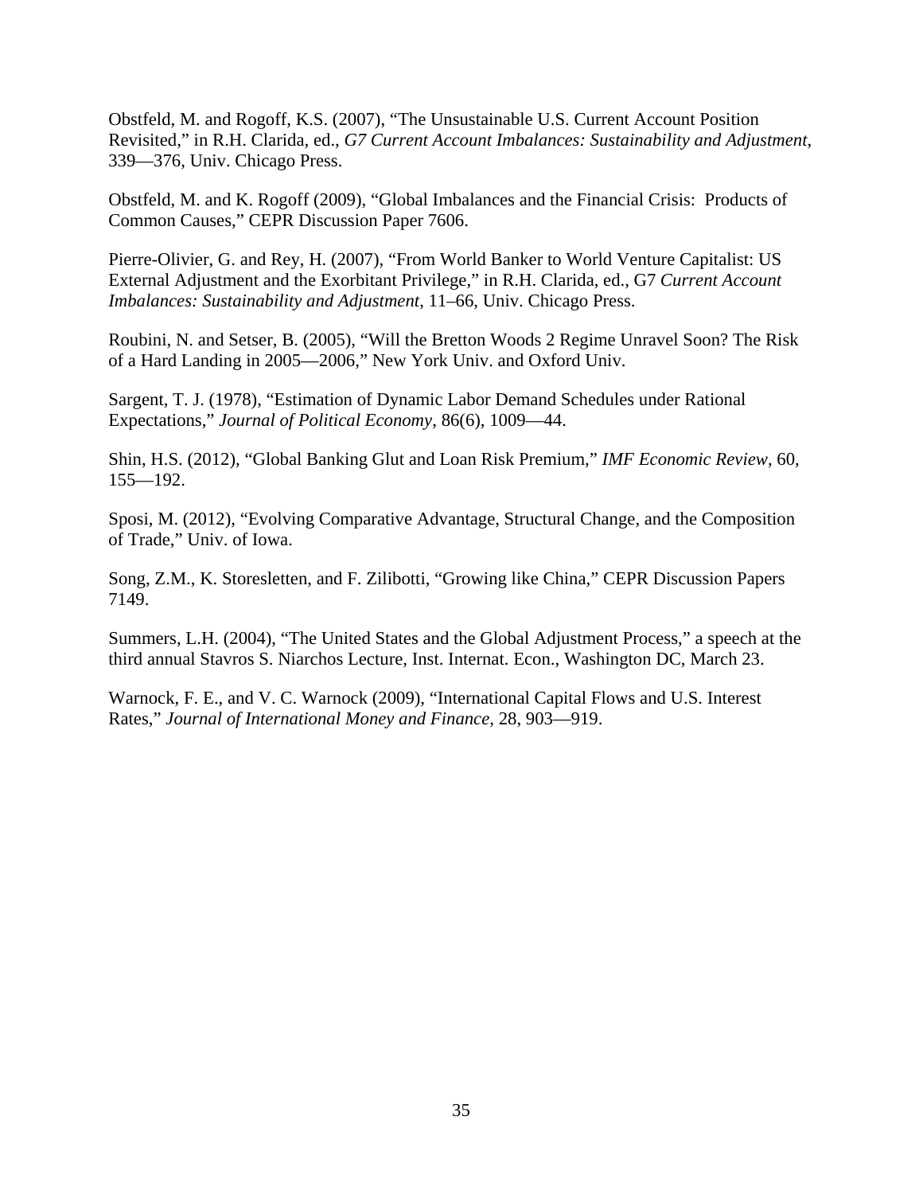Obstfeld, M. and Rogoff, K.S. (2007), "The Unsustainable U.S. Current Account Position Revisited," in R.H. Clarida, ed., *G7 Current Account Imbalances: Sustainability and Adjustment*, 339—376, Univ. Chicago Press.

Obstfeld, M. and K. Rogoff (2009), "Global Imbalances and the Financial Crisis: Products of Common Causes," CEPR Discussion Paper 7606.

Pierre-Olivier, G. and Rey, H. (2007), "From World Banker to World Venture Capitalist: US External Adjustment and the Exorbitant Privilege," in R.H. Clarida, ed., G7 *Current Account Imbalances: Sustainability and Adjustment*, 11–66, Univ. Chicago Press.

Roubini, N. and Setser, B. (2005), "Will the Bretton Woods 2 Regime Unravel Soon? The Risk of a Hard Landing in 2005—2006," New York Univ. and Oxford Univ.

Sargent, T. J. (1978), "Estimation of Dynamic Labor Demand Schedules under Rational Expectations," *Journal of Political Economy*, 86(6), 1009—44.

Shin, H.S. (2012), "Global Banking Glut and Loan Risk Premium," *IMF Economic Review*, 60, 155—192.

Sposi, M. (2012), "Evolving Comparative Advantage, Structural Change, and the Composition of Trade," Univ. of Iowa.

Song, Z.M., K. Storesletten, and F. Zilibotti, "Growing like China," CEPR Discussion Papers 7149.

Summers, L.H. (2004), "The United States and the Global Adjustment Process," a speech at the third annual Stavros S. Niarchos Lecture, Inst. Internat. Econ., Washington DC, March 23.

Warnock, F. E., and V. C. Warnock (2009), "International Capital Flows and U.S. Interest Rates," *Journal of International Money and Finance*, 28, 903—919.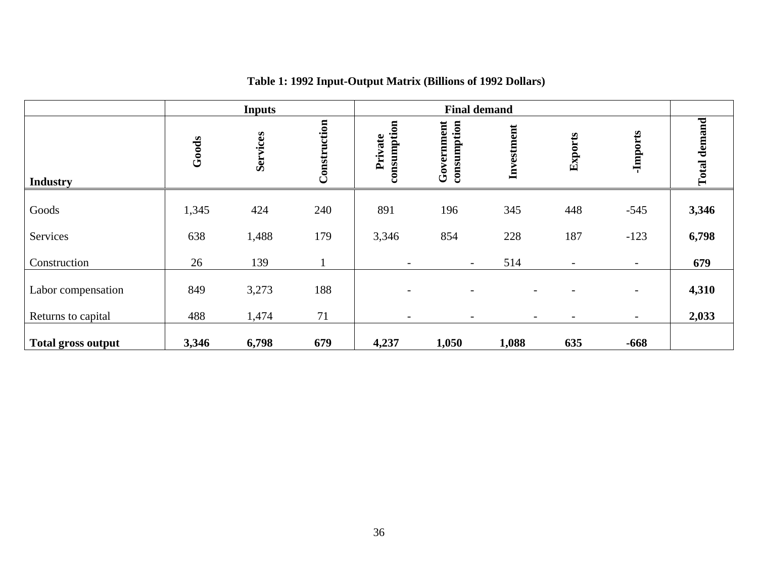**Table 1: 1992 Input-Output Matrix (Billions of 1992 Dollars)**

| | Inputs | | | Final demand | | | | | |
|---|---|---|---|---|---|---|---|---|---|
| **Industry** | **Goods** | **Services** | **Construction** | **Private consumption** | **Government consumption** | **Investment** | **Exports** | **-Imports** | **Total demand** |
| Goods | 1,345 | 424 | 240 | 891 | 196 | 345 | 448 | -545 | **3,346** |
| Services | 638 | 1,488 | 179 | 3,346 | 854 | 228 | 187 | -123 | **6,798** |
| Construction | 26 | 139 | 1 | - | - | 514 | - | - | **679** |
| Labor compensation | 849 | 3,273 | 188 | - | - | - | - | - | **4,310** |
| Returns to capital | 488 | 1,474 | 71 | - | - | - | - | - | **2,033** |
| **Total gross output** | **3,346** | **6,798** | **679** | **4,237** | **1,050** | **1,088** | **635** | **-668** | |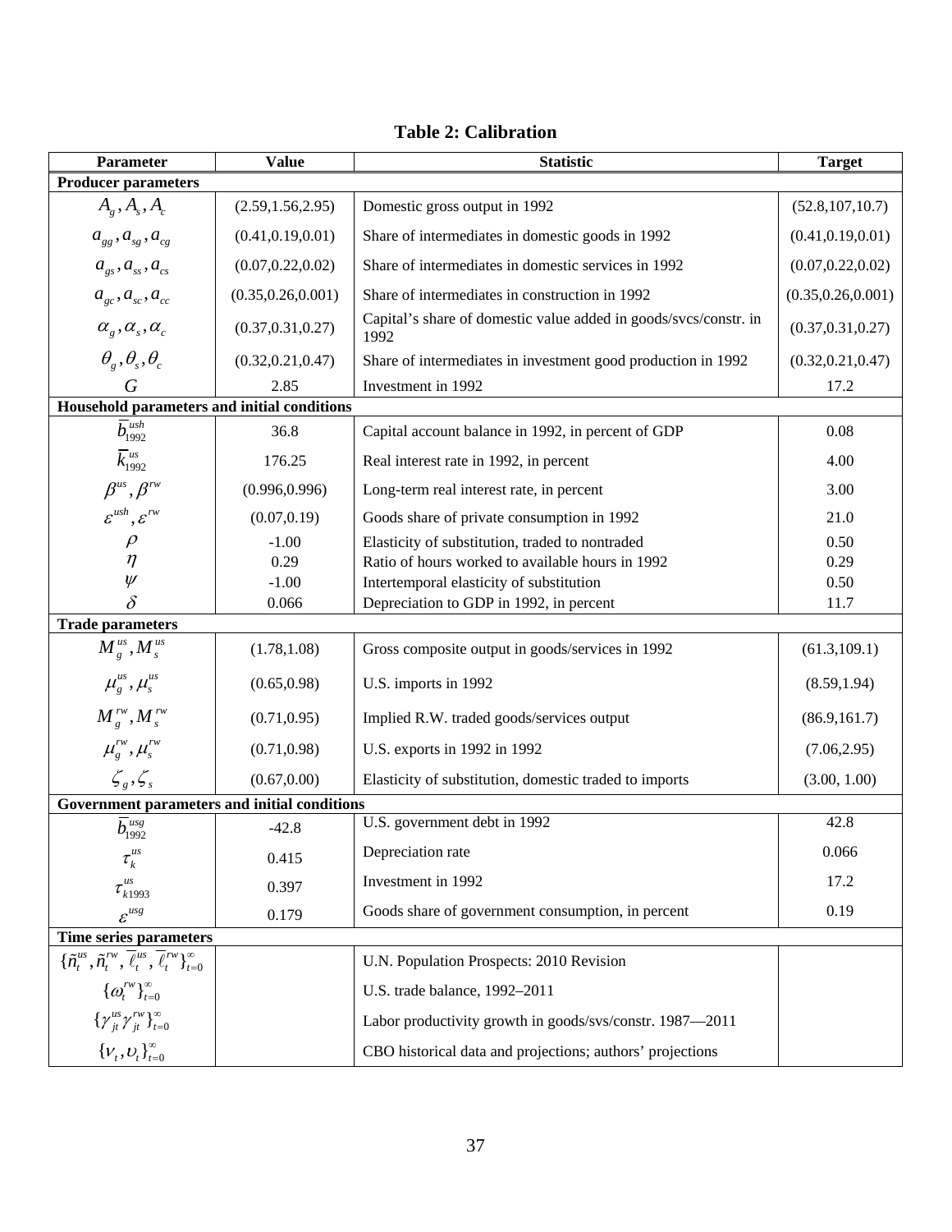**Table 2: Calibration**

| Parameter | Value | Statistic | Target |
|---|---|---|---|
| **Producer parameters** | | | |
| $A_g, A_s, A_c$ | (2.59,1.56,2.95) | Domestic gross output in 1992 | (52.8,107,10.7) |
| $a_{gg}, a_{sg}, a_{cg}$ | (0.41,0.19,0.01) | Share of intermediates in domestic goods in 1992 | (0.41,0.19,0.01) |
| $a_{gs}, a_{ss}, a_{cs}$ | (0.07,0.22,0.02) | Share of intermediates in domestic services in 1992 | (0.07,0.22,0.02) |
| $a_{gc}, a_{sc}, a_{cc}$ | (0.35,0.26,0.001) | Share of intermediates in construction in 1992 | (0.35,0.26,0.001) |
| $\alpha_g, \alpha_s, \alpha_c$ | (0.37,0.31,0.27) | Capital's share of domestic value added in goods/svcs/constr. in 1992 | (0.37,0.31,0.27) |
| $\theta_g, \theta_s, \theta_c$ | (0.32,0.21,0.47) | Share of intermediates in investment good production in 1992 | (0.32,0.21,0.47) |
| $G$ | 2.85 | Investment in 1992 | 17.2 |
| **Household parameters and initial conditions** | | | |
| $\bar{b}_{1992}^{ush}$ | 36.8 | Capital account balance in 1992, in percent of GDP | 0.08 |
| $\bar{k}_{1992}^{us}$ | 176.25 | Real interest rate in 1992, in percent | 4.00 |
| $\beta^{us}, \beta^{rw}$ | (0.996,0.996) | Long-term real interest rate, in percent | 3.00 |
| $\varepsilon^{ush}, \varepsilon^{rw}$ | (0.07,0.19) | Goods share of private consumption in 1992 | 21.0 |
| $\rho$ | -1.00 | Elasticity of substitution, traded to nontraded | 0.50 |
| $\eta$ | 0.29 | Ratio of hours worked to available hours in 1992 | 0.29 |
| $\psi$ | -1.00 | Intertemporal elasticity of substitution | 0.50 |
| $\delta$ | 0.066 | Depreciation to GDP in 1992, in percent | 11.7 |
| **Trade parameters** | | | |
| $M_g^{us}, M_s^{us}$ | (1.78,1.08) | Gross composite output in goods/services in 1992 | (61.3,109.1) |
| $\mu_g^{us}, \mu_s^{us}$ | (0.65,0.98) | U.S. imports in 1992 | (8.59,1.94) |
| $M_g^{rw}, M_s^{rw}$ | (0.71,0.95) | Implied R.W. traded goods/services output | (86.9,161.7) |
| $\mu_g^{rw}, \mu_s^{rw}$ | (0.71,0.98) | U.S. exports in 1992 in 1992 | (7.06,2.95) |
| $\zeta_g, \zeta_s$ | (0.67,0.00) | Elasticity of substitution, domestic traded to imports | (3.00, 1.00) |
| **Government parameters and initial conditions** | | | |
| $\bar{b}_{1992}^{usg}$ | -42.8 | U.S. government debt in 1992 | 42.8 |
| $\tau_k^{us}$ | 0.415 | Depreciation rate | 0.066 |
| $\tau_{k1993}^{us}$ | 0.397 | Investment in 1992 | 17.2 |
| $\varepsilon^{usg}$ | 0.179 | Goods share of government consumption, in percent | 0.19 |
| **Time series parameters** | | | |
| $\{\tilde{n}_t^{us}, \tilde{n}_t^{rw}, \bar{\ell}_t^{us}, \bar{\ell}_t^{rw}\}_{t=0}^{\infty}$ | | U.N. Population Prospects: 2010 Revision | |
| $\{\omega_t^{rw}\}_{t=0}^{\infty}$ | | U.S. trade balance, 1992–2011 | |
| $\{\gamma_{jt}^{us}\gamma_{jt}^{rw}\}_{t=0}^{\infty}$ | | Labor productivity growth in goods/svs/constr. 1987—2011 | |
| $\{\nu_t, \upsilon_t\}_{t=0}^{\infty}$ | | CBO historical data and projections; authors' projections | |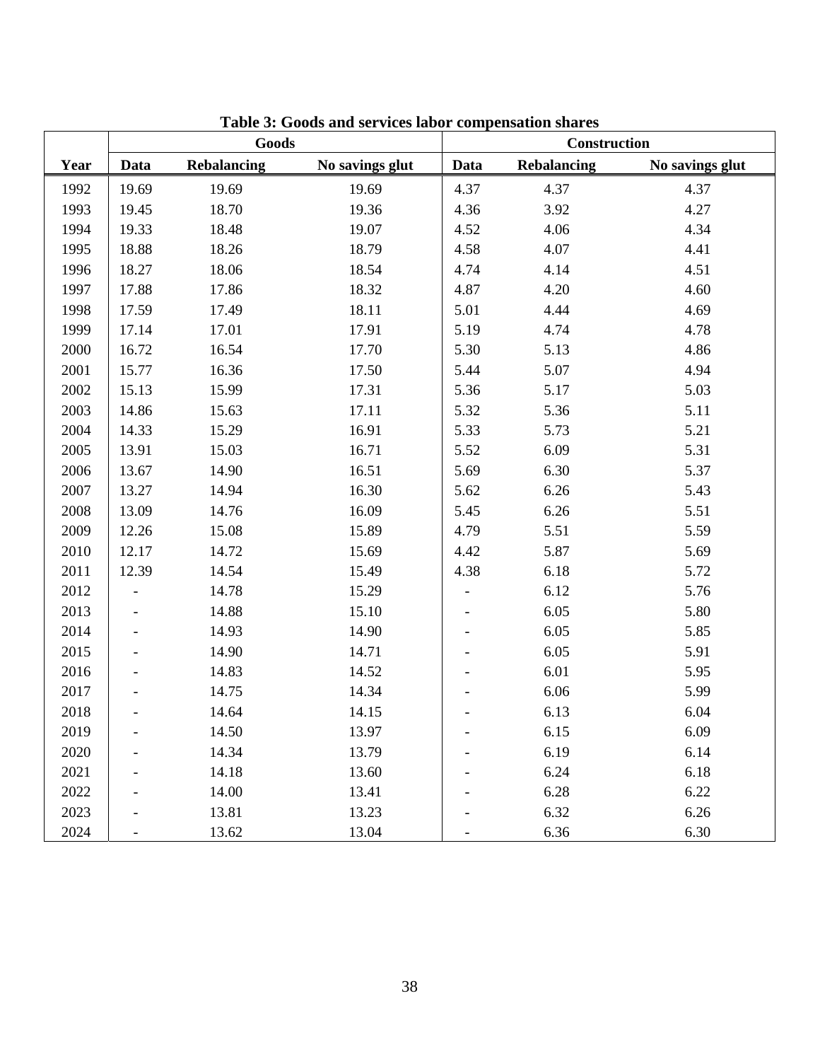**Table 3: Goods and services labor compensation shares**

| | Goods | | | Construction | | |
|---|---|---|---|---|---|---|
| **Year** | **Data** | **Rebalancing** | **No savings glut** | **Data** | **Rebalancing** | **No savings glut** |
| 1992 | 19.69 | 19.69 | 19.69 | 4.37 | 4.37 | 4.37 |
| 1993 | 19.45 | 18.70 | 19.36 | 4.36 | 3.92 | 4.27 |
| 1994 | 19.33 | 18.48 | 19.07 | 4.52 | 4.06 | 4.34 |
| 1995 | 18.88 | 18.26 | 18.79 | 4.58 | 4.07 | 4.41 |
| 1996 | 18.27 | 18.06 | 18.54 | 4.74 | 4.14 | 4.51 |
| 1997 | 17.88 | 17.86 | 18.32 | 4.87 | 4.20 | 4.60 |
| 1998 | 17.59 | 17.49 | 18.11 | 5.01 | 4.44 | 4.69 |
| 1999 | 17.14 | 17.01 | 17.91 | 5.19 | 4.74 | 4.78 |
| 2000 | 16.72 | 16.54 | 17.70 | 5.30 | 5.13 | 4.86 |
| 2001 | 15.77 | 16.36 | 17.50 | 5.44 | 5.07 | 4.94 |
| 2002 | 15.13 | 15.99 | 17.31 | 5.36 | 5.17 | 5.03 |
| 2003 | 14.86 | 15.63 | 17.11 | 5.32 | 5.36 | 5.11 |
| 2004 | 14.33 | 15.29 | 16.91 | 5.33 | 5.73 | 5.21 |
| 2005 | 13.91 | 15.03 | 16.71 | 5.52 | 6.09 | 5.31 |
| 2006 | 13.67 | 14.90 | 16.51 | 5.69 | 6.30 | 5.37 |
| 2007 | 13.27 | 14.94 | 16.30 | 5.62 | 6.26 | 5.43 |
| 2008 | 13.09 | 14.76 | 16.09 | 5.45 | 6.26 | 5.51 |
| 2009 | 12.26 | 15.08 | 15.89 | 4.79 | 5.51 | 5.59 |
| 2010 | 12.17 | 14.72 | 15.69 | 4.42 | 5.87 | 5.69 |
| 2011 | 12.39 | 14.54 | 15.49 | 4.38 | 6.18 | 5.72 |
| 2012 | - | 14.78 | 15.29 | - | 6.12 | 5.76 |
| 2013 | - | 14.88 | 15.10 | - | 6.05 | 5.80 |
| 2014 | - | 14.93 | 14.90 | - | 6.05 | 5.85 |
| 2015 | - | 14.90 | 14.71 | - | 6.05 | 5.91 |
| 2016 | - | 14.83 | 14.52 | - | 6.01 | 5.95 |
| 2017 | - | 14.75 | 14.34 | - | 6.06 | 5.99 |
| 2018 | - | 14.64 | 14.15 | - | 6.13 | 6.04 |
| 2019 | - | 14.50 | 13.97 | - | 6.15 | 6.09 |
| 2020 | - | 14.34 | 13.79 | - | 6.19 | 6.14 |
| 2021 | - | 14.18 | 13.60 | - | 6.24 | 6.18 |
| 2022 | - | 14.00 | 13.41 | - | 6.28 | 6.22 |
| 2023 | - | 13.81 | 13.23 | - | 6.32 | 6.26 |
| 2024 | - | 13.62 | 13.04 | - | 6.36 | 6.30 |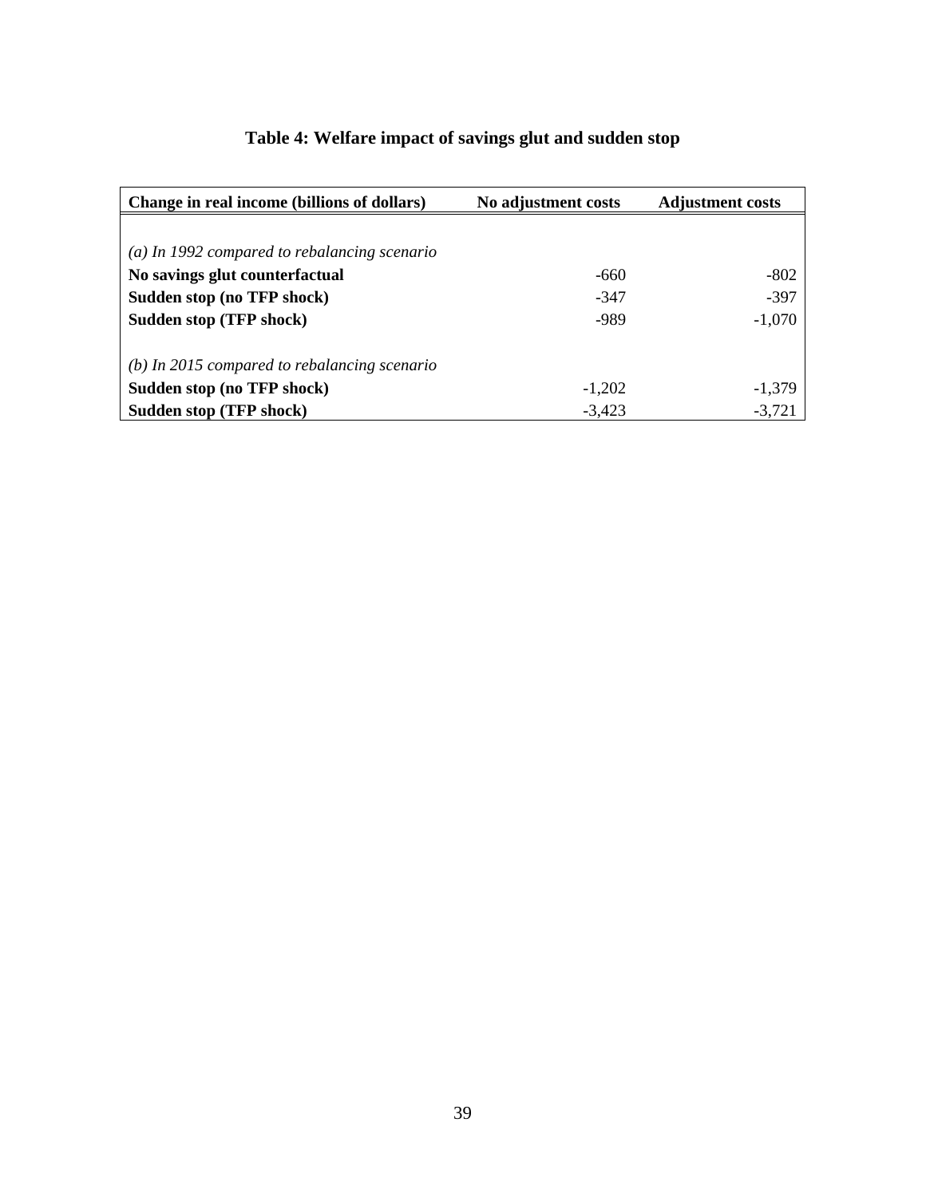# Table 4: Welfare impact of savings glut and sudden stop

| Change in real income (billions of dollars) | No adjustment costs | Adjustment costs |
|---|---|---|
| *(a) In 1992 compared to rebalancing scenario* | | |
| **No savings glut counterfactual** | -660 | -802 |
| **Sudden stop (no TFP shock)** | -347 | -397 |
| **Sudden stop (TFP shock)** | -989 | -1,070 |
| *(b) In 2015 compared to rebalancing scenario* | | |
| **Sudden stop (no TFP shock)** | -1,202 | -1,379 |
| **Sudden stop (TFP shock)** | -3,423 | -3,721 |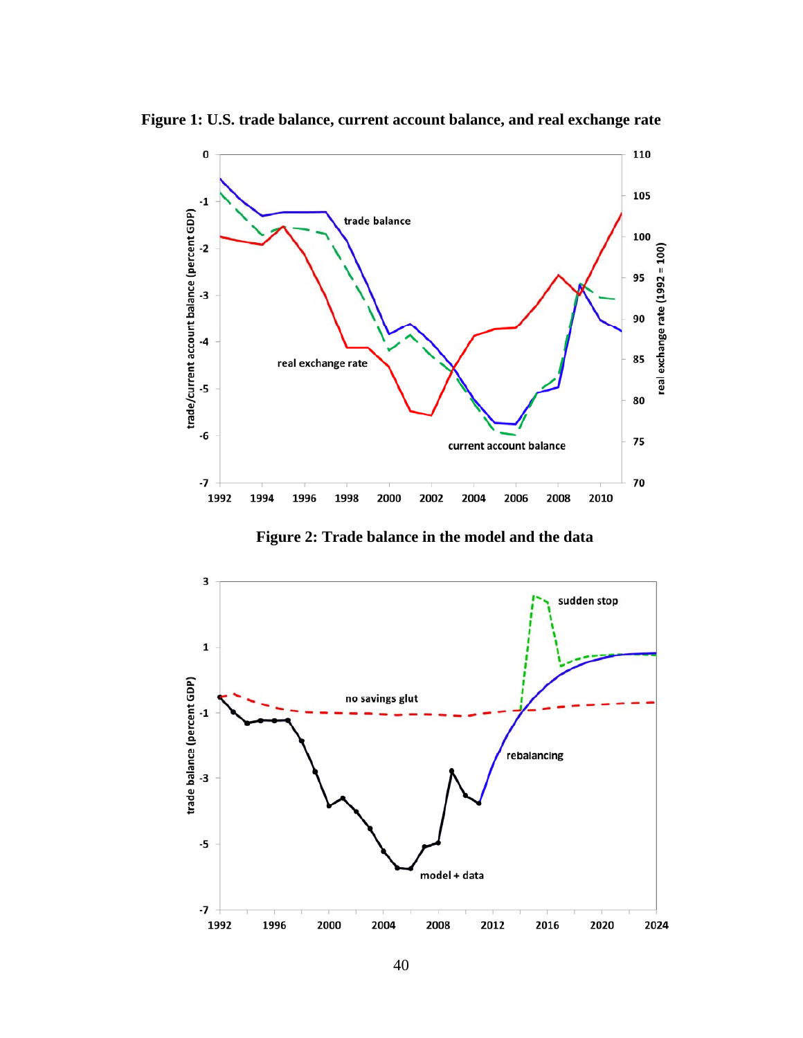**Figure 1: U.S. trade balance, current account balance, and real exchange rate**

**Figure 2: Trade balance in the model and the data**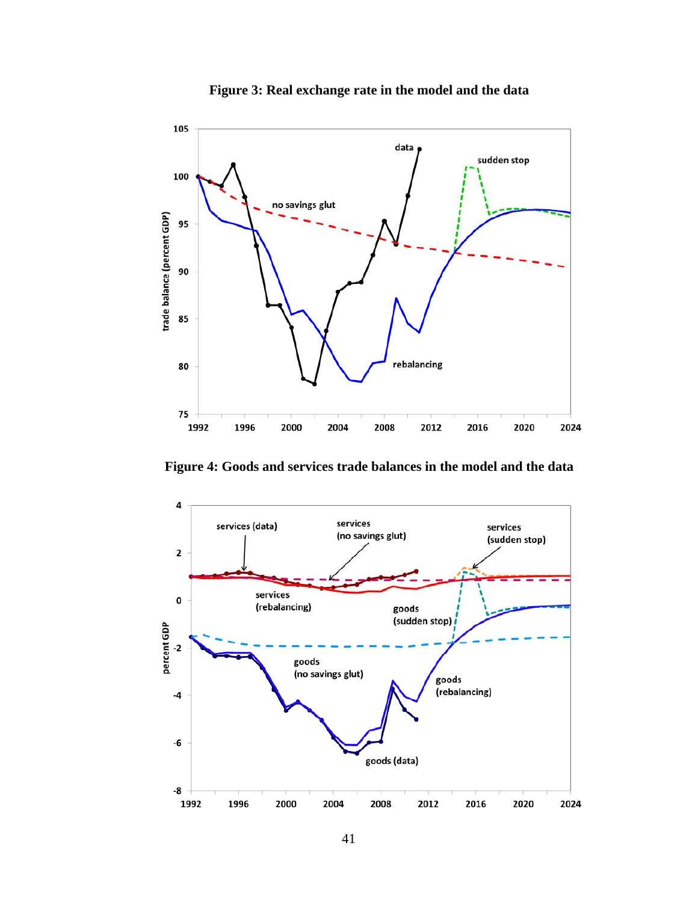**Figure 3: Real exchange rate in the model and the data**

**Figure 4: Goods and services trade balances in the model and the data**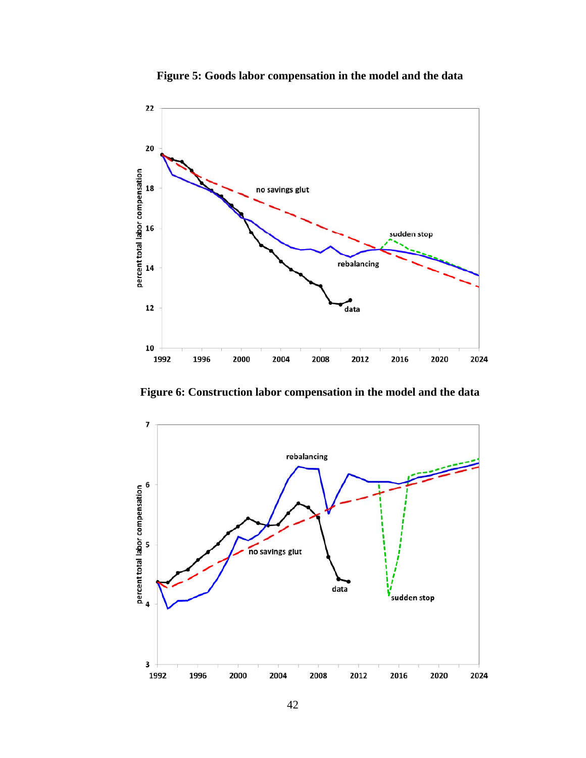**Figure 5: Goods labor compensation in the model and the data**

**Figure 6: Construction labor compensation in the model and the data**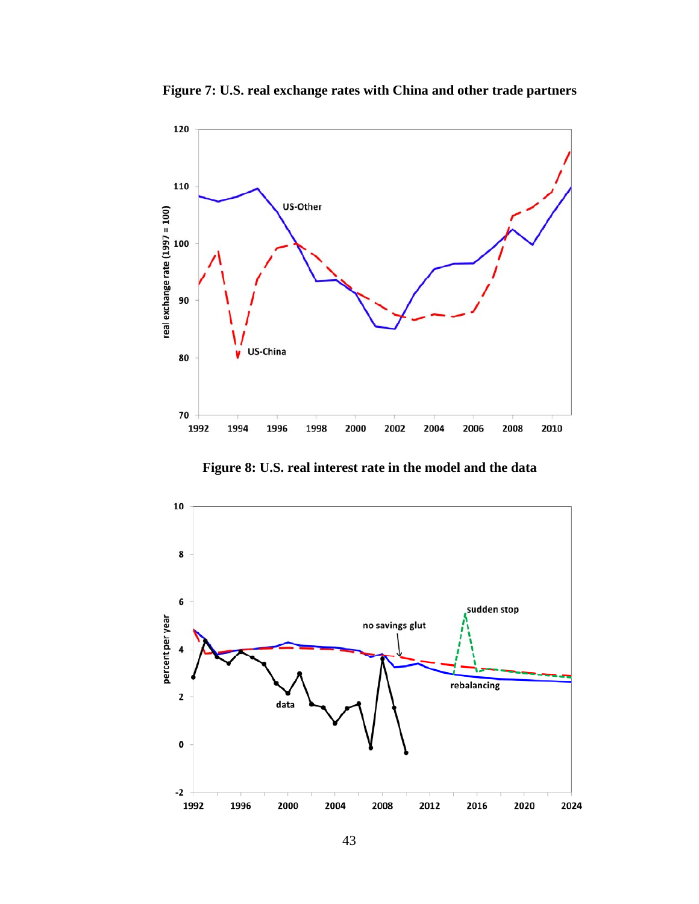**Figure 7: U.S. real exchange rates with China and other trade partners**

**Figure 8: U.S. real interest rate in the model and the data**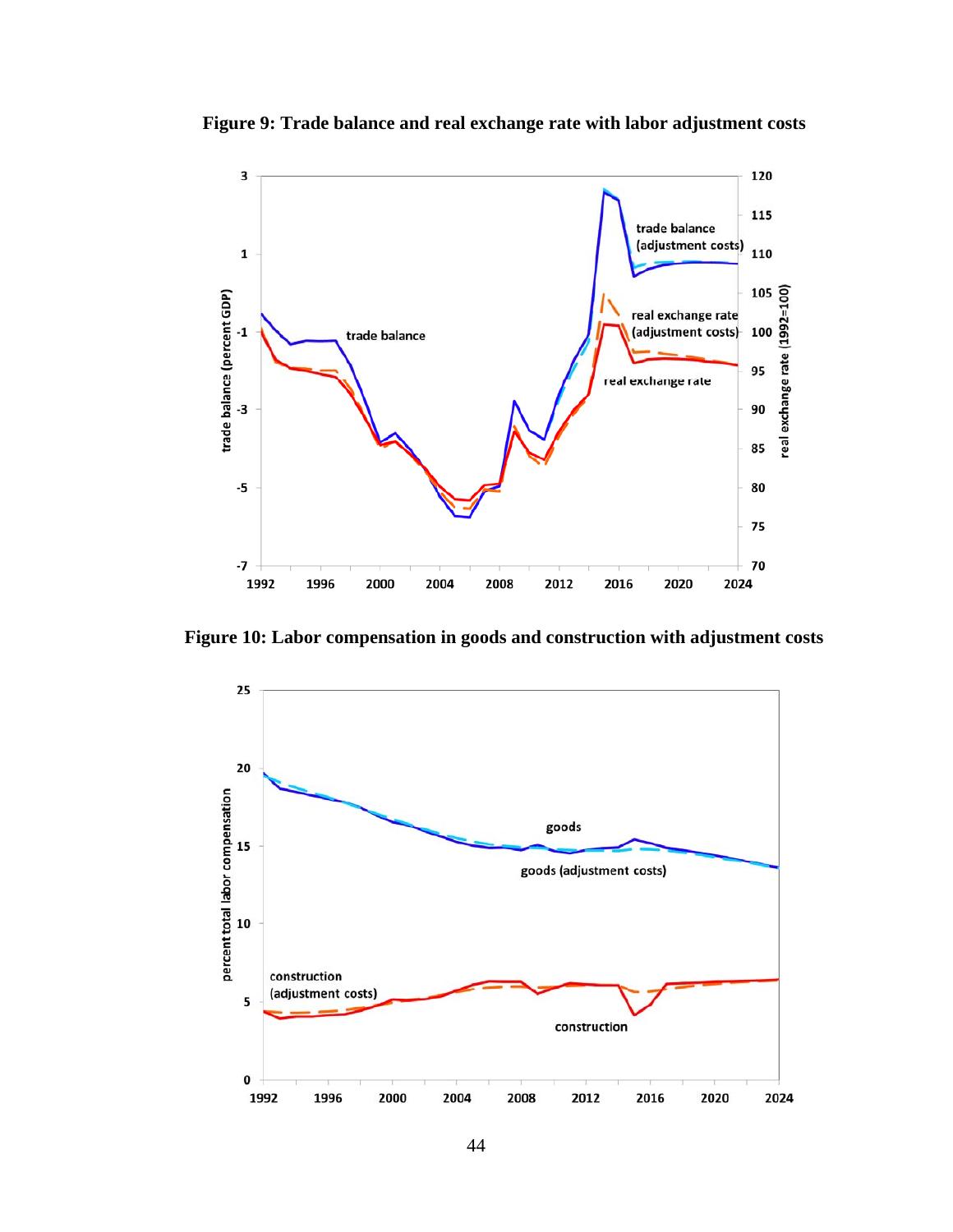**Figure 9: Trade balance and real exchange rate with labor adjustment costs**

**Figure 10: Labor compensation in goods and construction with adjustment costs**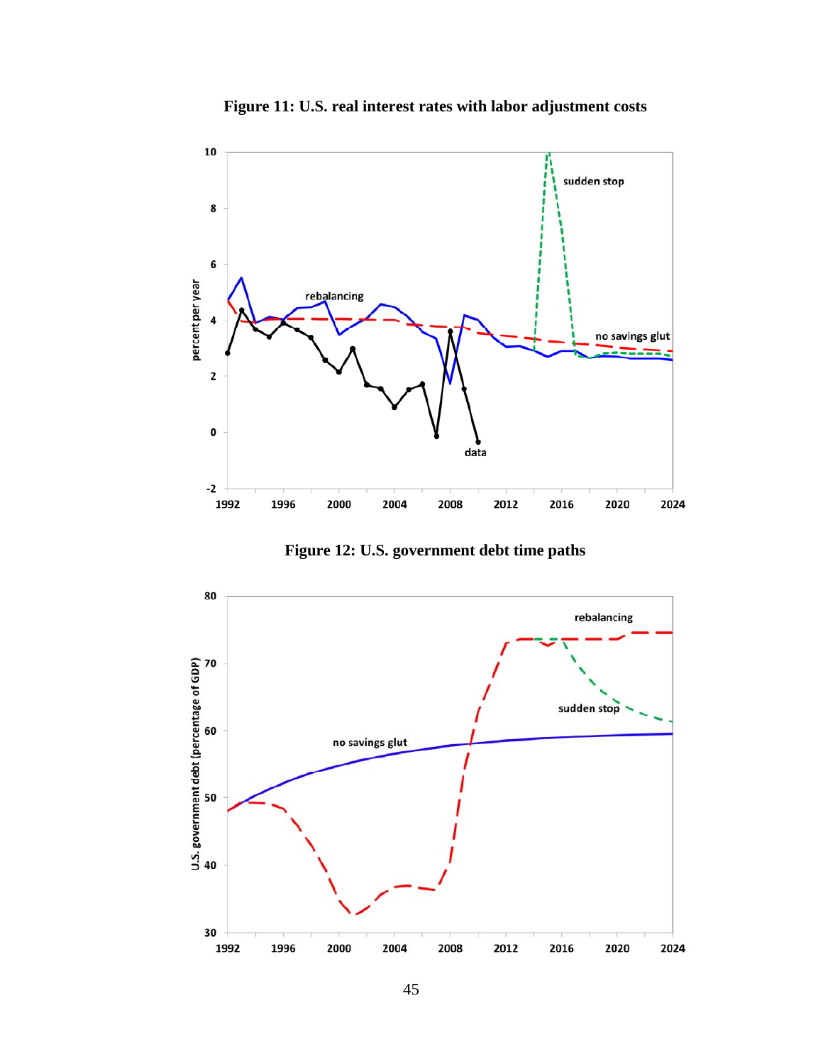**Figure 11: U.S. real interest rates with labor adjustment costs**

**Figure 12: U.S. government debt time paths**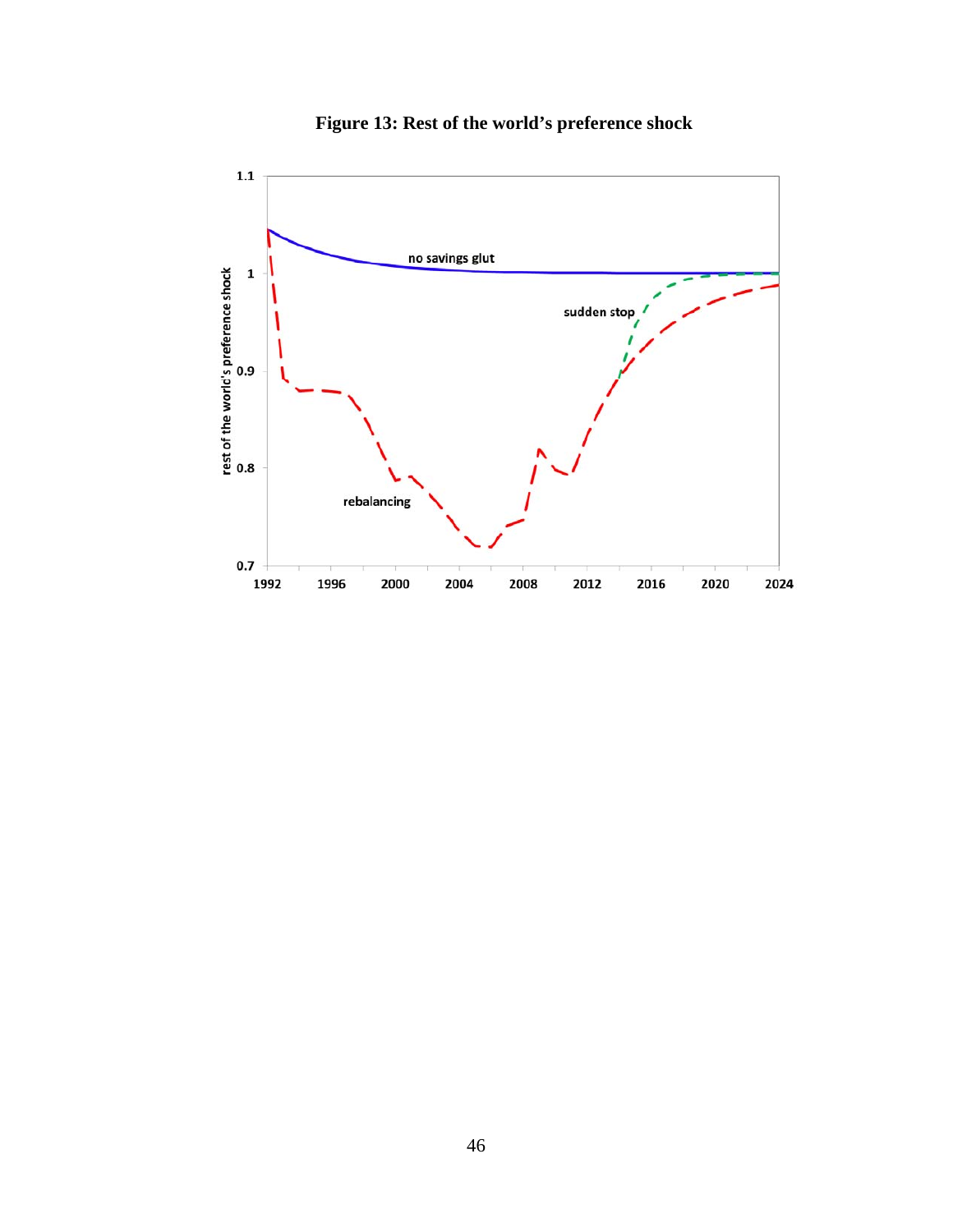**Figure 13: Rest of the world's preference shock**

rest of the world's preference shock

1.1
1
0.9
0.8
0.7

1992
1996
2000
2004
2008
2012
2016
2020
2024

no savings glut

sudden stop

rebalancing